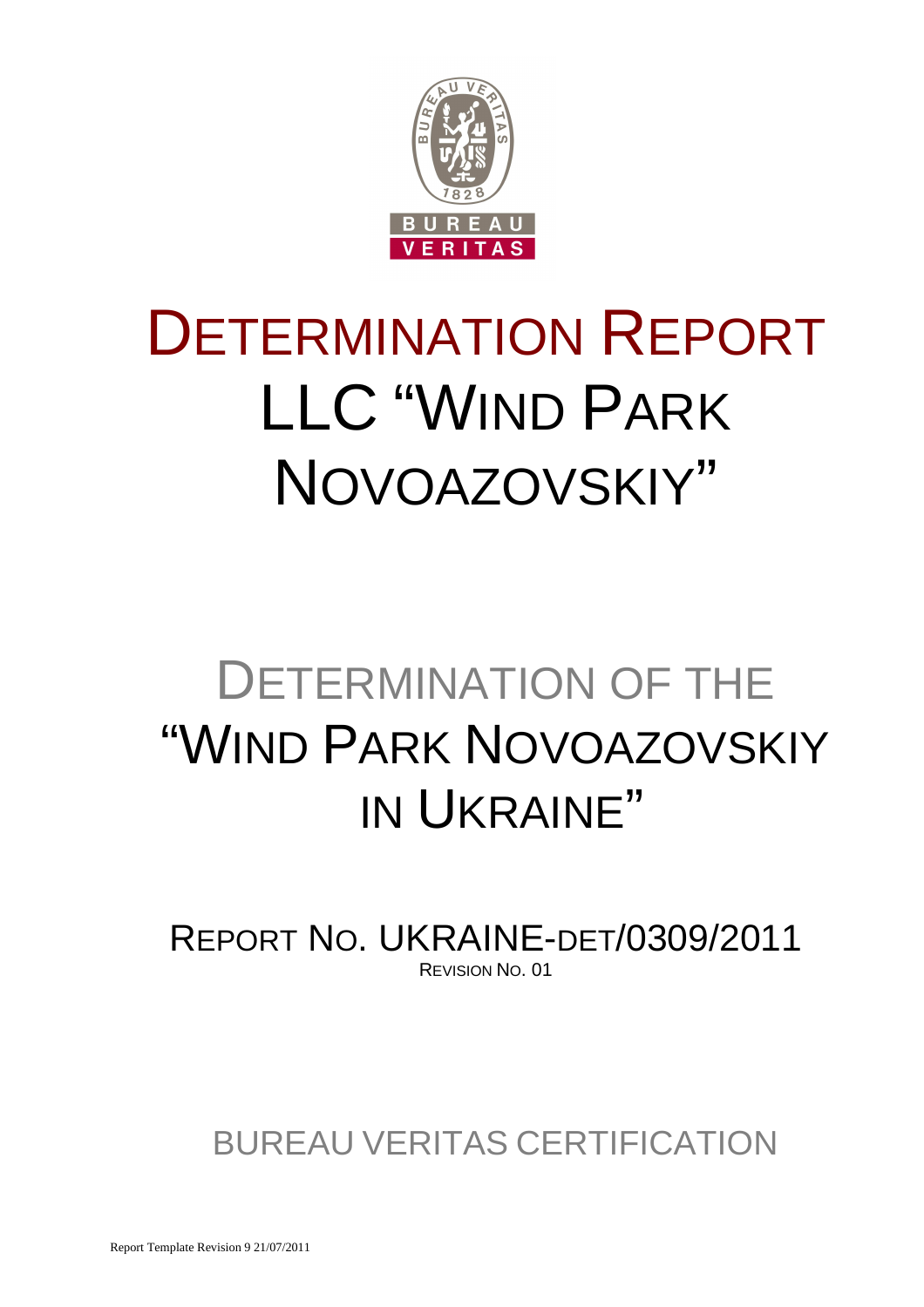# DETERMINATION REPORT
# LLC "WIND PARK NOVOAZOVSKIY"

## DETERMINATION OF THE "WIND PARK NOVOAZOVSKIY IN UKRAINE"

REPORT NO. UKRAINE-DET/0309/2011

REVISION NO. 01

BUREAU VERITAS CERTIFICATION

Report Template Revision 9 21/07/2011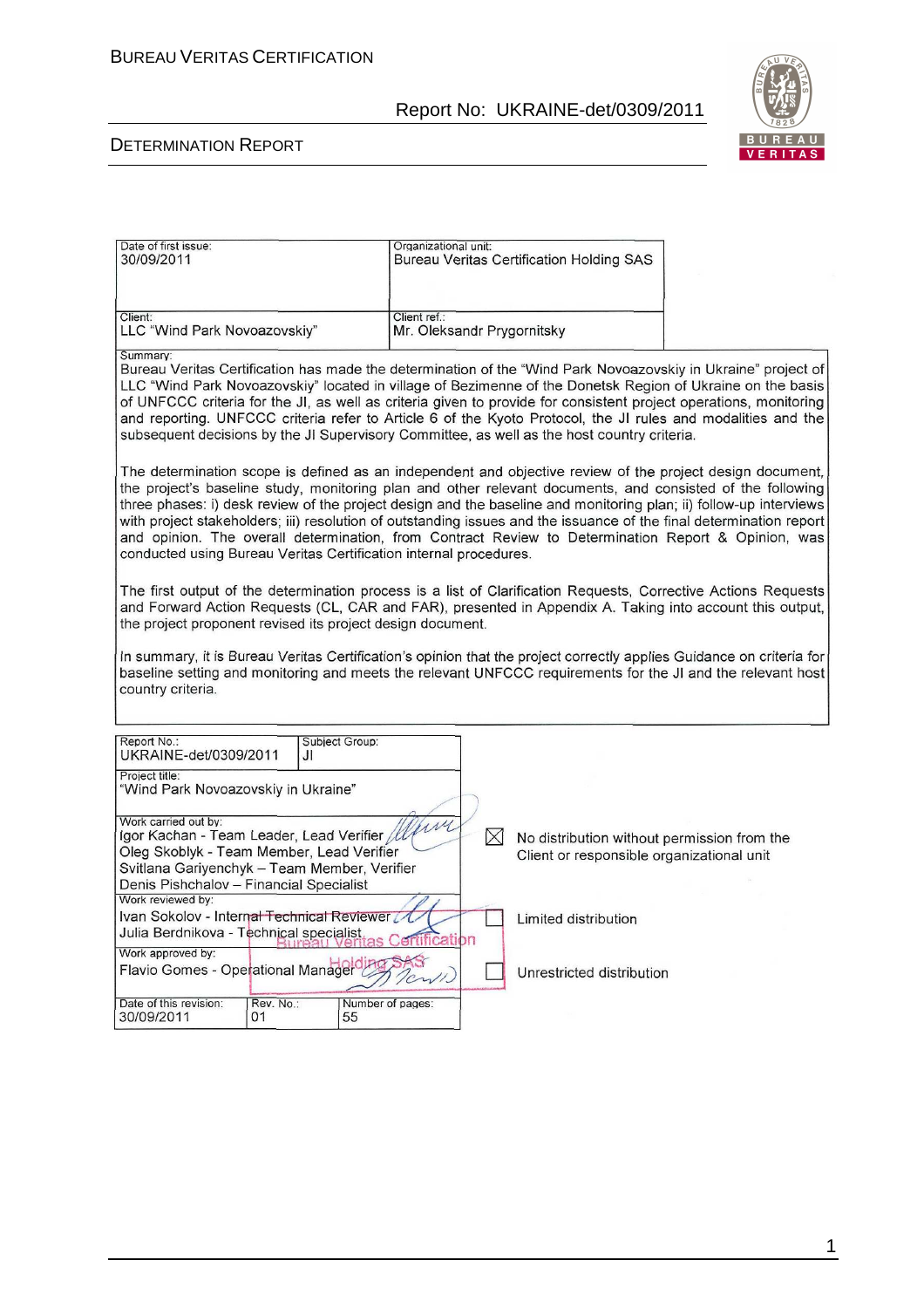| Date of first issue: 30/09/2011 | Organizational unit: Bureau Veritas Certification Holding SAS |
|---|---|
| Client: LLC "Wind Park Novoazovskiy" | Client ref.: Mr. Oleksandr Prygornitsky |

Summary:

Bureau Veritas Certification has made the determination of the "Wind Park Novoazovskiy in Ukraine" project of LLC "Wind Park Novoazovskiy" located in village of Bezimenne of the Donetsk Region of Ukraine on the basis of UNFCCC criteria for the JI, as well as criteria given to provide for consistent project operations, monitoring and reporting. UNFCCC criteria refer to Article 6 of the Kyoto Protocol, the JI rules and modalities and the subsequent decisions by the JI Supervisory Committee, as well as the host country criteria.

The determination scope is defined as an independent and objective review of the project design document, the project's baseline study, monitoring plan and other relevant documents, and consisted of the following three phases: i) desk review of the project design and the baseline and monitoring plan; ii) follow-up interviews with project stakeholders; iii) resolution of outstanding issues and the issuance of the final determination report and opinion. The overall determination, from Contract Review to Determination Report & Opinion, was conducted using Bureau Veritas Certification internal procedures.

The first output of the determination process is a list of Clarification Requests, Corrective Actions Requests and Forward Action Requests (CL, CAR and FAR), presented in Appendix A. Taking into account this output, the project proponent revised its project design document.

In summary, it is Bureau Veritas Certification's opinion that the project correctly applies Guidance on criteria for baseline setting and monitoring and meets the relevant UNFCCC requirements for the JI and the relevant host country criteria.

| Report No.: UKRAINE-det/0309/2011 | Subject Group: JI | |
|---|---|---|
| Project title: "Wind Park Novoazovskiy in Ukraine" | | |
| Work carried out by: Igor Kachan - Team Leader, Lead Verifier; Oleg Skoblyk - Team Member, Lead Verifier; Svitlana Gariyenchyk – Team Member, Verifier; Denis Pishchalov – Financial Specialist | | ☒ No distribution without permission from the Client or responsible organizational unit |
| Work reviewed by: Ivan Sokolov - Internal Technical Reviewer; Julia Berdnikova - Technical specialist | | ☐ Limited distribution |
| Work approved by: Flavio Gomes - Operational Manager | | ☐ Unrestricted distribution |
| Date of this revision: 30/09/2011 | Rev. No.: 01 | Number of pages: 55 |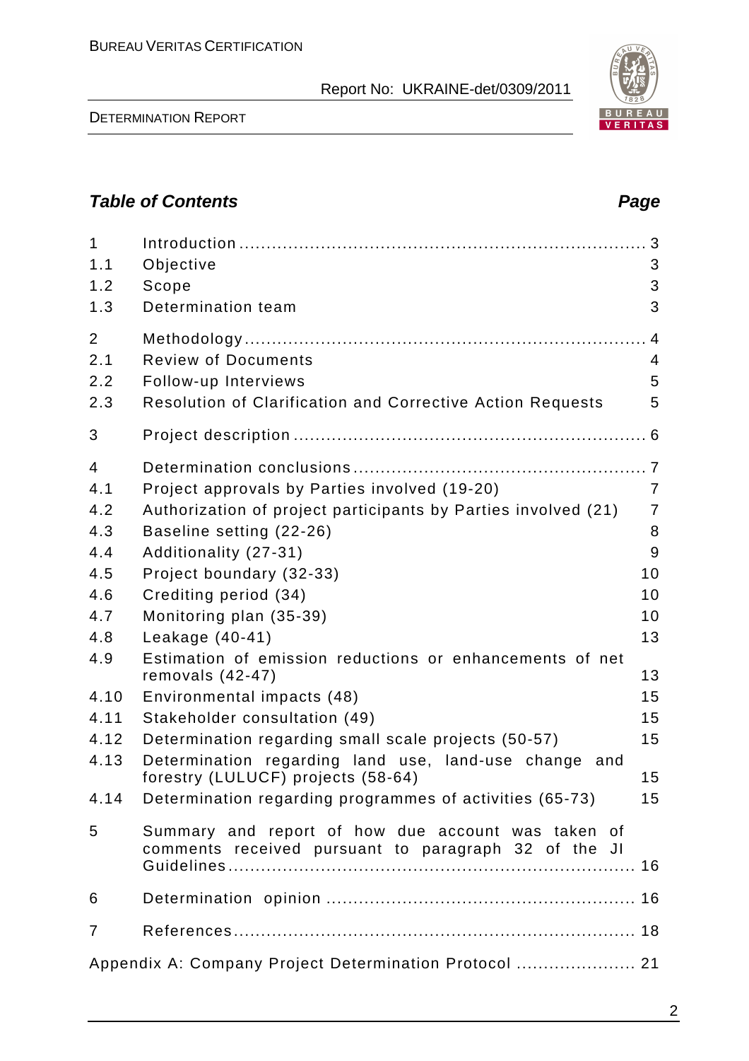## Table of Contents

| | | Page |
|---|---|---|
| 1 | Introduction | 3 |
| 1.1 | Objective | 3 |
| 1.2 | Scope | 3 |
| 1.3 | Determination team | 3 |
| 2 | Methodology | 4 |
| 2.1 | Review of Documents | 4 |
| 2.2 | Follow-up Interviews | 5 |
| 2.3 | Resolution of Clarification and Corrective Action Requests | 5 |
| 3 | Project description | 6 |
| 4 | Determination conclusions | 7 |
| 4.1 | Project approvals by Parties involved (19-20) | 7 |
| 4.2 | Authorization of project participants by Parties involved (21) | 7 |
| 4.3 | Baseline setting (22-26) | 8 |
| 4.4 | Additionality (27-31) | 9 |
| 4.5 | Project boundary (32-33) | 10 |
| 4.6 | Crediting period (34) | 10 |
| 4.7 | Monitoring plan (35-39) | 10 |
| 4.8 | Leakage (40-41) | 13 |
| 4.9 | Estimation of emission reductions or enhancements of net removals (42-47) | 13 |
| 4.10 | Environmental impacts (48) | 15 |
| 4.11 | Stakeholder consultation (49) | 15 |
| 4.12 | Determination regarding small scale projects (50-57) | 15 |
| 4.13 | Determination regarding land use, land-use change and forestry (LULUCF) projects (58-64) | 15 |
| 4.14 | Determination regarding programmes of activities (65-73) | 15 |
| 5 | Summary and report of how due account was taken of comments received pursuant to paragraph 32 of the JI Guidelines | 16 |
| 6 | Determination opinion | 16 |
| 7 | References | 18 |
| | Appendix A: Company Project Determination Protocol | 21 |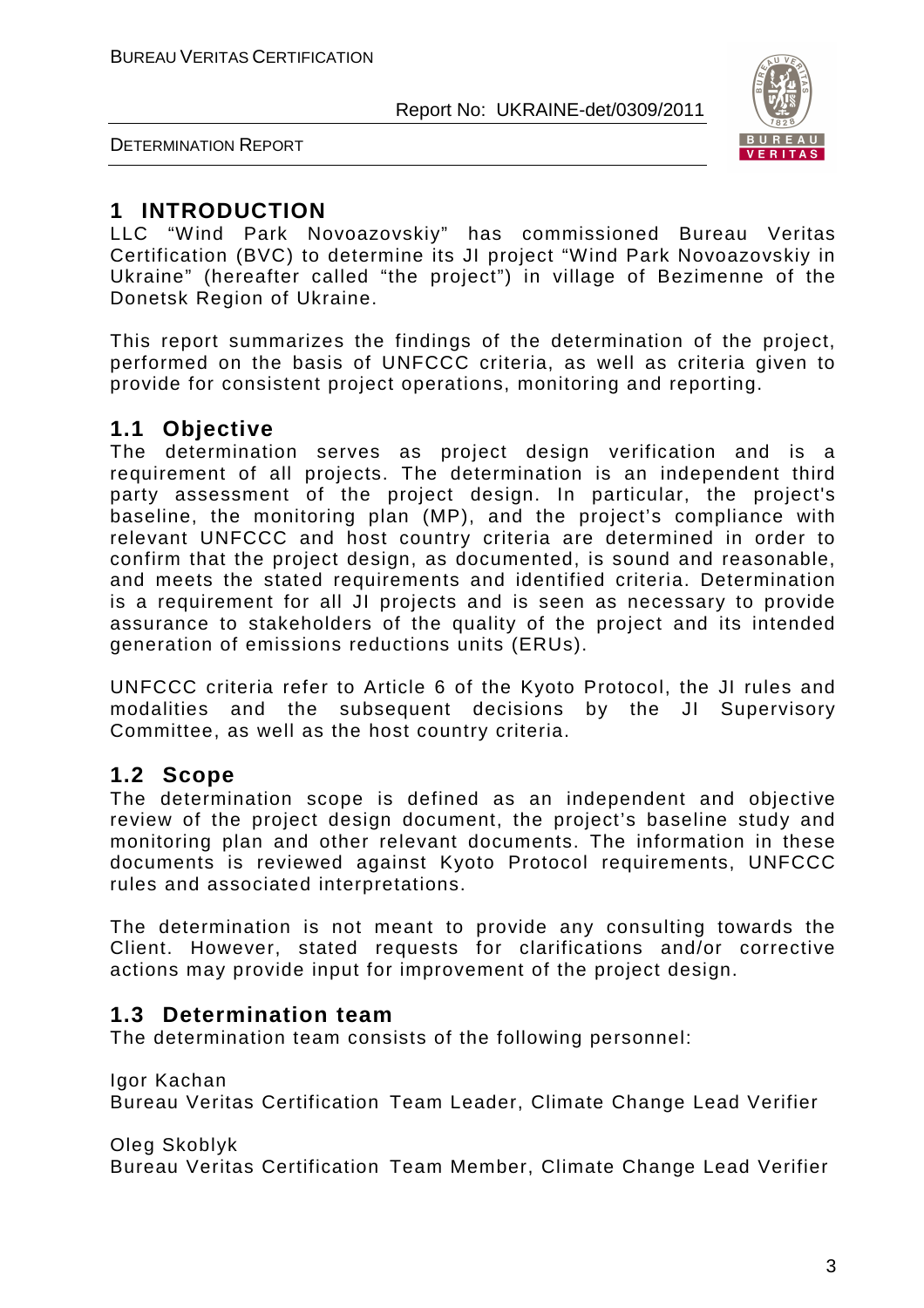# 1 INTRODUCTION

LLC "Wind Park Novoazovskiy" has commissioned Bureau Veritas Certification (BVC) to determine its JI project "Wind Park Novoazovskiy in Ukraine" (hereafter called "the project") in village of Bezimenne of the Donetsk Region of Ukraine.

This report summarizes the findings of the determination of the project, performed on the basis of UNFCCC criteria, as well as criteria given to provide for consistent project operations, monitoring and reporting.

## 1.1 Objective

The determination serves as project design verification and is a requirement of all projects. The determination is an independent third party assessment of the project design. In particular, the project's baseline, the monitoring plan (MP), and the project's compliance with relevant UNFCCC and host country criteria are determined in order to confirm that the project design, as documented, is sound and reasonable, and meets the stated requirements and identified criteria. Determination is a requirement for all JI projects and is seen as necessary to provide assurance to stakeholders of the quality of the project and its intended generation of emissions reductions units (ERUs).

UNFCCC criteria refer to Article 6 of the Kyoto Protocol, the JI rules and modalities and the subsequent decisions by the JI Supervisory Committee, as well as the host country criteria.

## 1.2 Scope

The determination scope is defined as an independent and objective review of the project design document, the project's baseline study and monitoring plan and other relevant documents. The information in these documents is reviewed against Kyoto Protocol requirements, UNFCCC rules and associated interpretations.

The determination is not meant to provide any consulting towards the Client. However, stated requests for clarifications and/or corrective actions may provide input for improvement of the project design.

## 1.3 Determination team

The determination team consists of the following personnel:

Igor Kachan
Bureau Veritas Certification Team Leader, Climate Change Lead Verifier

Oleg Skoblyk
Bureau Veritas Certification Team Member, Climate Change Lead Verifier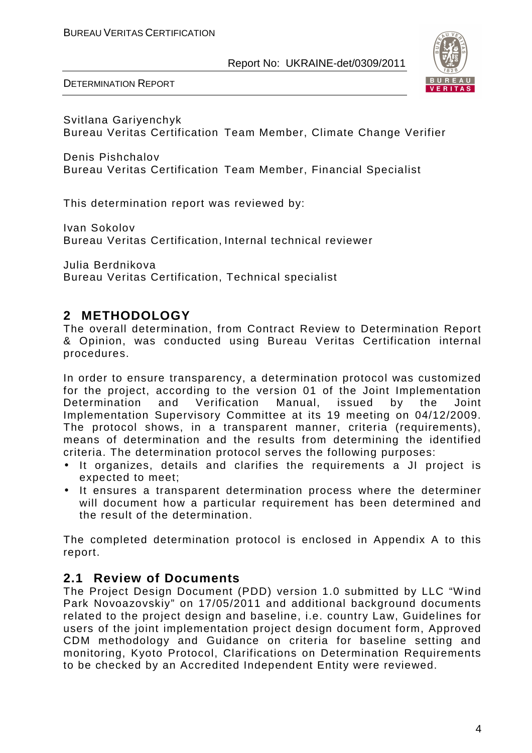Svitlana Gariyenchyk
Bureau Veritas Certification Team Member, Climate Change Verifier

Denis Pishchalov
Bureau Veritas Certification Team Member, Financial Specialist

This determination report was reviewed by:

Ivan Sokolov
Bureau Veritas Certification, Internal technical reviewer

Julia Berdnikova
Bureau Veritas Certification, Technical specialist

## 2 METHODOLOGY

The overall determination, from Contract Review to Determination Report & Opinion, was conducted using Bureau Veritas Certification internal procedures.

In order to ensure transparency, a determination protocol was customized for the project, according to the version 01 of the Joint Implementation Determination and Verification Manual, issued by the Joint Implementation Supervisory Committee at its 19 meeting on 04/12/2009. The protocol shows, in a transparent manner, criteria (requirements), means of determination and the results from determining the identified criteria. The determination protocol serves the following purposes:

- It organizes, details and clarifies the requirements a JI project is expected to meet;
- It ensures a transparent determination process where the determiner will document how a particular requirement has been determined and the result of the determination.

The completed determination protocol is enclosed in Appendix A to this report.

### 2.1 Review of Documents

The Project Design Document (PDD) version 1.0 submitted by LLC "Wind Park Novoazovskiy" on 17/05/2011 and additional background documents related to the project design and baseline, i.e. country Law, Guidelines for users of the joint implementation project design document form, Approved CDM methodology and Guidance on criteria for baseline setting and monitoring, Kyoto Protocol, Clarifications on Determination Requirements to be checked by an Accredited Independent Entity were reviewed.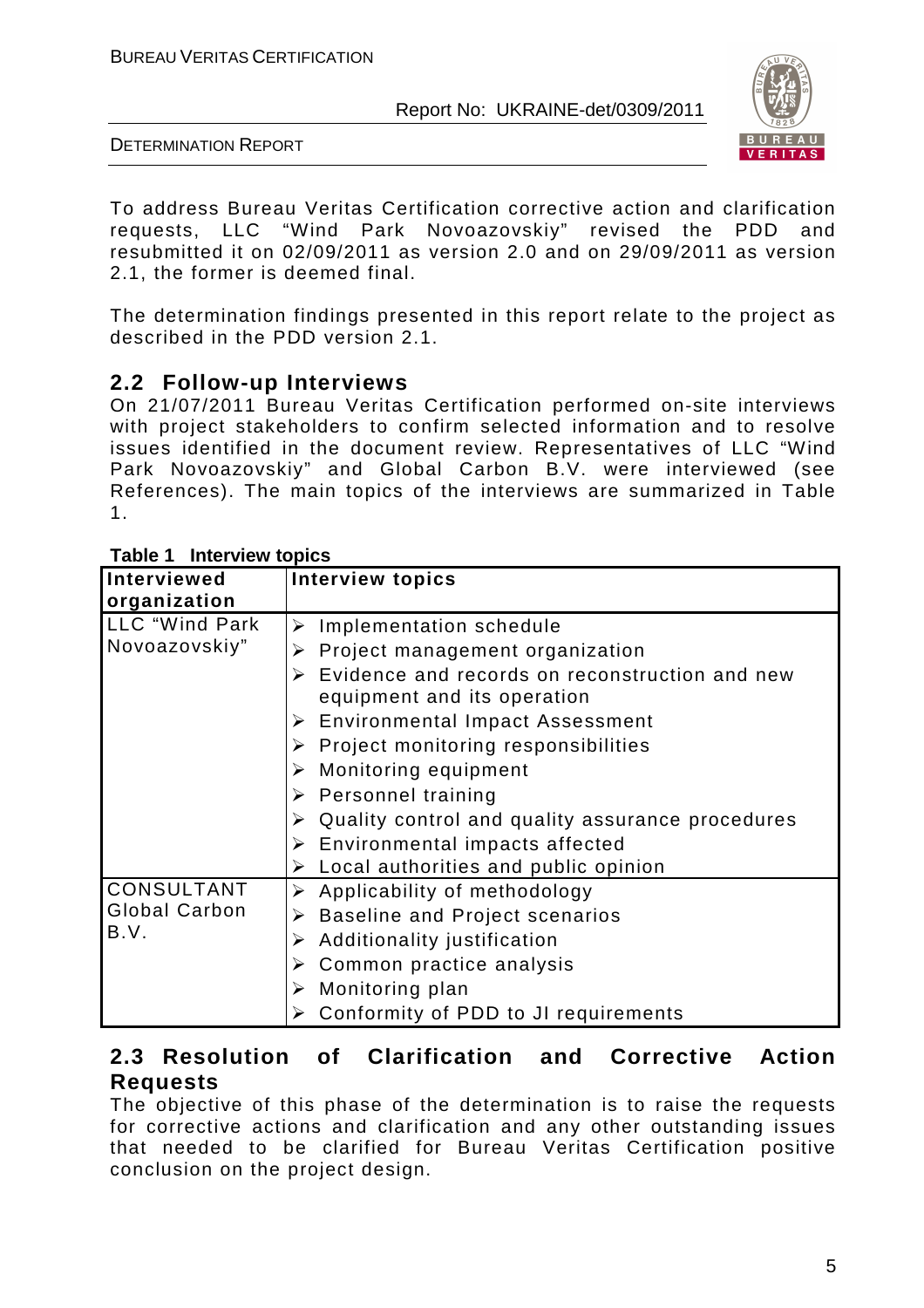To address Bureau Veritas Certification corrective action and clarification requests, LLC "Wind Park Novoazovskiy" revised the PDD and resubmitted it on 02/09/2011 as version 2.0 and on 29/09/2011 as version 2.1, the former is deemed final.

The determination findings presented in this report relate to the project as described in the PDD version 2.1.

## 2.2 Follow-up Interviews

On 21/07/2011 Bureau Veritas Certification performed on-site interviews with project stakeholders to confirm selected information and to resolve issues identified in the document review. Representatives of LLC "Wind Park Novoazovskiy" and Global Carbon B.V. were interviewed (see References). The main topics of the interviews are summarized in Table 1.

**Table 1 Interview topics**

| Interviewed organization | Interview topics |
|---|---|
| LLC "Wind Park Novoazovskiy" | ➢ Implementation schedule<br>➢ Project management organization<br>➢ Evidence and records on reconstruction and new equipment and its operation<br>➢ Environmental Impact Assessment<br>➢ Project monitoring responsibilities<br>➢ Monitoring equipment<br>➢ Personnel training<br>➢ Quality control and quality assurance procedures<br>➢ Environmental impacts affected<br>➢ Local authorities and public opinion |
| CONSULTANT Global Carbon B.V. | ➢ Applicability of methodology<br>➢ Baseline and Project scenarios<br>➢ Additionality justification<br>➢ Common practice analysis<br>➢ Monitoring plan<br>➢ Conformity of PDD to JI requirements |

## 2.3 Resolution of Clarification and Corrective Action Requests

The objective of this phase of the determination is to raise the requests for corrective actions and clarification and any other outstanding issues that needed to be clarified for Bureau Veritas Certification positive conclusion on the project design.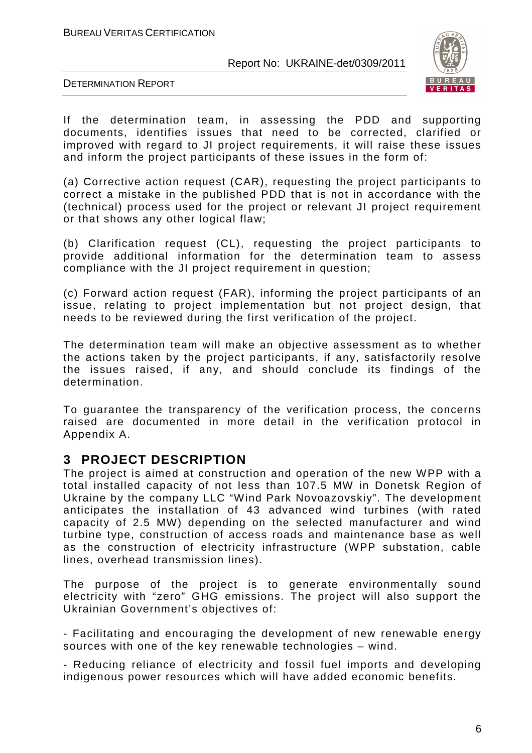If the determination team, in assessing the PDD and supporting documents, identifies issues that need to be corrected, clarified or improved with regard to JI project requirements, it will raise these issues and inform the project participants of these issues in the form of:

(a) Corrective action request (CAR), requesting the project participants to correct a mistake in the published PDD that is not in accordance with the (technical) process used for the project or relevant JI project requirement or that shows any other logical flaw;

(b) Clarification request (CL), requesting the project participants to provide additional information for the determination team to assess compliance with the JI project requirement in question;

(c) Forward action request (FAR), informing the project participants of an issue, relating to project implementation but not project design, that needs to be reviewed during the first verification of the project.

The determination team will make an objective assessment as to whether the actions taken by the project participants, if any, satisfactorily resolve the issues raised, if any, and should conclude its findings of the determination.

To guarantee the transparency of the verification process, the concerns raised are documented in more detail in the verification protocol in Appendix A.

# 3 PROJECT DESCRIPTION

The project is aimed at construction and operation of the new WPP with a total installed capacity of not less than 107.5 MW in Donetsk Region of Ukraine by the company LLC "Wind Park Novoazovskiy". The development anticipates the installation of 43 advanced wind turbines (with rated capacity of 2.5 MW) depending on the selected manufacturer and wind turbine type, construction of access roads and maintenance base as well as the construction of electricity infrastructure (WPP substation, cable lines, overhead transmission lines).

The purpose of the project is to generate environmentally sound electricity with "zero" GHG emissions. The project will also support the Ukrainian Government's objectives of:

- Facilitating and encouraging the development of new renewable energy sources with one of the key renewable technologies – wind.

- Reducing reliance of electricity and fossil fuel imports and developing indigenous power resources which will have added economic benefits.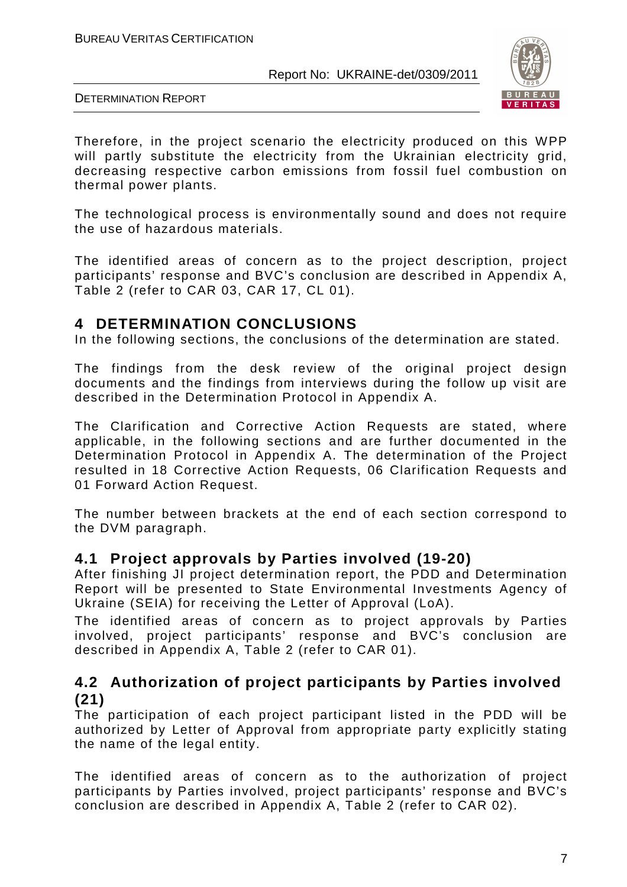Therefore, in the project scenario the electricity produced on this WPP will partly substitute the electricity from the Ukrainian electricity grid, decreasing respective carbon emissions from fossil fuel combustion on thermal power plants.

The technological process is environmentally sound and does not require the use of hazardous materials.

The identified areas of concern as to the project description, project participants' response and BVC's conclusion are described in Appendix A, Table 2 (refer to CAR 03, CAR 17, CL 01).

# 4 DETERMINATION CONCLUSIONS

In the following sections, the conclusions of the determination are stated.

The findings from the desk review of the original project design documents and the findings from interviews during the follow up visit are described in the Determination Protocol in Appendix A.

The Clarification and Corrective Action Requests are stated, where applicable, in the following sections and are further documented in the Determination Protocol in Appendix A. The determination of the Project resulted in 18 Corrective Action Requests, 06 Clarification Requests and 01 Forward Action Request.

The number between brackets at the end of each section correspond to the DVM paragraph.

## 4.1 Project approvals by Parties involved (19-20)

After finishing JI project determination report, the PDD and Determination Report will be presented to State Environmental Investments Agency of Ukraine (SEIA) for receiving the Letter of Approval (LoA).

The identified areas of concern as to project approvals by Parties involved, project participants' response and BVC's conclusion are described in Appendix A, Table 2 (refer to CAR 01).

## 4.2 Authorization of project participants by Parties involved (21)

The participation of each project participant listed in the PDD will be authorized by Letter of Approval from appropriate party explicitly stating the name of the legal entity.

The identified areas of concern as to the authorization of project participants by Parties involved, project participants' response and BVC's conclusion are described in Appendix A, Table 2 (refer to CAR 02).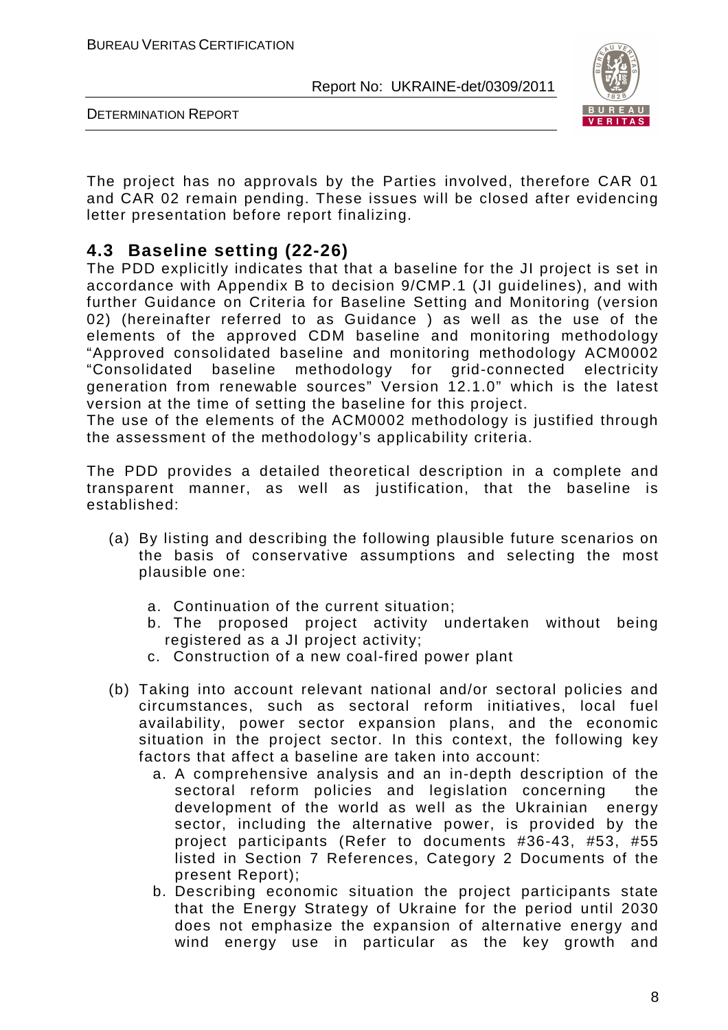The project has no approvals by the Parties involved, therefore CAR 01 and CAR 02 remain pending. These issues will be closed after evidencing letter presentation before report finalizing.

## 4.3 Baseline setting (22-26)

The PDD explicitly indicates that that a baseline for the JI project is set in accordance with Appendix B to decision 9/CMP.1 (JI guidelines), and with further Guidance on Criteria for Baseline Setting and Monitoring (version 02) (hereinafter referred to as Guidance ) as well as the use of the elements of the approved CDM baseline and monitoring methodology "Approved consolidated baseline and monitoring methodology ACM0002 "Consolidated baseline methodology for grid-connected electricity generation from renewable sources" Version 12.1.0" which is the latest version at the time of setting the baseline for this project.
The use of the elements of the ACM0002 methodology is justified through the assessment of the methodology's applicability criteria.

The PDD provides a detailed theoretical description in a complete and transparent manner, as well as justification, that the baseline is established:

(a) By listing and describing the following plausible future scenarios on the basis of conservative assumptions and selecting the most plausible one:

   a. Continuation of the current situation;
   b. The proposed project activity undertaken without being registered as a JI project activity;
   c. Construction of a new coal-fired power plant

(b) Taking into account relevant national and/or sectoral policies and circumstances, such as sectoral reform initiatives, local fuel availability, power sector expansion plans, and the economic situation in the project sector. In this context, the following key factors that affect a baseline are taken into account:

   a. A comprehensive analysis and an in-depth description of the sectoral reform policies and legislation concerning the development of the world as well as the Ukrainian energy sector, including the alternative power, is provided by the project participants (Refer to documents #36-43, #53, #55 listed in Section 7 References, Category 2 Documents of the present Report);
   b. Describing economic situation the project participants state that the Energy Strategy of Ukraine for the period until 2030 does not emphasize the expansion of alternative energy and wind energy use in particular as the key growth and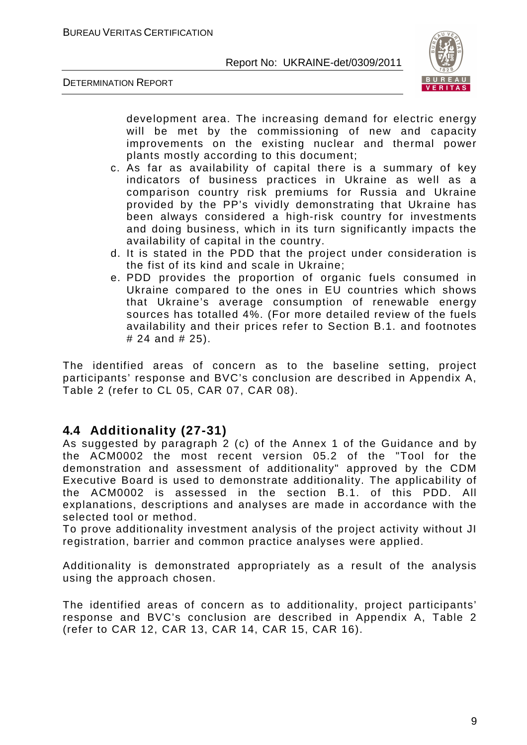development area. The increasing demand for electric energy will be met by the commissioning of new and capacity improvements on the existing nuclear and thermal power plants mostly according to this document;

c. As far as availability of capital there is a summary of key indicators of business practices in Ukraine as well as a comparison country risk premiums for Russia and Ukraine provided by the PP's vividly demonstrating that Ukraine has been always considered a high-risk country for investments and doing business, which in its turn significantly impacts the availability of capital in the country.
d. It is stated in the PDD that the project under consideration is the fist of its kind and scale in Ukraine;
e. PDD provides the proportion of organic fuels consumed in Ukraine compared to the ones in EU countries which shows that Ukraine's average consumption of renewable energy sources has totalled 4%. (For more detailed review of the fuels availability and their prices refer to Section B.1. and footnotes # 24 and # 25).

The identified areas of concern as to the baseline setting, project participants' response and BVC's conclusion are described in Appendix A, Table 2 (refer to CL 05, CAR 07, CAR 08).

## 4.4 Additionality (27-31)

As suggested by paragraph 2 (c) of the Annex 1 of the Guidance and by the ACM0002 the most recent version 05.2 of the "Tool for the demonstration and assessment of additionality" approved by the CDM Executive Board is used to demonstrate additionality. The applicability of the ACM0002 is assessed in the section B.1. of this PDD. All explanations, descriptions and analyses are made in accordance with the selected tool or method.
To prove additionality investment analysis of the project activity without JI registration, barrier and common practice analyses were applied.

Additionality is demonstrated appropriately as a result of the analysis using the approach chosen.

The identified areas of concern as to additionality, project participants' response and BVC's conclusion are described in Appendix A, Table 2 (refer to CAR 12, CAR 13, CAR 14, CAR 15, CAR 16).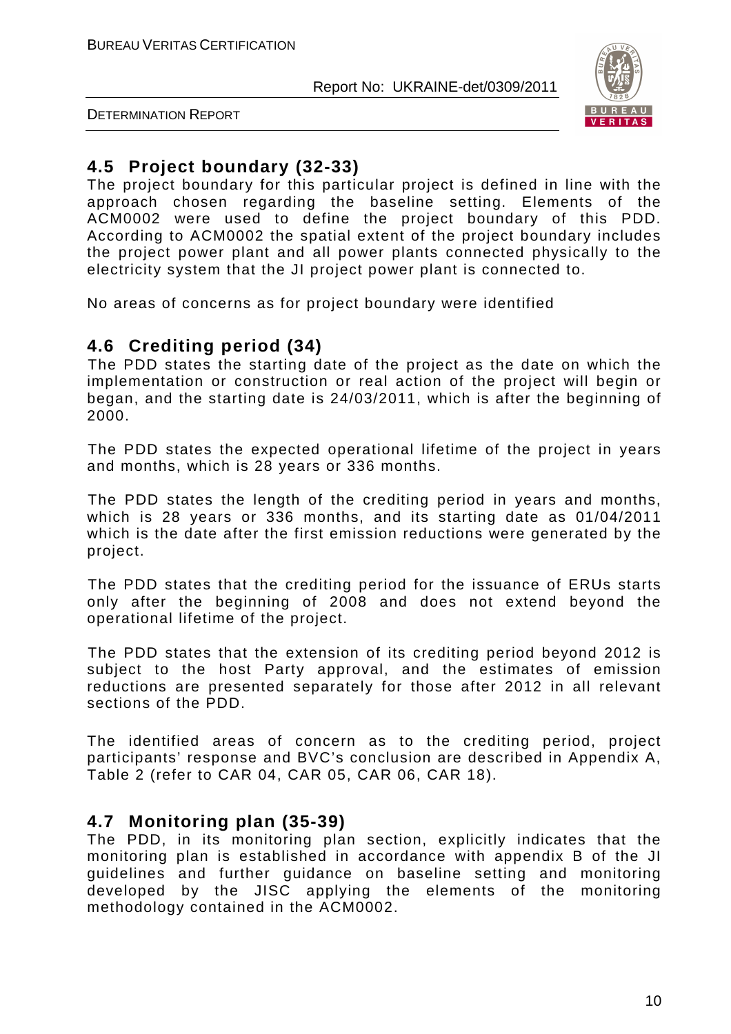## 4.5 Project boundary (32-33)

The project boundary for this particular project is defined in line with the approach chosen regarding the baseline setting. Elements of the ACM0002 were used to define the project boundary of this PDD. According to ACM0002 the spatial extent of the project boundary includes the project power plant and all power plants connected physically to the electricity system that the JI project power plant is connected to.

No areas of concerns as for project boundary were identified

## 4.6 Crediting period (34)

The PDD states the starting date of the project as the date on which the implementation or construction or real action of the project will begin or began, and the starting date is 24/03/2011, which is after the beginning of 2000.

The PDD states the expected operational lifetime of the project in years and months, which is 28 years or 336 months.

The PDD states the length of the crediting period in years and months, which is 28 years or 336 months, and its starting date as 01/04/2011 which is the date after the first emission reductions were generated by the project.

The PDD states that the crediting period for the issuance of ERUs starts only after the beginning of 2008 and does not extend beyond the operational lifetime of the project.

The PDD states that the extension of its crediting period beyond 2012 is subject to the host Party approval, and the estimates of emission reductions are presented separately for those after 2012 in all relevant sections of the PDD.

The identified areas of concern as to the crediting period, project participants' response and BVC's conclusion are described in Appendix A, Table 2 (refer to CAR 04, CAR 05, CAR 06, CAR 18).

## 4.7 Monitoring plan (35-39)

The PDD, in its monitoring plan section, explicitly indicates that the monitoring plan is established in accordance with appendix B of the JI guidelines and further guidance on baseline setting and monitoring developed by the JISC applying the elements of the monitoring methodology contained in the ACM0002.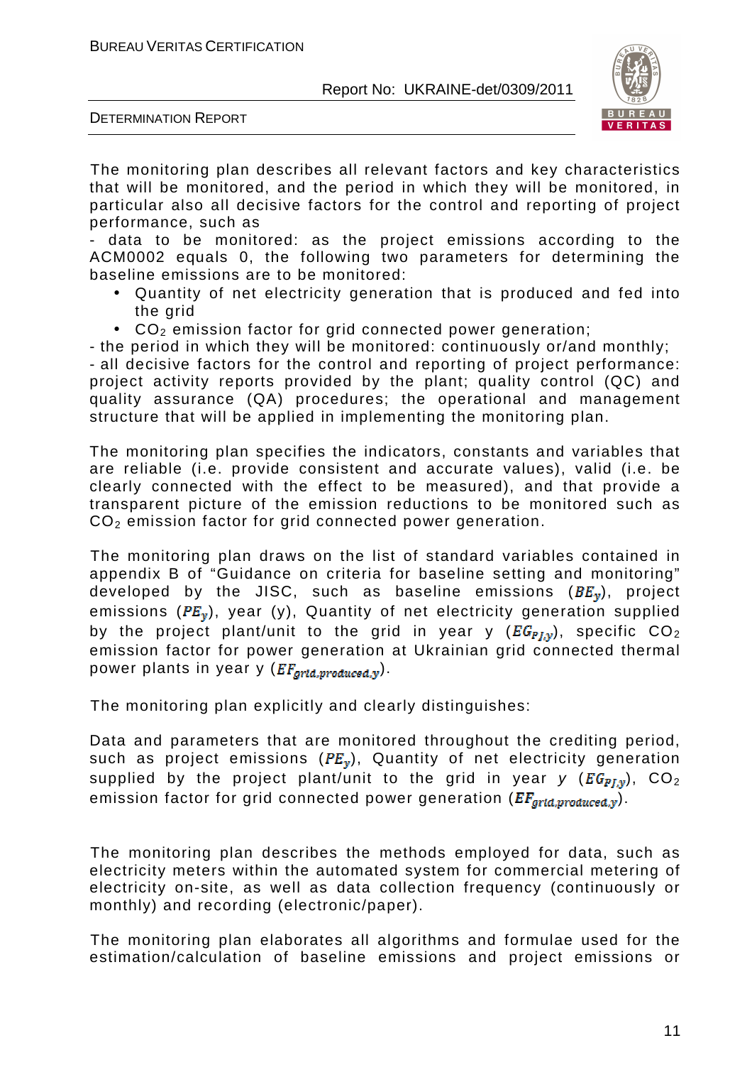The monitoring plan describes all relevant factors and key characteristics that will be monitored, and the period in which they will be monitored, in particular also all decisive factors for the control and reporting of project performance, such as

- data to be monitored: as the project emissions according to the ACM0002 equals 0, the following two parameters for determining the baseline emissions are to be monitored:
  - Quantity of net electricity generation that is produced and fed into the grid
  - $CO_2$ emission factor for grid connected power generation;
- the period in which they will be monitored: continuously or/and monthly;
- all decisive factors for the control and reporting of project performance: project activity reports provided by the plant; quality control (QC) and quality assurance (QA) procedures; the operational and management structure that will be applied in implementing the monitoring plan.

The monitoring plan specifies the indicators, constants and variables that are reliable (i.e. provide consistent and accurate values), valid (i.e. be clearly connected with the effect to be measured), and that provide a transparent picture of the emission reductions to be monitored such as $CO_2$ emission factor for grid connected power generation.

The monitoring plan draws on the list of standard variables contained in appendix B of "Guidance on criteria for baseline setting and monitoring" developed by the JISC, such as baseline emissions ($BE_y$), project emissions ($PE_y$), year (y), Quantity of net electricity generation supplied by the project plant/unit to the grid in year y ($EG_{PJ,y}$), specific $CO_2$ emission factor for power generation at Ukrainian grid connected thermal power plants in year y ($EF_{grid,produced,y}$).

The monitoring plan explicitly and clearly distinguishes:

Data and parameters that are monitored throughout the crediting period, such as project emissions ($PE_y$), Quantity of net electricity generation supplied by the project plant/unit to the grid in year *y* ($EG_{PJ,y}$), $CO_2$ emission factor for grid connected power generation ($EF_{grid,produced,y}$).

The monitoring plan describes the methods employed for data, such as electricity meters within the automated system for commercial metering of electricity on-site, as well as data collection frequency (continuously or monthly) and recording (electronic/paper).

The monitoring plan elaborates all algorithms and formulae used for the estimation/calculation of baseline emissions and project emissions or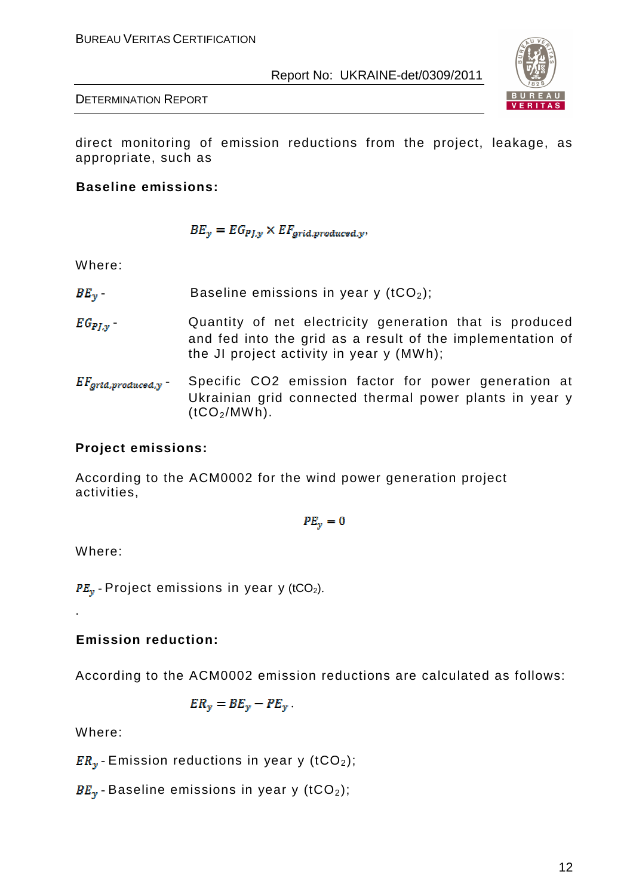direct monitoring of emission reductions from the project, leakage, as appropriate, such as

**Baseline emissions:**

$$BE_y = EG_{PJ,y} \times EF_{grid,produced,y},$$

Where:

$BE_y$ - Baseline emissions in year y ($tCO_2$);

$EG_{PJ,y}$ - Quantity of net electricity generation that is produced and fed into the grid as a result of the implementation of the JI project activity in year y (MWh);

$EF_{grid,produced,y}$ - Specific CO2 emission factor for power generation at Ukrainian grid connected thermal power plants in year y ($tCO_2$/MWh).

**Project emissions:**

According to the ACM0002 for the wind power generation project activities,

$$PE_y = 0$$

Where:

$PE_y$ - Project emissions in year y ($tCO_2$).

.

**Emission reduction:**

According to the ACM0002 emission reductions are calculated as follows:

$$ER_y = BE_y - PE_y.$$

Where:

$ER_y$ - Emission reductions in year y ($tCO_2$);

$BE_y$ - Baseline emissions in year y ($tCO_2$);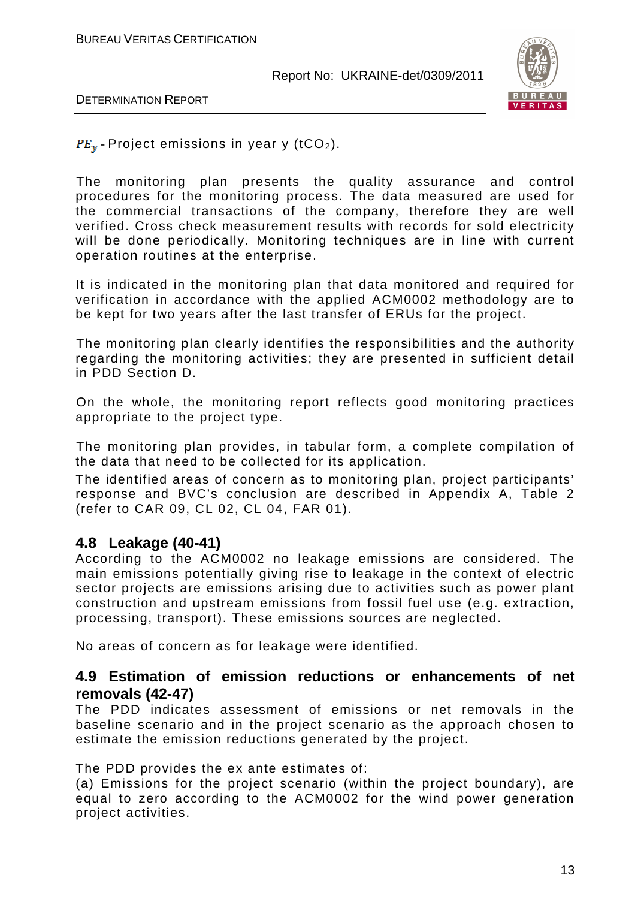$PE_y$ - Project emissions in year y ($tCO_2$).

The monitoring plan presents the quality assurance and control procedures for the monitoring process. The data measured are used for the commercial transactions of the company, therefore they are well verified. Cross check measurement results with records for sold electricity will be done periodically. Monitoring techniques are in line with current operation routines at the enterprise.

It is indicated in the monitoring plan that data monitored and required for verification in accordance with the applied ACM0002 methodology are to be kept for two years after the last transfer of ERUs for the project.

The monitoring plan clearly identifies the responsibilities and the authority regarding the monitoring activities; they are presented in sufficient detail in PDD Section D.

On the whole, the monitoring report reflects good monitoring practices appropriate to the project type.

The monitoring plan provides, in tabular form, a complete compilation of the data that need to be collected for its application.

The identified areas of concern as to monitoring plan, project participants' response and BVC's conclusion are described in Appendix A, Table 2 (refer to CAR 09, CL 02, CL 04, FAR 01).

## 4.8 Leakage (40-41)

According to the ACM0002 no leakage emissions are considered. The main emissions potentially giving rise to leakage in the context of electric sector projects are emissions arising due to activities such as power plant construction and upstream emissions from fossil fuel use (e.g. extraction, processing, transport). These emissions sources are neglected.

No areas of concern as for leakage were identified.

## 4.9 Estimation of emission reductions or enhancements of net removals (42-47)

The PDD indicates assessment of emissions or net removals in the baseline scenario and in the project scenario as the approach chosen to estimate the emission reductions generated by the project.

The PDD provides the ex ante estimates of:

(a) Emissions for the project scenario (within the project boundary), are equal to zero according to the ACM0002 for the wind power generation project activities.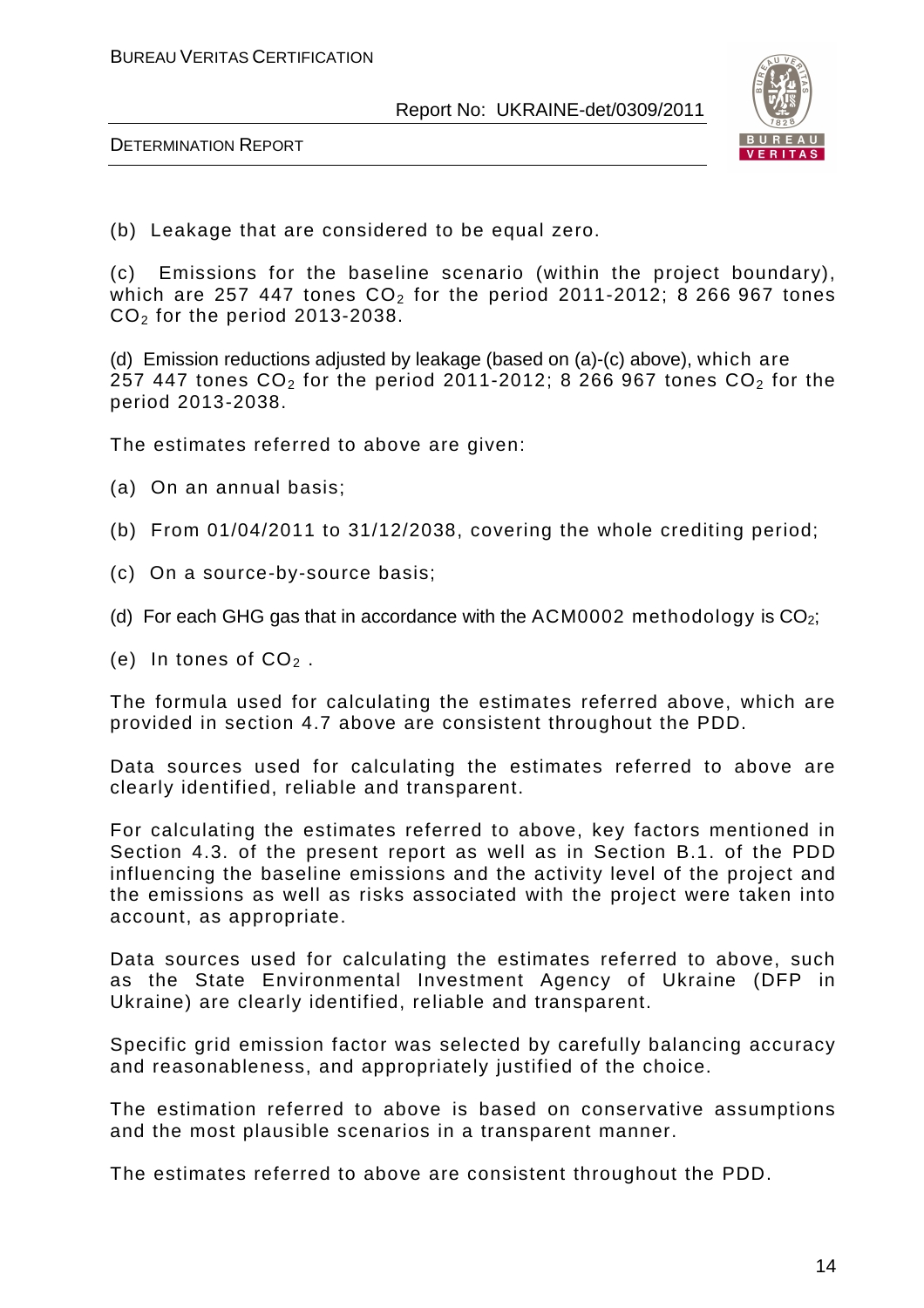(b) Leakage that are considered to be equal zero.

(c) Emissions for the baseline scenario (within the project boundary), which are 257 447 tones $CO_2$ for the period 2011-2012; 8 266 967 tones $CO_2$ for the period 2013-2038.

(d) Emission reductions adjusted by leakage (based on (a)-(c) above), which are 257 447 tones $CO_2$ for the period 2011-2012; 8 266 967 tones $CO_2$ for the period 2013-2038.

The estimates referred to above are given:

(a) On an annual basis;

(b) From 01/04/2011 to 31/12/2038, covering the whole crediting period;

(c) On a source-by-source basis;

(d) For each GHG gas that in accordance with the ACM0002 methodology is $CO_2$;

(e) In tones of $CO_2$ .

The formula used for calculating the estimates referred above, which are provided in section 4.7 above are consistent throughout the PDD.

Data sources used for calculating the estimates referred to above are clearly identified, reliable and transparent.

For calculating the estimates referred to above, key factors mentioned in Section 4.3. of the present report as well as in Section B.1. of the PDD influencing the baseline emissions and the activity level of the project and the emissions as well as risks associated with the project were taken into account, as appropriate.

Data sources used for calculating the estimates referred to above, such as the State Environmental Investment Agency of Ukraine (DFP in Ukraine) are clearly identified, reliable and transparent.

Specific grid emission factor was selected by carefully balancing accuracy and reasonableness, and appropriately justified of the choice.

The estimation referred to above is based on conservative assumptions and the most plausible scenarios in a transparent manner.

The estimates referred to above are consistent throughout the PDD.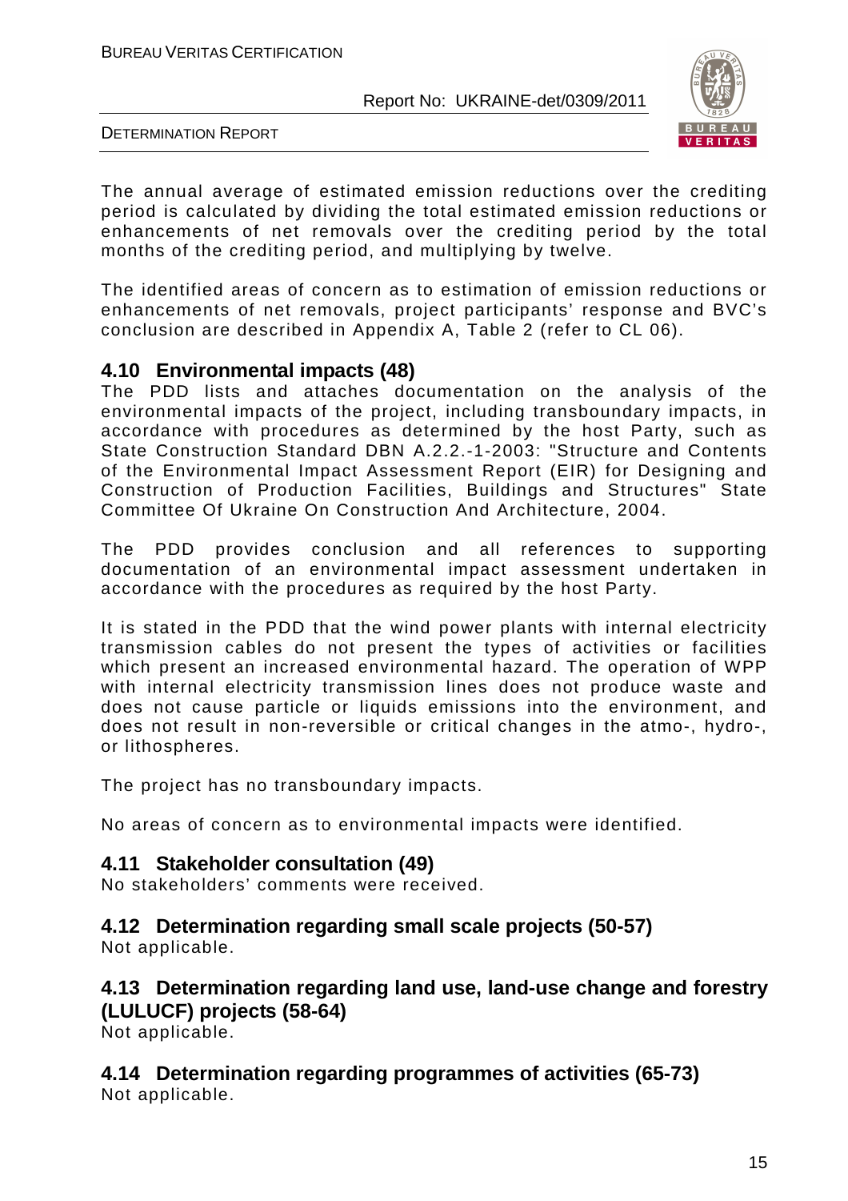The annual average of estimated emission reductions over the crediting period is calculated by dividing the total estimated emission reductions or enhancements of net removals over the crediting period by the total months of the crediting period, and multiplying by twelve.

The identified areas of concern as to estimation of emission reductions or enhancements of net removals, project participants' response and BVC's conclusion are described in Appendix A, Table 2 (refer to CL 06).

## 4.10 Environmental impacts (48)

The PDD lists and attaches documentation on the analysis of the environmental impacts of the project, including transboundary impacts, in accordance with procedures as determined by the host Party, such as State Construction Standard DBN A.2.2.-1-2003: "Structure and Contents of the Environmental Impact Assessment Report (EIR) for Designing and Construction of Production Facilities, Buildings and Structures" State Committee Of Ukraine On Construction And Architecture, 2004.

The PDD provides conclusion and all references to supporting documentation of an environmental impact assessment undertaken in accordance with the procedures as required by the host Party.

It is stated in the PDD that the wind power plants with internal electricity transmission cables do not present the types of activities or facilities which present an increased environmental hazard. The operation of WPP with internal electricity transmission lines does not produce waste and does not cause particle or liquids emissions into the environment, and does not result in non-reversible or critical changes in the atmo-, hydro-, or lithospheres.

The project has no transboundary impacts.

No areas of concern as to environmental impacts were identified.

## 4.11 Stakeholder consultation (49)

No stakeholders' comments were received.

## 4.12 Determination regarding small scale projects (50-57)

Not applicable.

## 4.13 Determination regarding land use, land-use change and forestry (LULUCF) projects (58-64)

Not applicable.

## 4.14 Determination regarding programmes of activities (65-73)

Not applicable.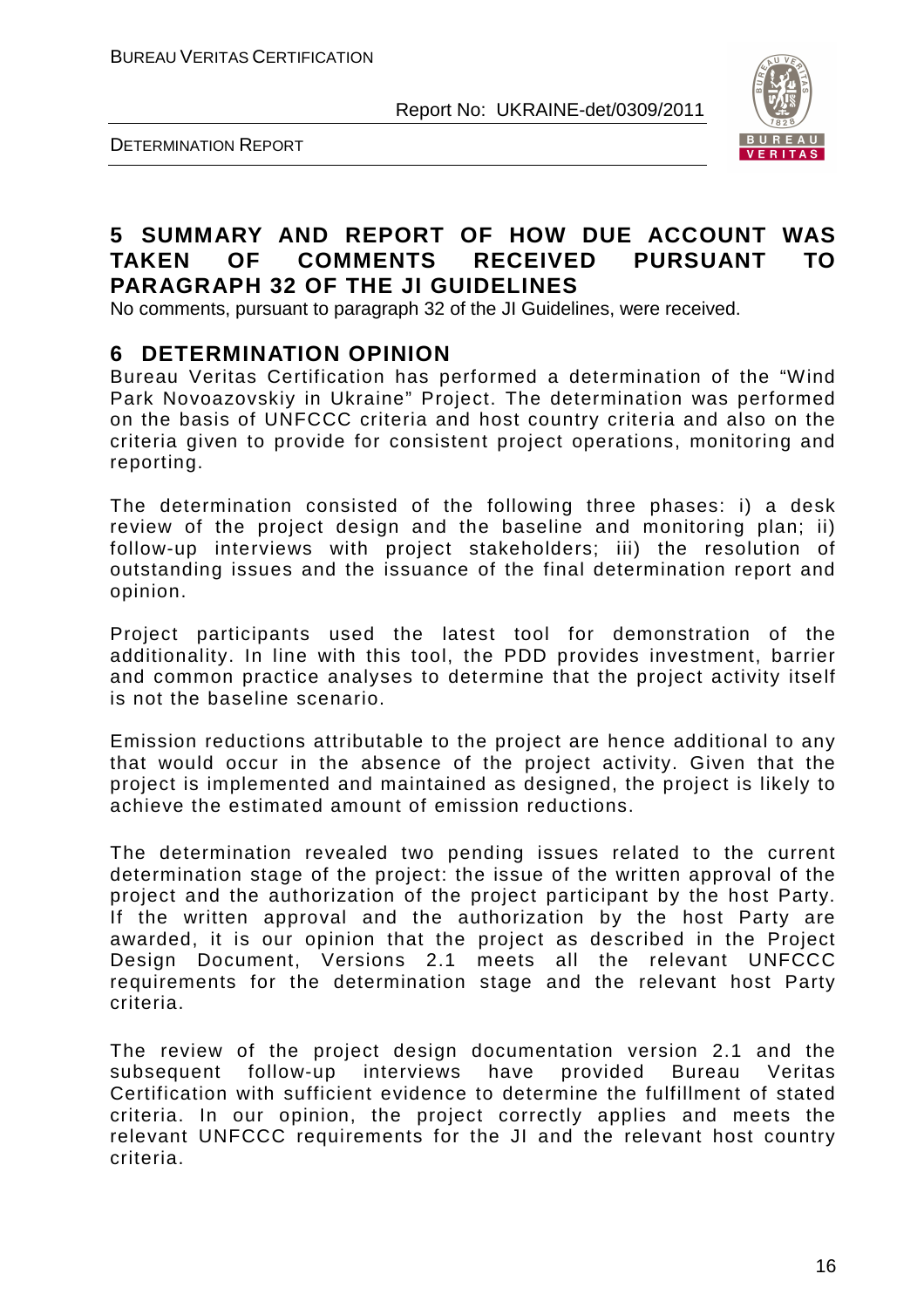## 5 SUMMARY AND REPORT OF HOW DUE ACCOUNT WAS TAKEN OF COMMENTS RECEIVED PURSUANT TO PARAGRAPH 32 OF THE JI GUIDELINES

No comments, pursuant to paragraph 32 of the JI Guidelines, were received.

## 6 DETERMINATION OPINION

Bureau Veritas Certification has performed a determination of the "Wind Park Novoazovskiy in Ukraine" Project. The determination was performed on the basis of UNFCCC criteria and host country criteria and also on the criteria given to provide for consistent project operations, monitoring and reporting.

The determination consisted of the following three phases: i) a desk review of the project design and the baseline and monitoring plan; ii) follow-up interviews with project stakeholders; iii) the resolution of outstanding issues and the issuance of the final determination report and opinion.

Project participants used the latest tool for demonstration of the additionality. In line with this tool, the PDD provides investment, barrier and common practice analyses to determine that the project activity itself is not the baseline scenario.

Emission reductions attributable to the project are hence additional to any that would occur in the absence of the project activity. Given that the project is implemented and maintained as designed, the project is likely to achieve the estimated amount of emission reductions.

The determination revealed two pending issues related to the current determination stage of the project: the issue of the written approval of the project and the authorization of the project participant by the host Party. If the written approval and the authorization by the host Party are awarded, it is our opinion that the project as described in the Project Design Document, Versions 2.1 meets all the relevant UNFCCC requirements for the determination stage and the relevant host Party criteria.

The review of the project design documentation version 2.1 and the subsequent follow-up interviews have provided Bureau Veritas Certification with sufficient evidence to determine the fulfillment of stated criteria. In our opinion, the project correctly applies and meets the relevant UNFCCC requirements for the JI and the relevant host country criteria.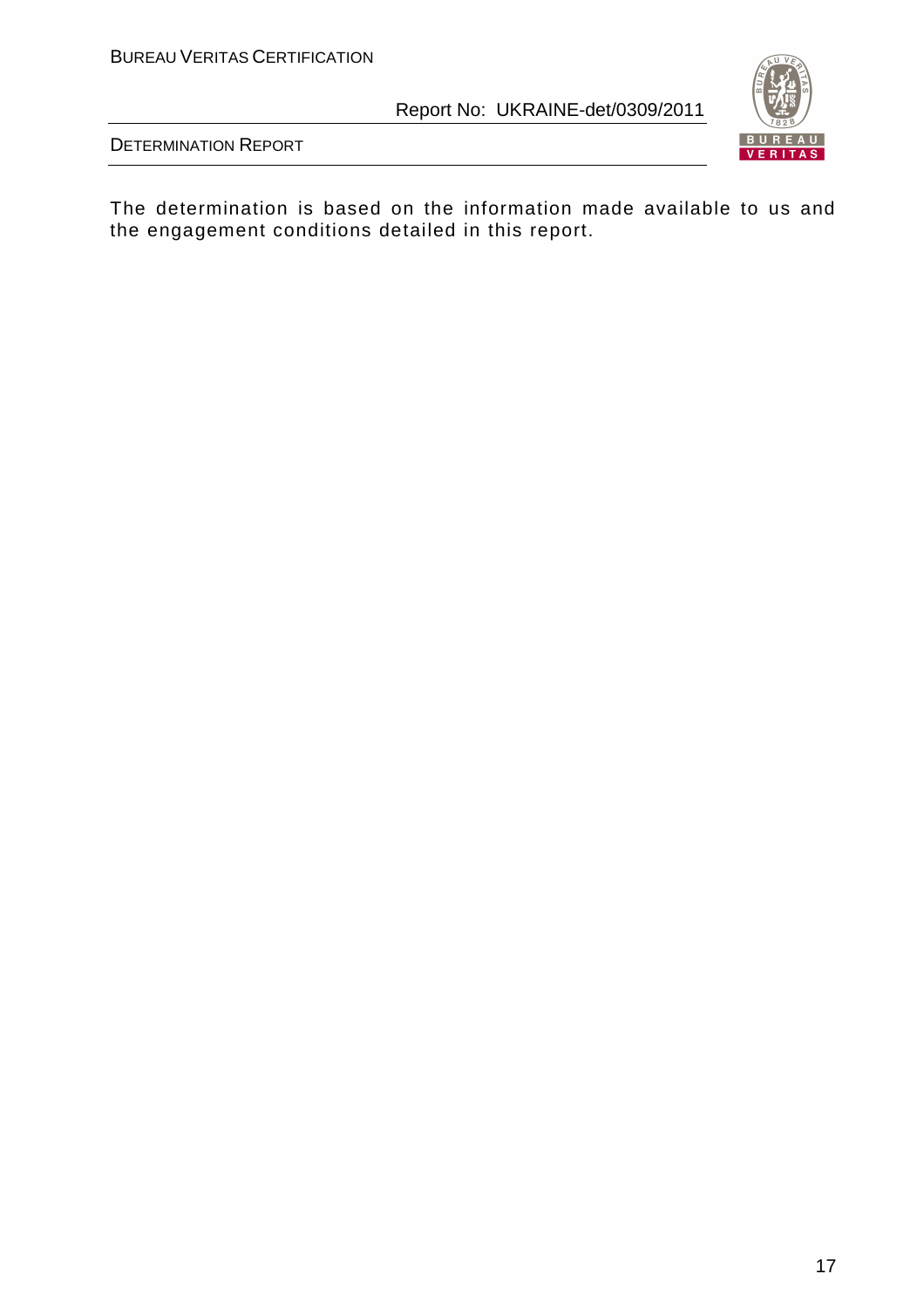The determination is based on the information made available to us and the engagement conditions detailed in this report.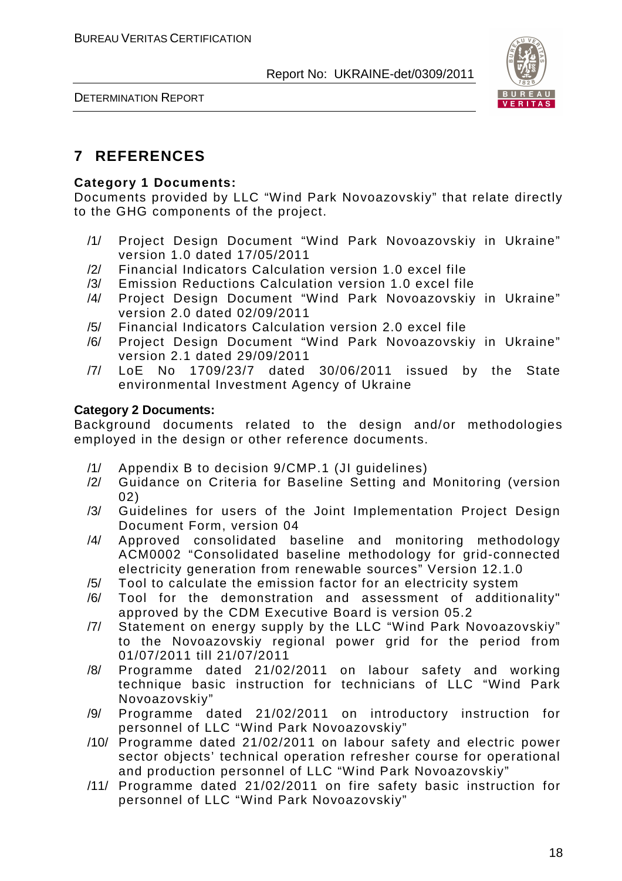# 7 REFERENCES

**Category 1 Documents:**

Documents provided by LLC “Wind Park Novoazovskiy” that relate directly to the GHG components of the project.

/1/ Project Design Document “Wind Park Novoazovskiy in Ukraine” version 1.0 dated 17/05/2011

/2/ Financial Indicators Calculation version 1.0 excel file

/3/ Emission Reductions Calculation version 1.0 excel file

/4/ Project Design Document “Wind Park Novoazovskiy in Ukraine” version 2.0 dated 02/09/2011

/5/ Financial Indicators Calculation version 2.0 excel file

/6/ Project Design Document “Wind Park Novoazovskiy in Ukraine” version 2.1 dated 29/09/2011

/7/ LoE No 1709/23/7 dated 30/06/2011 issued by the State environmental Investment Agency of Ukraine

**Category 2 Documents:**

Background documents related to the design and/or methodologies employed in the design or other reference documents.

/1/ Appendix B to decision 9/CMP.1 (JI guidelines)

/2/ Guidance on Criteria for Baseline Setting and Monitoring (version 02)

/3/ Guidelines for users of the Joint Implementation Project Design Document Form, version 04

/4/ Approved consolidated baseline and monitoring methodology ACM0002 “Consolidated baseline methodology for grid-connected electricity generation from renewable sources” Version 12.1.0

/5/ Tool to calculate the emission factor for an electricity system

/6/ Tool for the demonstration and assessment of additionality" approved by the CDM Executive Board is version 05.2

/7/ Statement on energy supply by the LLC “Wind Park Novoazovskiy” to the Novoazovskiy regional power grid for the period from 01/07/2011 till 21/07/2011

/8/ Programme dated 21/02/2011 on labour safety and working technique basic instruction for technicians of LLC “Wind Park Novoazovskiy”

/9/ Programme dated 21/02/2011 on introductory instruction for personnel of LLC “Wind Park Novoazovskiy”

/10/ Programme dated 21/02/2011 on labour safety and electric power sector objects’ technical operation refresher course for operational and production personnel of LLC “Wind Park Novoazovskiy”

/11/ Programme dated 21/02/2011 on fire safety basic instruction for personnel of LLC “Wind Park Novoazovskiy”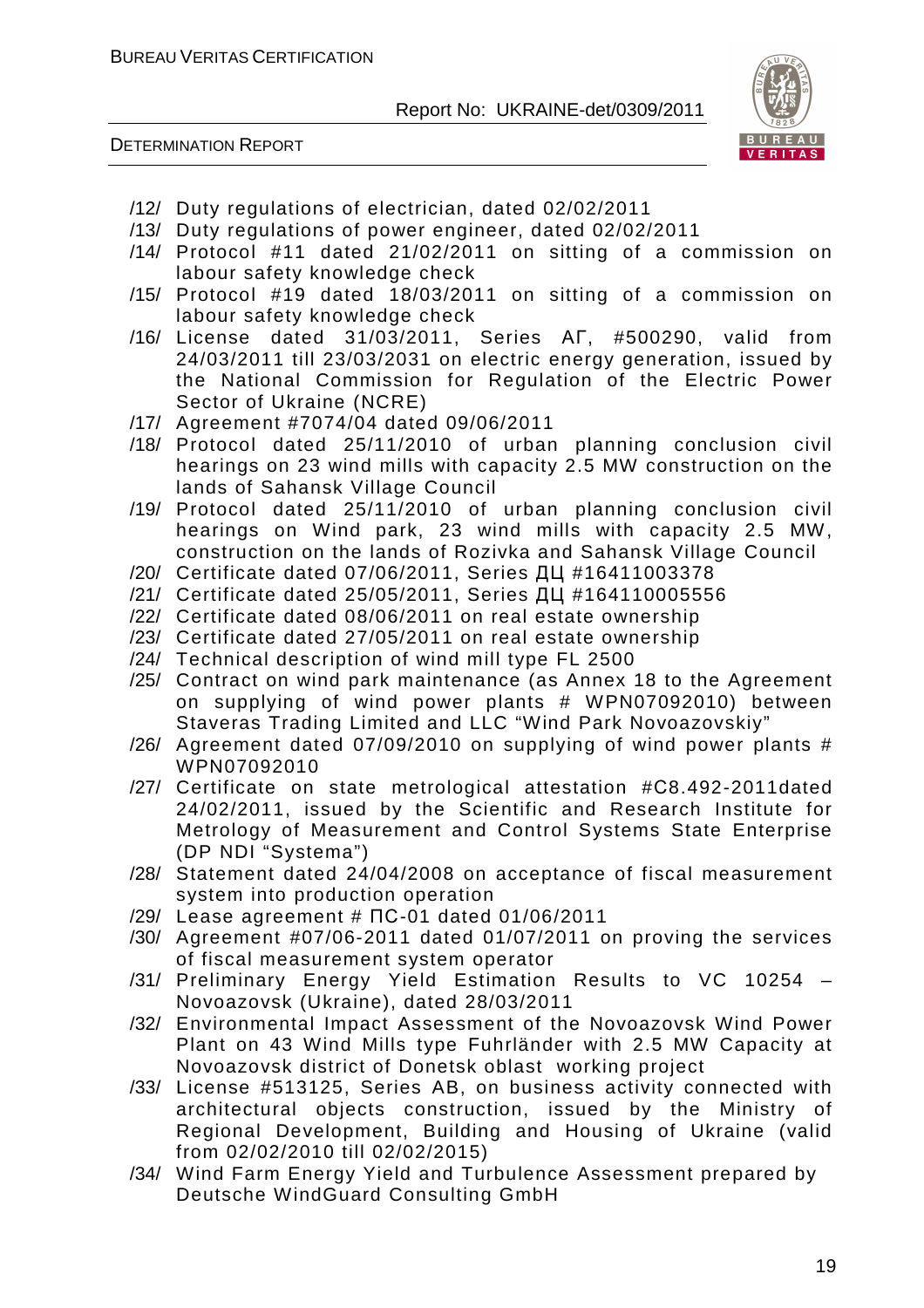/12/ Duty regulations of electrician, dated 02/02/2011

/13/ Duty regulations of power engineer, dated 02/02/2011

/14/ Protocol #11 dated 21/02/2011 on sitting of a commission on labour safety knowledge check

/15/ Protocol #19 dated 18/03/2011 on sitting of a commission on labour safety knowledge check

/16/ License dated 31/03/2011, Series АГ, #500290, valid from 24/03/2011 till 23/03/2031 on electric energy generation, issued by the National Commission for Regulation of the Electric Power Sector of Ukraine (NCRE)

/17/ Agreement #7074/04 dated 09/06/2011

/18/ Protocol dated 25/11/2010 of urban planning conclusion civil hearings on 23 wind mills with capacity 2.5 MW construction on the lands of Sahansk Village Council

/19/ Protocol dated 25/11/2010 of urban planning conclusion civil hearings on Wind park, 23 wind mills with capacity 2.5 MW, construction on the lands of Rozivka and Sahansk Village Council

/20/ Certificate dated 07/06/2011, Series ДЦ #16411003378

/21/ Certificate dated 25/05/2011, Series ДЦ #164110005556

/22/ Certificate dated 08/06/2011 on real estate ownership

/23/ Certificate dated 27/05/2011 on real estate ownership

/24/ Technical description of wind mill type FL 2500

/25/ Contract on wind park maintenance (as Annex 18 to the Agreement on supplying of wind power plants # WPN07092010) between Staveras Trading Limited and LLC "Wind Park Novoazovskiy"

/26/ Agreement dated 07/09/2010 on supplying of wind power plants # WPN07092010

/27/ Certificate on state metrological attestation #C8.492-2011dated 24/02/2011, issued by the Scientific and Research Institute for Metrology of Measurement and Control Systems State Enterprise (DP NDI "Systema")

/28/ Statement dated 24/04/2008 on acceptance of fiscal measurement system into production operation

/29/ Lease agreement # ПС-01 dated 01/06/2011

/30/ Agreement #07/06-2011 dated 01/07/2011 on proving the services of fiscal measurement system operator

/31/ Preliminary Energy Yield Estimation Results to VC 10254 – Novoazovsk (Ukraine), dated 28/03/2011

/32/ Environmental Impact Assessment of the Novoazovsk Wind Power Plant on 43 Wind Mills type Fuhrländer with 2.5 MW Capacity at Novoazovsk district of Donetsk oblast working project

/33/ License #513125, Series AB, on business activity connected with architectural objects construction, issued by the Ministry of Regional Development, Building and Housing of Ukraine (valid from 02/02/2010 till 02/02/2015)

/34/ Wind Farm Energy Yield and Turbulence Assessment prepared by Deutsche WindGuard Consulting GmbH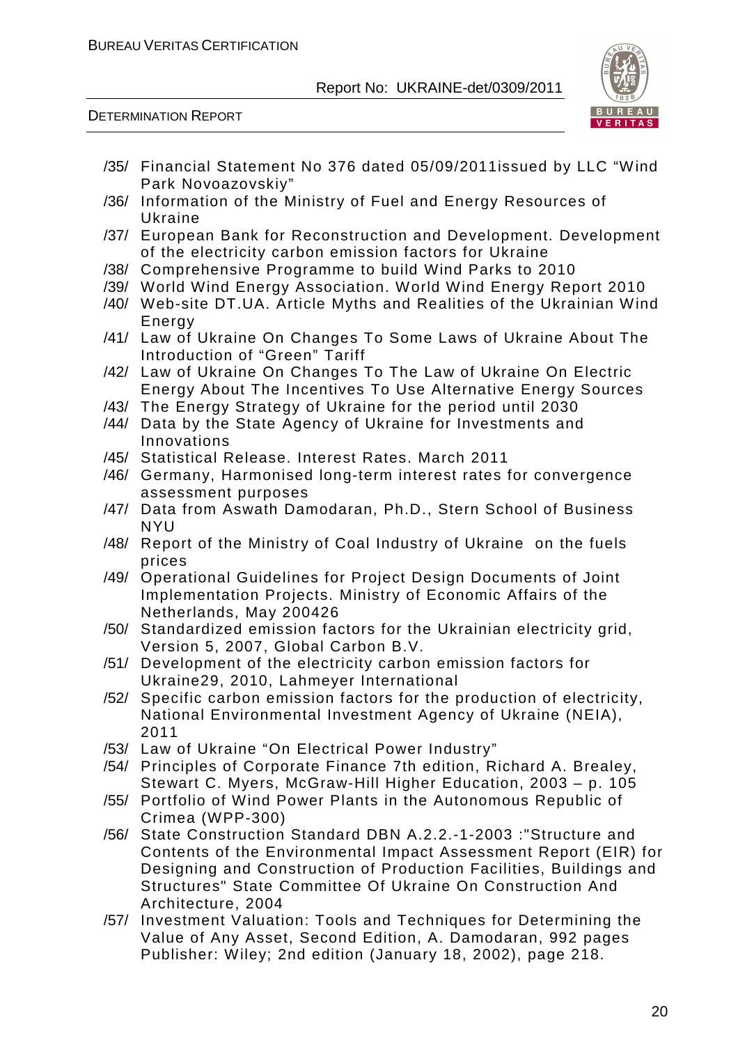/35/ Financial Statement No 376 dated 05/09/2011issued by LLC "Wind Park Novoazovskiy"

/36/ Information of the Ministry of Fuel and Energy Resources of Ukraine

/37/ European Bank for Reconstruction and Development. Development of the electricity carbon emission factors for Ukraine

/38/ Comprehensive Programme to build Wind Parks to 2010

/39/ World Wind Energy Association. World Wind Energy Report 2010

/40/ Web-site DT.UA. Article Myths and Realities of the Ukrainian Wind Energy

/41/ Law of Ukraine On Changes To Some Laws of Ukraine About The Introduction of "Green" Tariff

/42/ Law of Ukraine On Changes To The Law of Ukraine On Electric Energy About The Incentives To Use Alternative Energy Sources

/43/ The Energy Strategy of Ukraine for the period until 2030

/44/ Data by the State Agency of Ukraine for Investments and Innovations

/45/ Statistical Release. Interest Rates. March 2011

/46/ Germany, Harmonised long-term interest rates for convergence assessment purposes

/47/ Data from Aswath Damodaran, Ph.D., Stern School of Business NYU

/48/ Report of the Ministry of Coal Industry of Ukraine on the fuels prices

/49/ Operational Guidelines for Project Design Documents of Joint Implementation Projects. Ministry of Economic Affairs of the Netherlands, May 200426

/50/ Standardized emission factors for the Ukrainian electricity grid, Version 5, 2007, Global Carbon B.V.

/51/ Development of the electricity carbon emission factors for Ukraine29, 2010, Lahmeyer International

/52/ Specific carbon emission factors for the production of electricity, National Environmental Investment Agency of Ukraine (NEIA), 2011

/53/ Law of Ukraine "On Electrical Power Industry"

/54/ Principles of Corporate Finance 7th edition, Richard A. Brealey, Stewart C. Myers, McGraw-Hill Higher Education, 2003 – p. 105

/55/ Portfolio of Wind Power Plants in the Autonomous Republic of Crimea (WPP-300)

/56/ State Construction Standard DBN A.2.2.-1-2003 :"Structure and Contents of the Environmental Impact Assessment Report (EIR) for Designing and Construction of Production Facilities, Buildings and Structures" State Committee Of Ukraine On Construction And Architecture, 2004

/57/ Investment Valuation: Tools and Techniques for Determining the Value of Any Asset, Second Edition, A. Damodaran, 992 pages Publisher: Wiley; 2nd edition (January 18, 2002), page 218.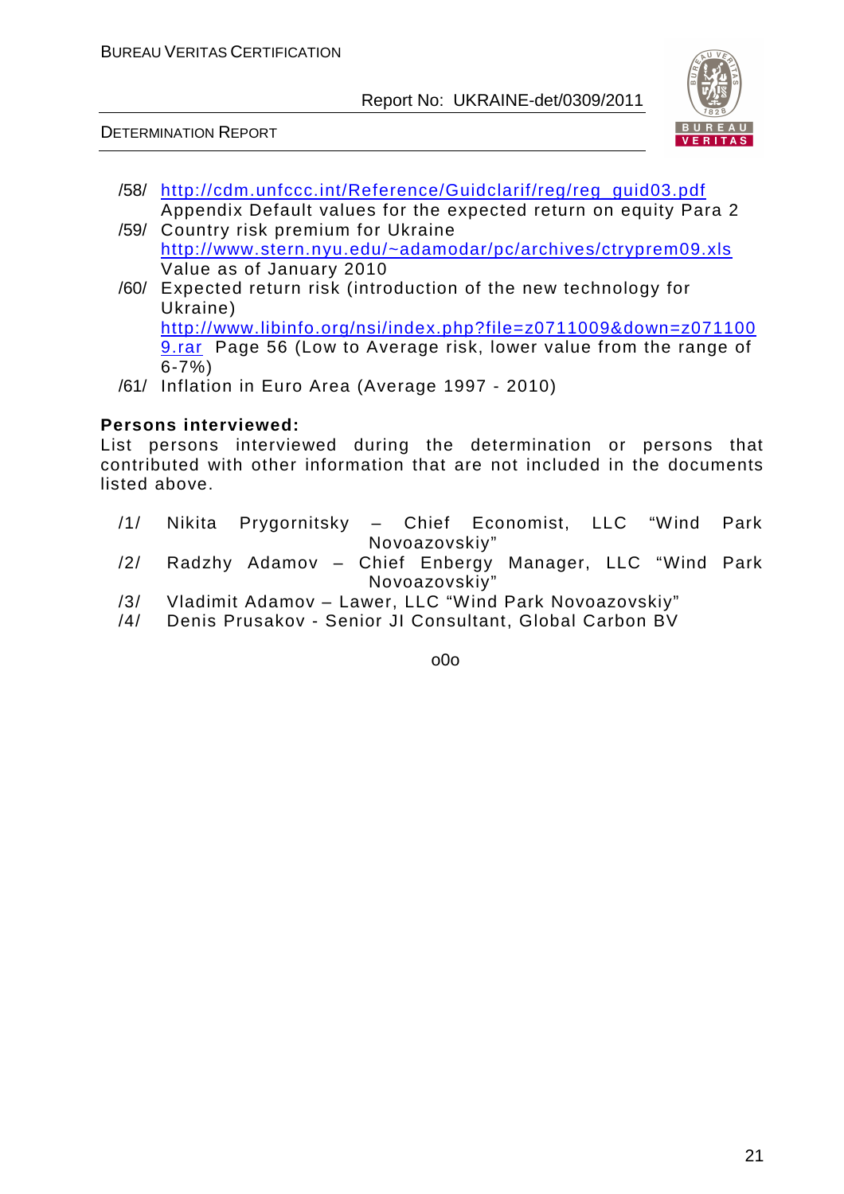/58/ http://cdm.unfccc.int/Reference/Guidclarif/reg/reg_guid03.pdf
Appendix Default values for the expected return on equity Para 2

/59/ Country risk premium for Ukraine
http://www.stern.nyu.edu/~adamodar/pc/archives/ctryprem09.xls
Value as of January 2010

/60/ Expected return risk (introduction of the new technology for Ukraine)
http://www.libinfo.org/nsi/index.php?file=z0711009&down=z0711009.rar Page 56 (Low to Average risk, lower value from the range of 6-7%)

/61/ Inflation in Euro Area (Average 1997 - 2010)

**Persons interviewed:**

List persons interviewed during the determination or persons that contributed with other information that are not included in the documents listed above.

/1/ Nikita Prygornitsky – Chief Economist, LLC "Wind Park Novoazovskiy"

/2/ Radzhy Adamov – Chief Enbergy Manager, LLC "Wind Park Novoazovskiy"

/3/ Vladimit Adamov – Lawer, LLC "Wind Park Novoazovskiy"

/4/ Denis Prusakov - Senior JI Consultant, Global Carbon BV

o0o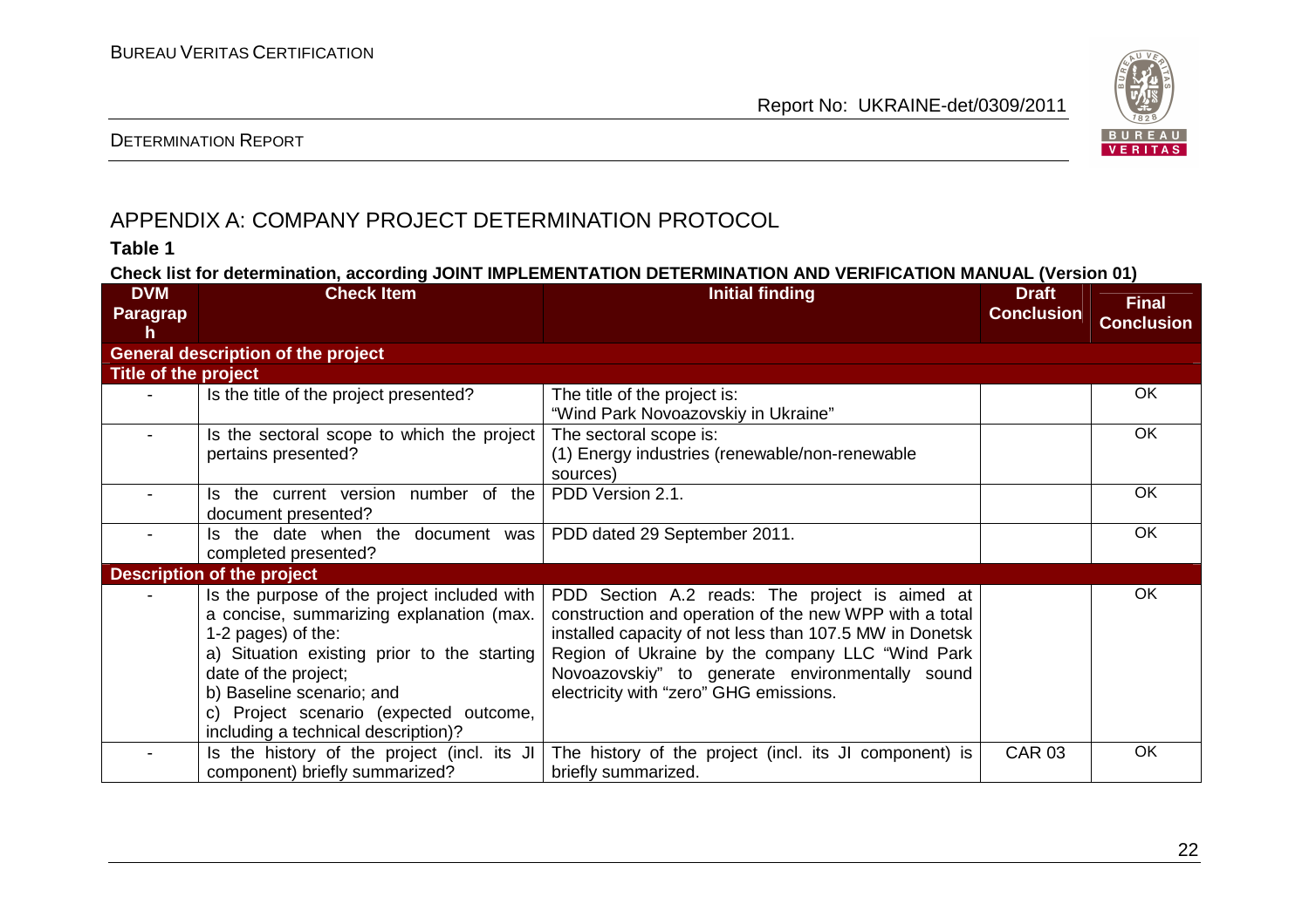# APPENDIX A: COMPANY PROJECT DETERMINATION PROTOCOL

**Table 1**

**Check list for determination, according JOINT IMPLEMENTATION DETERMINATION AND VERIFICATION MANUAL (Version 01)**

| DVM Paragraph | Check Item | Initial finding | Draft Conclusion | Final Conclusion |
|---|---|---|---|---|
| **General description of the project** | | | | |
| **Title of the project** | | | | |
| - | Is the title of the project presented? | The title of the project is: "Wind Park Novoazovskiy in Ukraine" | | OK |
| - | Is the sectoral scope to which the project pertains presented? | The sectoral scope is: (1) Energy industries (renewable/non-renewable sources) | | OK |
| - | Is the current version number of the document presented? | PDD Version 2.1. | | OK |
| - | Is the date when the document was completed presented? | PDD dated 29 September 2011. | | OK |
| **Description of the project** | | | | |
| - | Is the purpose of the project included with a concise, summarizing explanation (max. 1-2 pages) of the:<br>a) Situation existing prior to the starting date of the project;<br>b) Baseline scenario; and<br>c) Project scenario (expected outcome, including a technical description)? | PDD Section A.2 reads: The project is aimed at construction and operation of the new WPP with a total installed capacity of not less than 107.5 MW in Donetsk Region of Ukraine by the company LLC "Wind Park Novoazovskiy" to generate environmentally sound electricity with "zero" GHG emissions. | | OK |
| - | Is the history of the project (incl. its JI component) briefly summarized? | The history of the project (incl. its JI component) is briefly summarized. | CAR 03 | OK |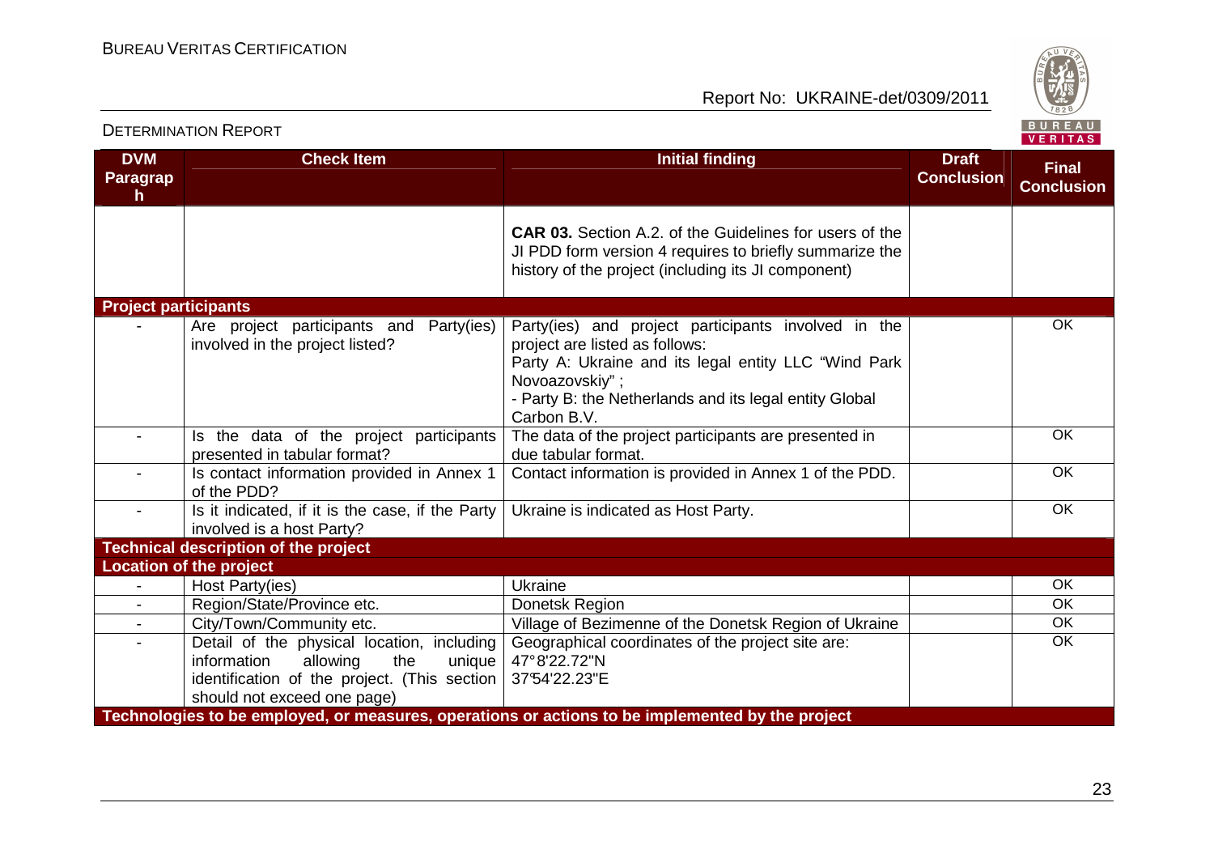| DVM Paragraph | Check Item | Initial finding | Draft Conclusion | Final Conclusion |
|---|---|---|---|---|
| | | **CAR 03.** Section A.2. of the Guidelines for users of the JI PDD form version 4 requires to briefly summarize the history of the project (including its JI component) | | |
| **Project participants** | | | | |
| - | Are project participants and Party(ies) involved in the project listed? | Party(ies) and project participants involved in the project are listed as follows:<br>Party A: Ukraine and its legal entity LLC "Wind Park Novoazovskiy" ;<br>- Party B: the Netherlands and its legal entity Global Carbon B.V. | | OK |
| - | Is the data of the project participants presented in tabular format? | The data of the project participants are presented in due tabular format. | | OK |
| - | Is contact information provided in Annex 1 of the PDD? | Contact information is provided in Annex 1 of the PDD. | | OK |
| - | Is it indicated, if it is the case, if the Party involved is a host Party? | Ukraine is indicated as Host Party. | | OK |
| **Technical description of the project** | | | | |
| **Location of the project** | | | | |
| - | Host Party(ies) | Ukraine | | OK |
| - | Region/State/Province etc. | Donetsk Region | | OK |
| - | City/Town/Community etc. | Village of Bezimenne of the Donetsk Region of Ukraine | | OK |
| - | Detail of the physical location, including information allowing the unique identification of the project. (This section should not exceed one page) | Geographical coordinates of the project site are:<br>47°8'22.72"N<br>37°54'22.23"E | | OK |
| **Technologies to be employed, or measures, operations or actions to be implemented by the project** | | | | |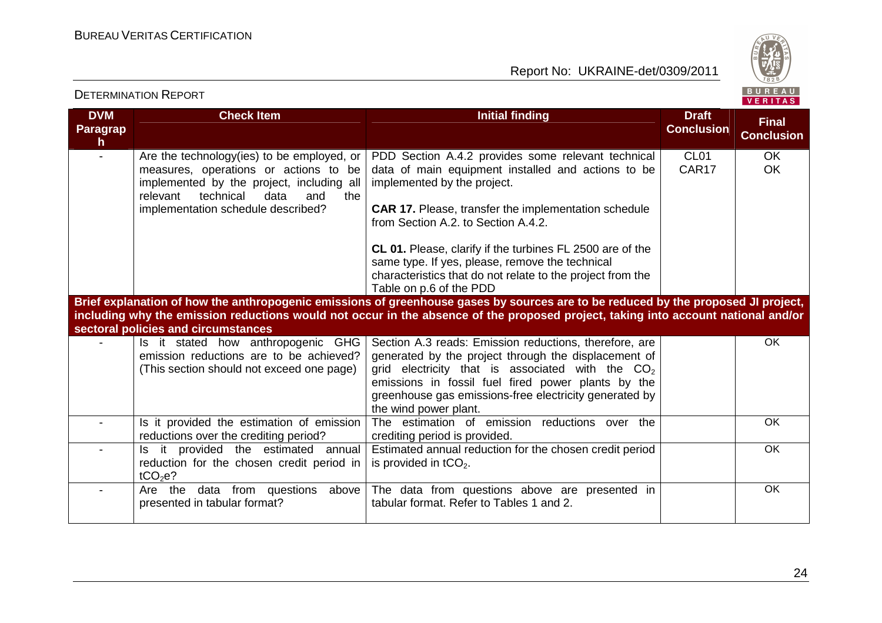| DVM Paragraph | Check Item | Initial finding | Draft Conclusion | Final Conclusion |
|---|---|---|---|---|
| - | Are the technology(ies) to be employed, or measures, operations or actions to be implemented by the project, including all relevant technical data and the implementation schedule described? | PDD Section A.4.2 provides some relevant technical data of main equipment installed and actions to be implemented by the project.<br><br>**CAR 17.** Please, transfer the implementation schedule from Section A.2. to Section A.4.2.<br><br>**CL 01.** Please, clarify if the turbines FL 2500 are of the same type. If yes, please, remove the technical characteristics that do not relate to the project from the Table on p.6 of the PDD | CL01<br>CAR17 | OK<br>OK |
| **Brief explanation of how the anthropogenic emissions of greenhouse gases by sources are to be reduced by the proposed JI project, including why the emission reductions would not occur in the absence of the proposed project, taking into account national and/or sectoral policies and circumstances** | | | | |
| - | Is it stated how anthropogenic GHG emission reductions are to be achieved? (This section should not exceed one page) | Section A.3 reads: Emission reductions, therefore, are generated by the project through the displacement of grid electricity that is associated with the $CO_2$ emissions in fossil fuel fired power plants by the greenhouse gas emissions-free electricity generated by the wind power plant. | | OK |
| - | Is it provided the estimation of emission reductions over the crediting period? | The estimation of emission reductions over the crediting period is provided. | | OK |
| - | Is it provided the estimated annual reduction for the chosen credit period in $tCO_2e$? | Estimated annual reduction for the chosen credit period is provided in $tCO_2$. | | OK |
| - | Are the data from questions above presented in tabular format? | The data from questions above are presented in tabular format. Refer to Tables 1 and 2. | | OK |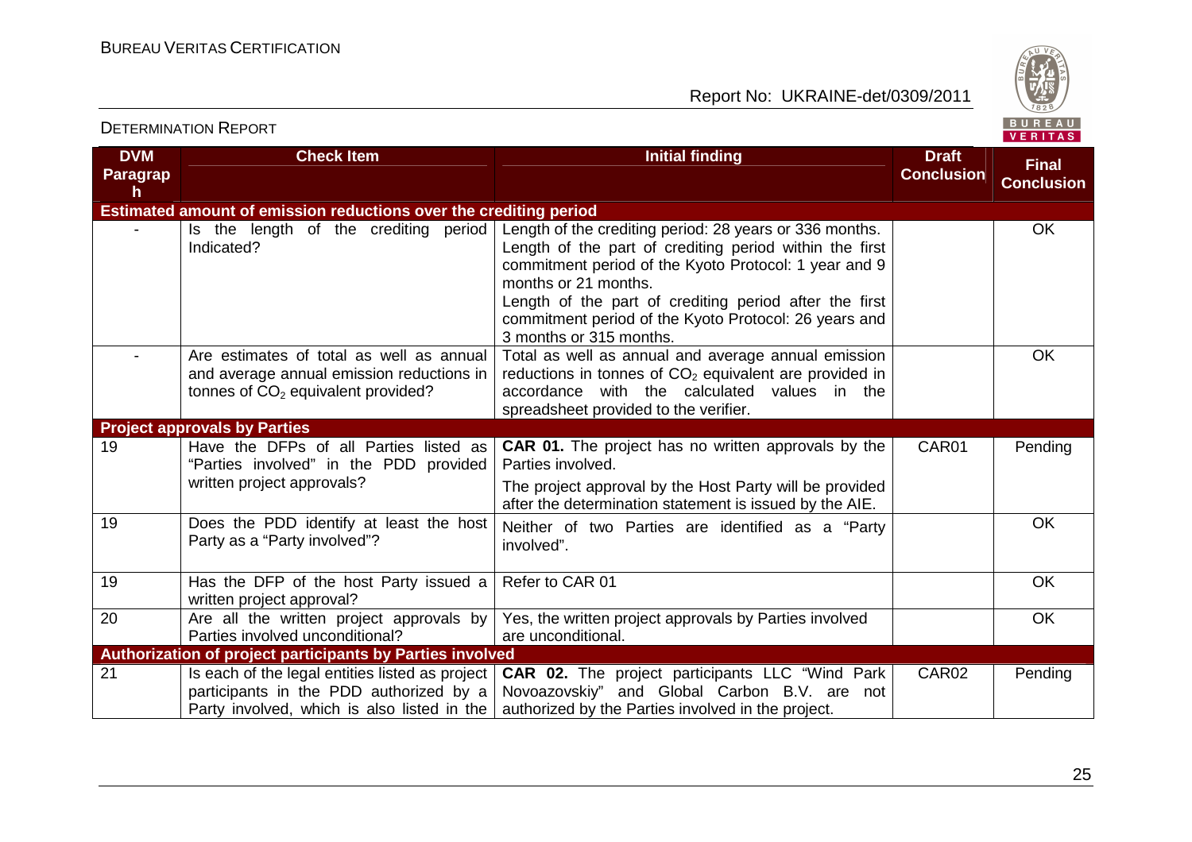| DVM Paragraph | Check Item | Initial finding | Draft Conclusion | Final Conclusion |
|---|---|---|---|---|
| **Estimated amount of emission reductions over the crediting period** | | | | |
| - | Is the length of the crediting period Indicated? | Length of the crediting period: 28 years or 336 months. Length of the part of crediting period within the first commitment period of the Kyoto Protocol: 1 year and 9 months or 21 months. Length of the part of crediting period after the first commitment period of the Kyoto Protocol: 26 years and 3 months or 315 months. | | OK |
| - | Are estimates of total as well as annual and average annual emission reductions in tonnes of $CO_2$ equivalent provided? | Total as well as annual and average annual emission reductions in tonnes of $CO_2$ equivalent are provided in accordance with the calculated values in the spreadsheet provided to the verifier. | | OK |
| **Project approvals by Parties** | | | | |
| 19 | Have the DFPs of all Parties listed as "Parties involved" in the PDD provided written project approvals? | **CAR 01.** The project has no written approvals by the Parties involved. The project approval by the Host Party will be provided after the determination statement is issued by the AIE. | CAR01 | Pending |
| 19 | Does the PDD identify at least the host Party as a "Party involved"? | Neither of two Parties are identified as a "Party involved". | | OK |
| 19 | Has the DFP of the host Party issued a written project approval? | Refer to CAR 01 | | OK |
| 20 | Are all the written project approvals by Parties involved unconditional? | Yes, the written project approvals by Parties involved are unconditional. | | OK |
| **Authorization of project participants by Parties involved** | | | | |
| 21 | Is each of the legal entities listed as project participants in the PDD authorized by a Party involved, which is also listed in the | **CAR 02.** The project participants LLC "Wind Park Novoazovskiy" and Global Carbon B.V. are not authorized by the Parties involved in the project. | CAR02 | Pending |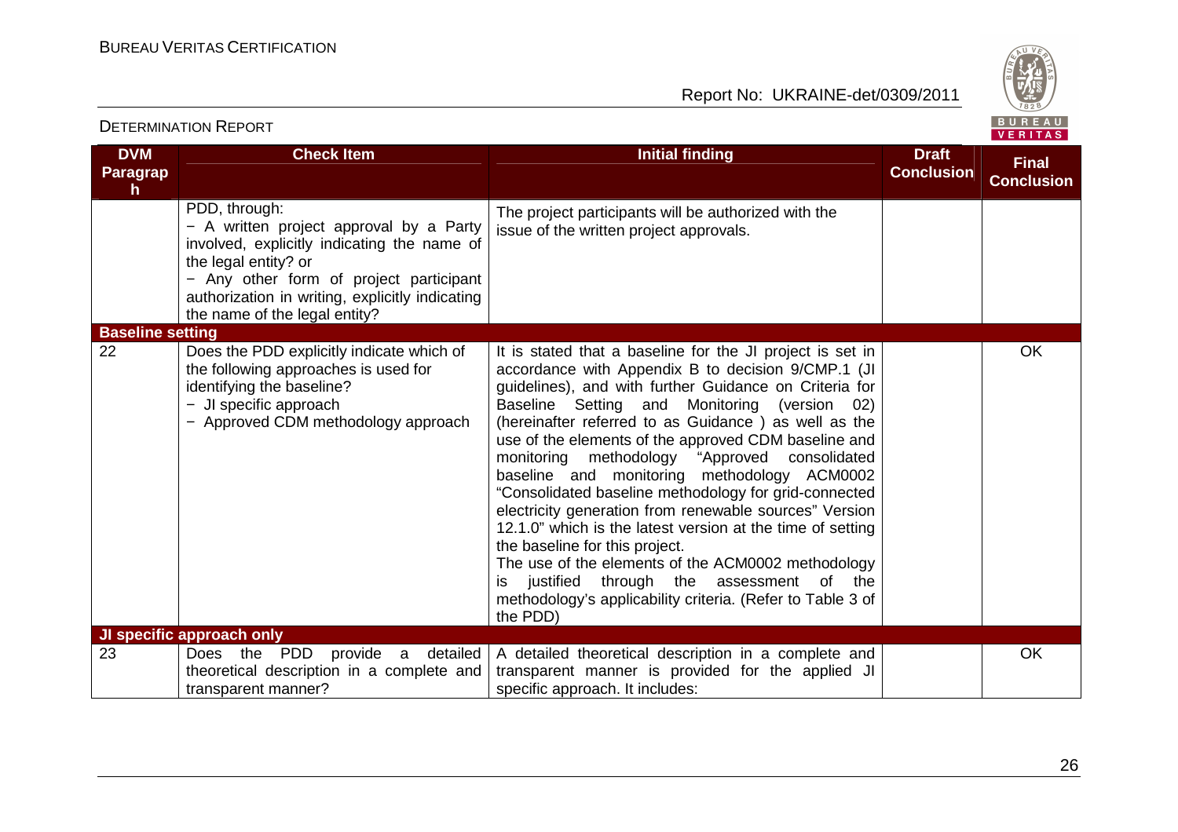| DVM Paragraph | Check Item | Initial finding | Draft Conclusion | Final Conclusion |
|---|---|---|---|---|
| | PDD, through:<br>− A written project approval by a Party involved, explicitly indicating the name of the legal entity? or<br>− Any other form of project participant authorization in writing, explicitly indicating the name of the legal entity? | The project participants will be authorized with the issue of the written project approvals. | | |
| **Baseline setting** | | | | |
| 22 | Does the PDD explicitly indicate which of the following approaches is used for identifying the baseline?<br>− JI specific approach<br>− Approved CDM methodology approach | It is stated that a baseline for the JI project is set in accordance with Appendix B to decision 9/CMP.1 (JI guidelines), and with further Guidance on Criteria for Baseline Setting and Monitoring (version 02) (hereinafter referred to as Guidance ) as well as the use of the elements of the approved CDM baseline and monitoring methodology "Approved consolidated baseline and monitoring methodology ACM0002 "Consolidated baseline methodology for grid-connected electricity generation from renewable sources" Version 12.1.0" which is the latest version at the time of setting the baseline for this project.<br>The use of the elements of the ACM0002 methodology is justified through the assessment of the methodology's applicability criteria. (Refer to Table 3 of the PDD) | | OK |
| **JI specific approach only** | | | | |
| 23 | Does the PDD provide a detailed theoretical description in a complete and transparent manner? | A detailed theoretical description in a complete and transparent manner is provided for the applied JI specific approach. It includes: | | OK |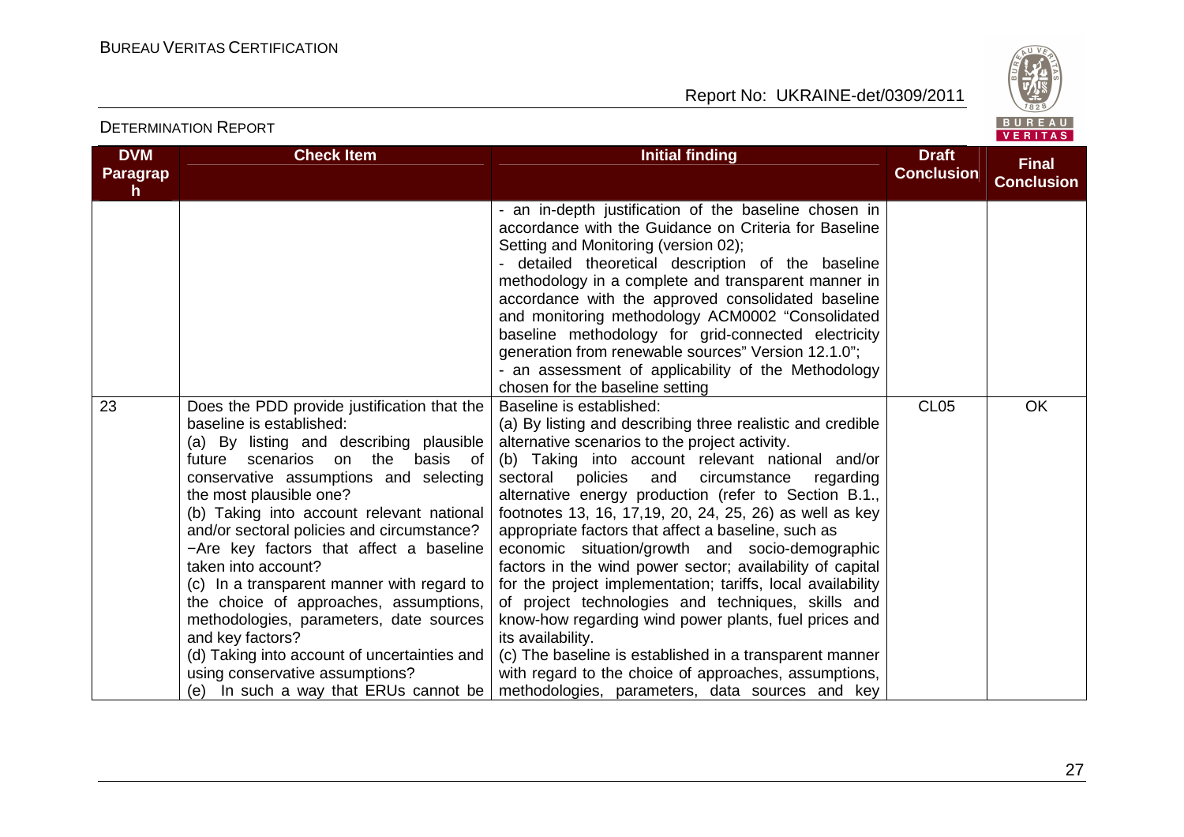DETERMINATION REPORT

| DVM Paragraph | Check Item | Initial finding | Draft Conclusion | Final Conclusion |
|---|---|---|---|---|
| | | - an in-depth justification of the baseline chosen in accordance with the Guidance on Criteria for Baseline Setting and Monitoring (version 02);<br>- detailed theoretical description of the baseline methodology in a complete and transparent manner in accordance with the approved consolidated baseline and monitoring methodology ACM0002 "Consolidated baseline methodology for grid-connected electricity generation from renewable sources" Version 12.1.0";<br>- an assessment of applicability of the Methodology chosen for the baseline setting | | |
| 23 | Does the PDD provide justification that the baseline is established:<br>(a) By listing and describing plausible future scenarios on the basis of conservative assumptions and selecting the most plausible one?<br>(b) Taking into account relevant national and/or sectoral policies and circumstance?<br>−Are key factors that affect a baseline taken into account?<br>(c) In a transparent manner with regard to the choice of approaches, assumptions, methodologies, parameters, date sources and key factors?<br>(d) Taking into account of uncertainties and using conservative assumptions?<br>(e) In such a way that ERUs cannot be | Baseline is established:<br>(a) By listing and describing three realistic and credible alternative scenarios to the project activity.<br>(b) Taking into account relevant national and/or sectoral policies and circumstance regarding alternative energy production (refer to Section B.1., footnotes 13, 16, 17,19, 20, 24, 25, 26) as well as key appropriate factors that affect a baseline, such as economic situation/growth and socio-demographic factors in the wind power sector; availability of capital for the project implementation; tariffs, local availability of project technologies and techniques, skills and know-how regarding wind power plants, fuel prices and its availability.<br>(c) The baseline is established in a transparent manner with regard to the choice of approaches, assumptions, methodologies, parameters, data sources and key | CL05 | OK |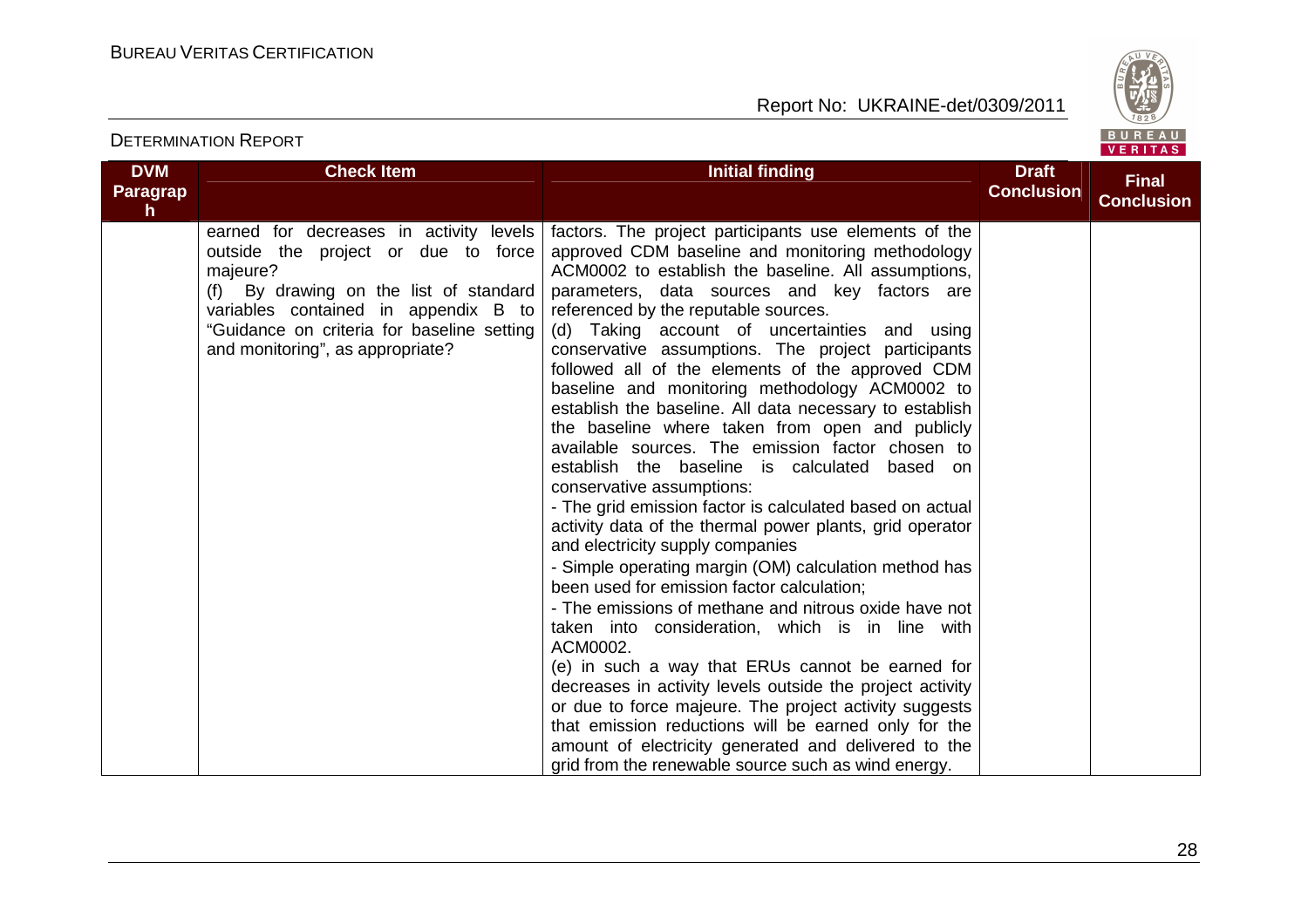| DVM Paragraph | Check Item | Initial finding | Draft Conclusion | Final Conclusion |
|---|---|---|---|---|
| | earned for decreases in activity levels outside the project or due to force majeure?<br>(f) By drawing on the list of standard variables contained in appendix B to "Guidance on criteria for baseline setting and monitoring", as appropriate? | factors. The project participants use elements of the approved CDM baseline and monitoring methodology ACM0002 to establish the baseline. All assumptions, parameters, data sources and key factors are referenced by the reputable sources.<br>(d) Taking account of uncertainties and using conservative assumptions. The project participants followed all of the elements of the approved CDM baseline and monitoring methodology ACM0002 to establish the baseline. All data necessary to establish the baseline where taken from open and publicly available sources. The emission factor chosen to establish the baseline is calculated based on conservative assumptions:<br>- The grid emission factor is calculated based on actual activity data of the thermal power plants, grid operator and electricity supply companies<br>- Simple operating margin (OM) calculation method has been used for emission factor calculation;<br>- The emissions of methane and nitrous oxide have not taken into consideration, which is in line with ACM0002.<br>(e) in such a way that ERUs cannot be earned for decreases in activity levels outside the project activity or due to force majeure. The project activity suggests that emission reductions will be earned only for the amount of electricity generated and delivered to the grid from the renewable source such as wind energy. | | |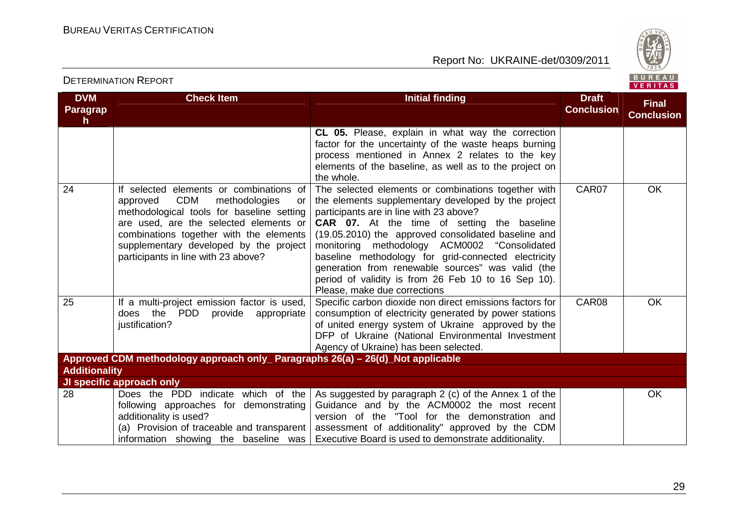| DVM Paragraph | Check Item | Initial finding | Draft Conclusion | Final Conclusion |
|---|---|---|---|---|
| | | **CL 05.** Please, explain in what way the correction factor for the uncertainty of the waste heaps burning process mentioned in Annex 2 relates to the key elements of the baseline, as well as to the project on the whole. | | |
| 24 | If selected elements or combinations of approved CDM methodologies or methodological tools for baseline setting are used, are the selected elements or combinations together with the elements supplementary developed by the project participants in line with 23 above? | The selected elements or combinations together with the elements supplementary developed by the project participants are in line with 23 above? **CAR 07.** At the time of setting the baseline (19.05.2010) the approved consolidated baseline and monitoring methodology ACM0002 "Consolidated baseline methodology for grid-connected electricity generation from renewable sources" was valid (the period of validity is from 26 Feb 10 to 16 Sep 10). Please, make due corrections | CAR07 | OK |
| 25 | If a multi-project emission factor is used, does the PDD provide appropriate justification? | Specific carbon dioxide non direct emissions factors for consumption of electricity generated by power stations of united energy system of Ukraine approved by the DFP of Ukraine (National Environmental Investment Agency of Ukraine) has been selected. | CAR08 | OK |
| **Approved CDM methodology approach only_ Paragraphs 26(a) – 26(d)_Not applicable** | | | | |
| **Additionality** | | | | |
| **JI specific approach only** | | | | |
| 28 | Does the PDD indicate which of the following approaches for demonstrating additionality is used? (a) Provision of traceable and transparent information showing the baseline was | As suggested by paragraph 2 (c) of the Annex 1 of the Guidance and by the ACM0002 the most recent version of the "Tool for the demonstration and assessment of additionality" approved by the CDM Executive Board is used to demonstrate additionality. | | OK |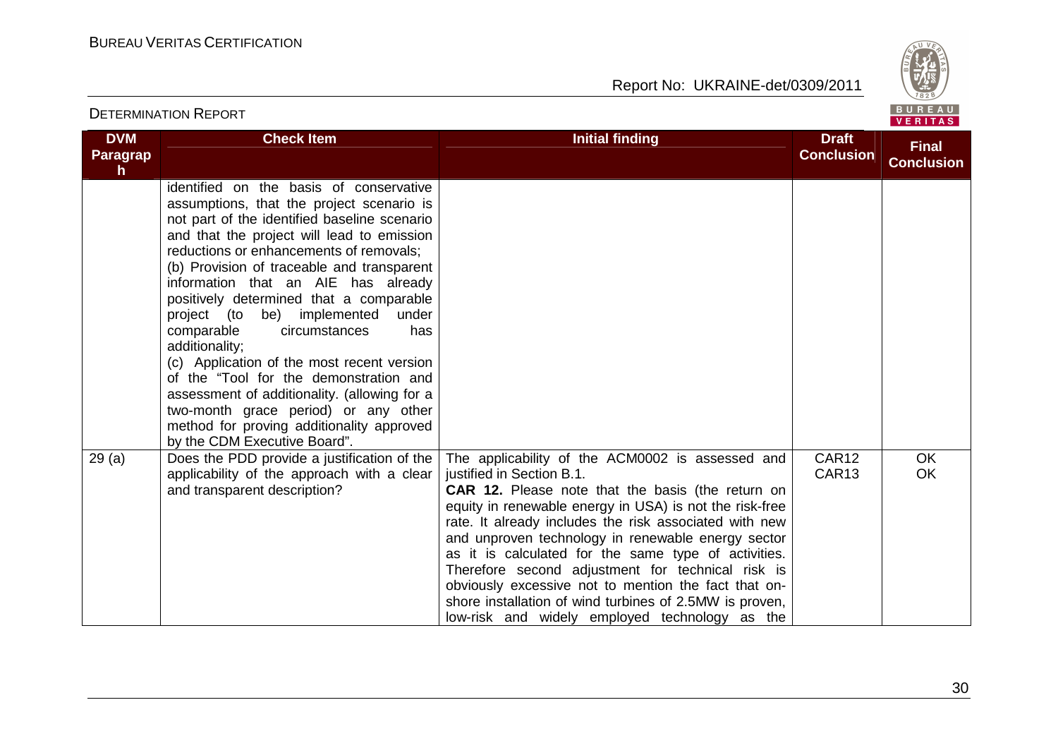| DVM Paragraph | Check Item | Initial finding | Draft Conclusion | Final Conclusion |
|---|---|---|---|---|
| | identified on the basis of conservative assumptions, that the project scenario is not part of the identified baseline scenario and that the project will lead to emission reductions or enhancements of removals;<br>(b) Provision of traceable and transparent information that an AIE has already positively determined that a comparable project (to be) implemented under comparable circumstances has additionality;<br>(c) Application of the most recent version of the "Tool for the demonstration and assessment of additionality. (allowing for a two-month grace period) or any other method for proving additionality approved by the CDM Executive Board". | | | |
| 29 (a) | Does the PDD provide a justification of the applicability of the approach with a clear and transparent description? | The applicability of the ACM0002 is assessed and justified in Section B.1.<br>**CAR 12.** Please note that the basis (the return on equity in renewable energy in USA) is not the risk-free rate. It already includes the risk associated with new and unproven technology in renewable energy sector as it is calculated for the same type of activities. Therefore second adjustment for technical risk is obviously excessive not to mention the fact that on-shore installation of wind turbines of 2.5MW is proven, low-risk and widely employed technology as the | CAR12<br>CAR13 | OK<br>OK |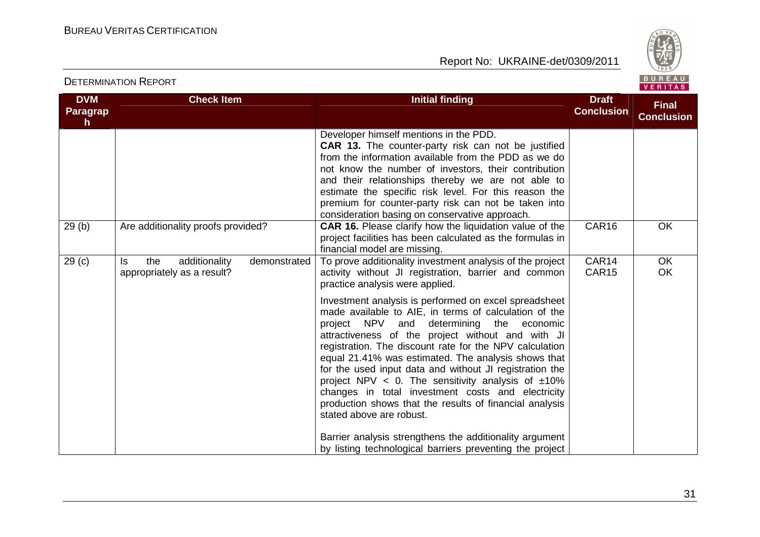| DVM Paragraph | Check Item | Initial finding | Draft Conclusion | Final Conclusion |
|---|---|---|---|---|
| | | Developer himself mentions in the PDD.<br>**CAR 13.** The counter-party risk can not be justified from the information available from the PDD as we do not know the number of investors, their contribution and their relationships thereby we are not able to estimate the specific risk level. For this reason the premium for counter-party risk can not be taken into consideration basing on conservative approach. | | |
| 29 (b) | Are additionality proofs provided? | **CAR 16.** Please clarify how the liquidation value of the project facilities has been calculated as the formulas in financial model are missing. | CAR16 | OK |
| 29 (c) | Is the additionality demonstrated appropriately as a result? | To prove additionality investment analysis of the project activity without JI registration, barrier and common practice analysis were applied.<br><br>Investment analysis is performed on excel spreadsheet made available to AIE, in terms of calculation of the project NPV and determining the economic attractiveness of the project without and with JI registration. The discount rate for the NPV calculation equal 21.41% was estimated. The analysis shows that for the used input data and without JI registration the project NPV < 0. The sensitivity analysis of ±10% changes in total investment costs and electricity production shows that the results of financial analysis stated above are robust.<br><br>Barrier analysis strengthens the additionality argument by listing technological barriers preventing the project | CAR14<br>CAR15 | OK<br>OK |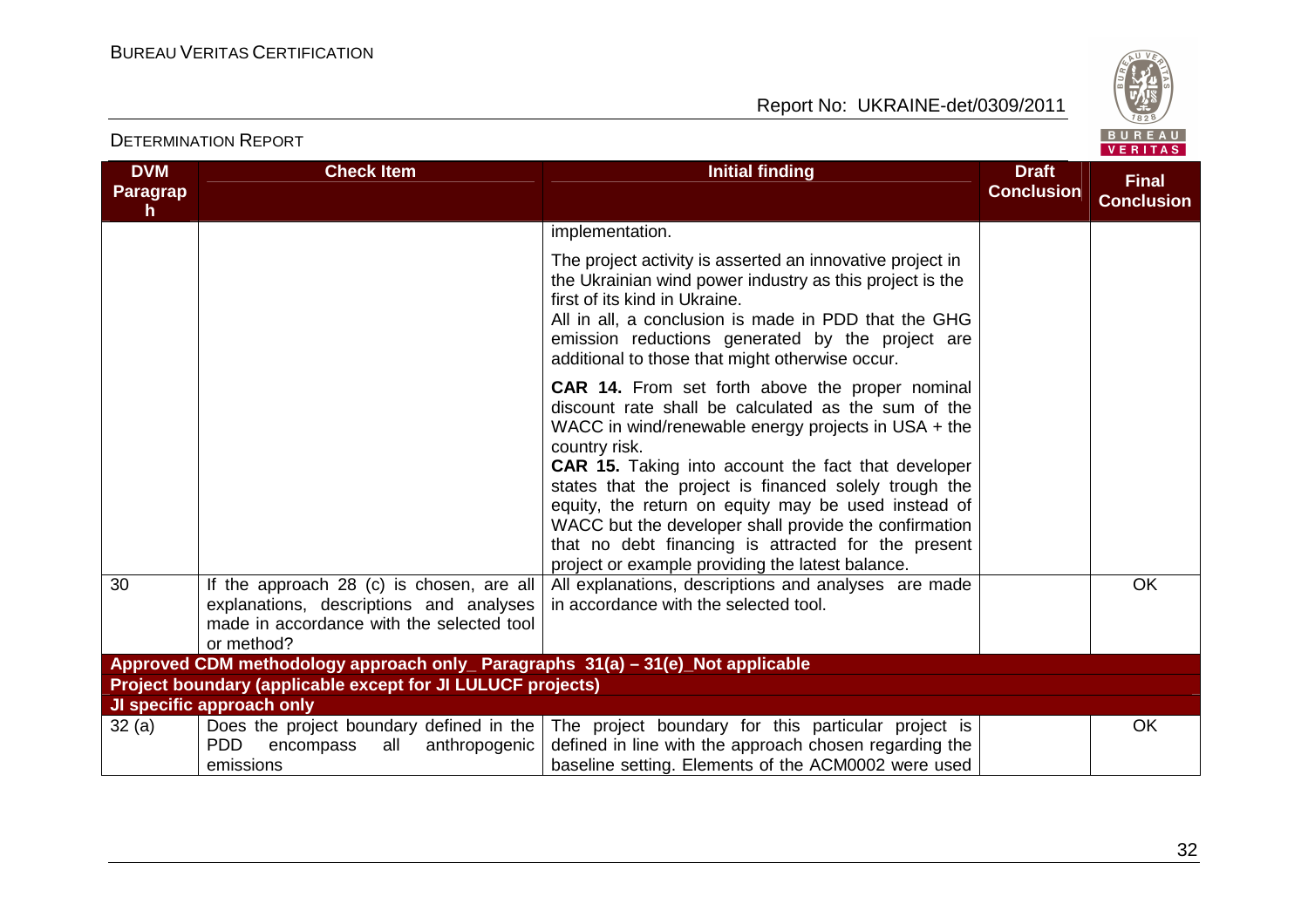| DVM Paragraph | Check Item | Initial finding | Draft Conclusion | Final Conclusion |
|---|---|---|---|---|
| | | implementation.<br><br>The project activity is asserted an innovative project in the Ukrainian wind power industry as this project is the first of its kind in Ukraine.<br>All in all, a conclusion is made in PDD that the GHG emission reductions generated by the project are additional to those that might otherwise occur.<br><br>**CAR 14.** From set forth above the proper nominal discount rate shall be calculated as the sum of the WACC in wind/renewable energy projects in USA + the country risk.<br>**CAR 15.** Taking into account the fact that developer states that the project is financed solely trough the equity, the return on equity may be used instead of WACC but the developer shall provide the confirmation that no debt financing is attracted for the present project or example providing the latest balance. | | |
| 30 | If the approach 28 (c) is chosen, are all explanations, descriptions and analyses made in accordance with the selected tool or method? | All explanations, descriptions and analyses are made in accordance with the selected tool. | | OK |
| **Approved CDM methodology approach only_ Paragraphs 31(a) – 31(e)_Not applicable** | | | | |
| **Project boundary (applicable except for JI LULUCF projects)** | | | | |
| **JI specific approach only** | | | | |
| 32 (a) | Does the project boundary defined in the PDD encompass all anthropogenic emissions | The project boundary for this particular project is defined in line with the approach chosen regarding the baseline setting. Elements of the ACM0002 were used | | OK |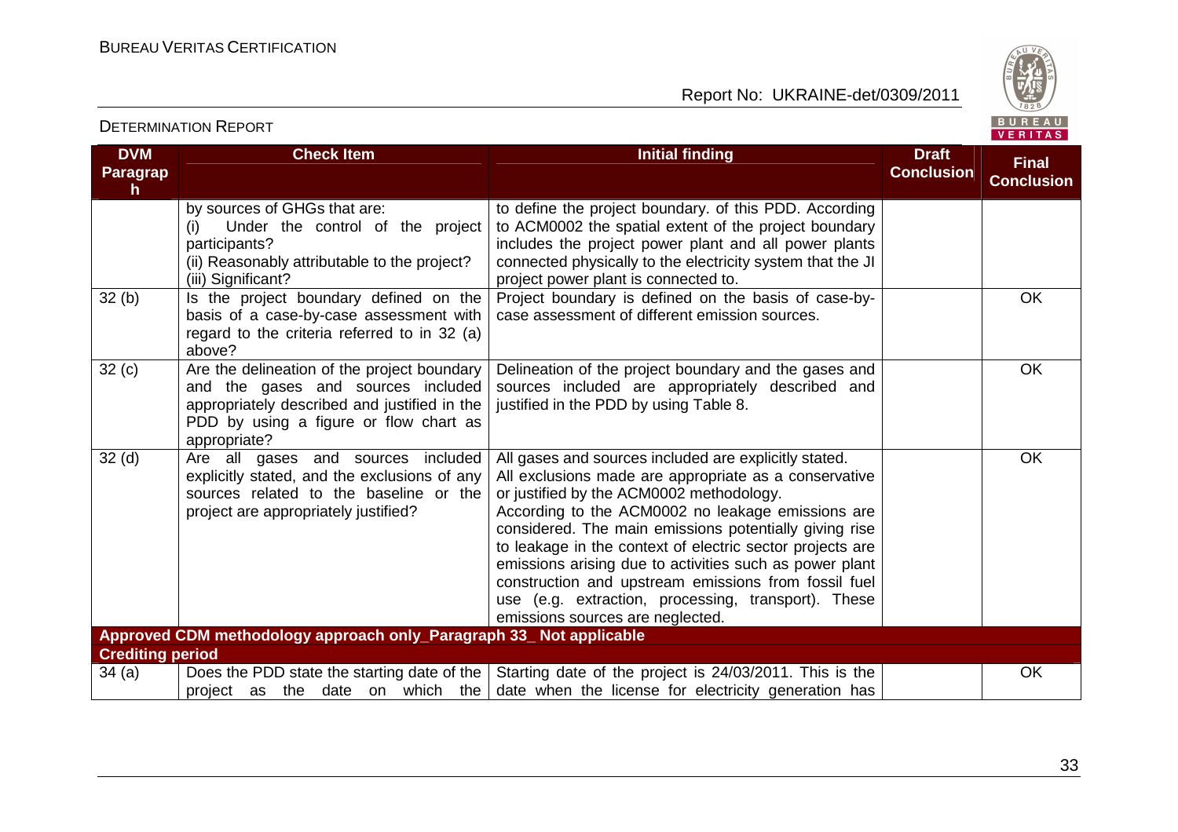| DVM Paragraph | Check Item | Initial finding | Draft Conclusion | Final Conclusion |
|---|---|---|---|---|
| | by sources of GHGs that are:<br>(i) Under the control of the project participants?<br>(ii) Reasonably attributable to the project?<br>(iii) Significant? | to define the project boundary. of this PDD. According to ACM0002 the spatial extent of the project boundary includes the project power plant and all power plants connected physically to the electricity system that the JI project power plant is connected to. | | |
| 32 (b) | Is the project boundary defined on the basis of a case-by-case assessment with regard to the criteria referred to in 32 (a) above? | Project boundary is defined on the basis of case-by-case assessment of different emission sources. | | OK |
| 32 (c) | Are the delineation of the project boundary and the gases and sources included appropriately described and justified in the PDD by using a figure or flow chart as appropriate? | Delineation of the project boundary and the gases and sources included are appropriately described and justified in the PDD by using Table 8. | | OK |
| 32 (d) | Are all gases and sources included explicitly stated, and the exclusions of any sources related to the baseline or the project are appropriately justified? | All gases and sources included are explicitly stated.<br>All exclusions made are appropriate as a conservative or justified by the ACM0002 methodology.<br>According to the ACM0002 no leakage emissions are considered. The main emissions potentially giving rise to leakage in the context of electric sector projects are emissions arising due to activities such as power plant construction and upstream emissions from fossil fuel use (e.g. extraction, processing, transport). These emissions sources are neglected. | | OK |
| **Approved CDM methodology approach only_Paragraph 33_ Not applicable** | | | | |
| **Crediting period** | | | | |
| 34 (a) | Does the PDD state the starting date of the project as the date on which the | Starting date of the project is 24/03/2011. This is the date when the license for electricity generation has | | OK |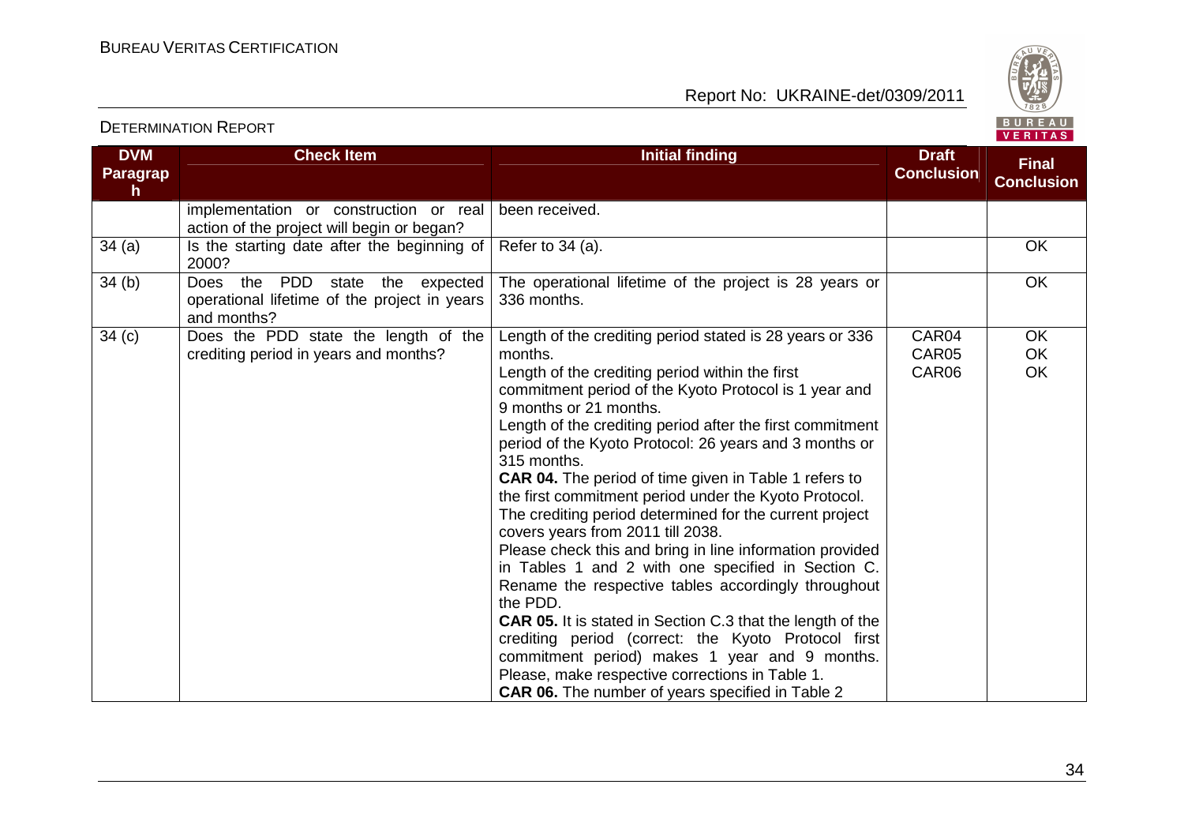| DVM Paragraph | Check Item | Initial finding | Draft Conclusion | Final Conclusion |
|---|---|---|---|---|
| | implementation or construction or real action of the project will begin or began? | been received. | | |
| 34 (a) | Is the starting date after the beginning of 2000? | Refer to 34 (a). | | OK |
| 34 (b) | Does the PDD state the expected operational lifetime of the project in years and months? | The operational lifetime of the project is 28 years or 336 months. | | OK |
| 34 (c) | Does the PDD state the length of the crediting period in years and months? | Length of the crediting period stated is 28 years or 336 months.<br>Length of the crediting period within the first commitment period of the Kyoto Protocol is 1 year and 9 months or 21 months.<br>Length of the crediting period after the first commitment period of the Kyoto Protocol: 26 years and 3 months or 315 months.<br>**CAR 04.** The period of time given in Table 1 refers to the first commitment period under the Kyoto Protocol. The crediting period determined for the current project covers years from 2011 till 2038.<br>Please check this and bring in line information provided in Tables 1 and 2 with one specified in Section C. Rename the respective tables accordingly throughout the PDD.<br>**CAR 05.** It is stated in Section C.3 that the length of the crediting period (correct: the Kyoto Protocol first commitment period) makes 1 year and 9 months. Please, make respective corrections in Table 1.<br>**CAR 06.** The number of years specified in Table 2 | CAR04<br>CAR05<br>CAR06 | OK<br>OK<br>OK |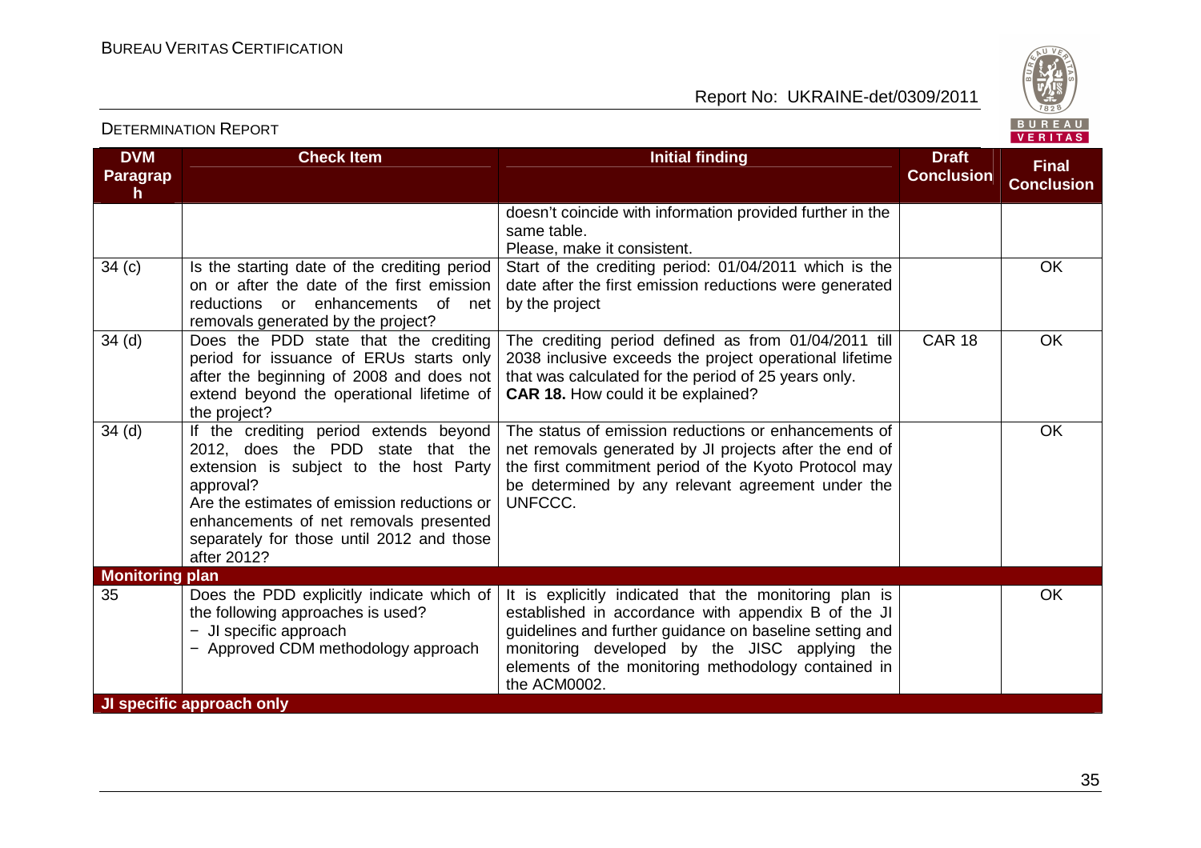| DVM Paragraph | Check Item | Initial finding | Draft Conclusion | Final Conclusion |
|---|---|---|---|---|
| | | doesn't coincide with information provided further in the same table. Please, make it consistent. | | |
| 34 (c) | Is the starting date of the crediting period on or after the date of the first emission reductions or enhancements of net removals generated by the project? | Start of the crediting period: 01/04/2011 which is the date after the first emission reductions were generated by the project | | OK |
| 34 (d) | Does the PDD state that the crediting period for issuance of ERUs starts only after the beginning of 2008 and does not extend beyond the operational lifetime of the project? | The crediting period defined as from 01/04/2011 till 2038 inclusive exceeds the project operational lifetime that was calculated for the period of 25 years only. **CAR 18.** How could it be explained? | CAR 18 | OK |
| 34 (d) | If the crediting period extends beyond 2012, does the PDD state that the extension is subject to the host Party approval? Are the estimates of emission reductions or enhancements of net removals presented separately for those until 2012 and those after 2012? | The status of emission reductions or enhancements of net removals generated by JI projects after the end of the first commitment period of the Kyoto Protocol may be determined by any relevant agreement under the UNFCCC. | | OK |
| **Monitoring plan** | | | | |
| 35 | Does the PDD explicitly indicate which of the following approaches is used?<br>− JI specific approach<br>− Approved CDM methodology approach | It is explicitly indicated that the monitoring plan is established in accordance with appendix B of the JI guidelines and further guidance on baseline setting and monitoring developed by the JISC applying the elements of the monitoring methodology contained in the ACM0002. | | OK |
| **JI specific approach only** | | | | |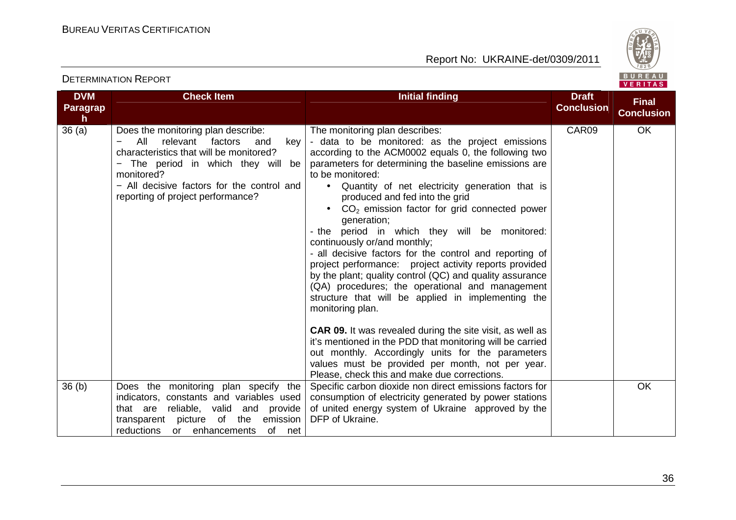| DVM Paragraph | Check Item | Initial finding | Draft Conclusion | Final Conclusion |
|---|---|---|---|---|
| 36 (a) | Does the monitoring plan describe:<br>− All relevant factors and key characteristics that will be monitored?<br>− The period in which they will be monitored?<br>− All decisive factors for the control and reporting of project performance? | The monitoring plan describes:<br>- data to be monitored: as the project emissions according to the ACM0002 equals 0, the following two parameters for determining the baseline emissions are to be monitored:<br>• Quantity of net electricity generation that is produced and fed into the grid<br>• $CO_2$ emission factor for grid connected power generation;<br>- the period in which they will be monitored: continuously or/and monthly;<br>- all decisive factors for the control and reporting of project performance: project activity reports provided by the plant; quality control (QC) and quality assurance (QA) procedures; the operational and management structure that will be applied in implementing the monitoring plan.<br><br>**CAR 09.** It was revealed during the site visit, as well as it's mentioned in the PDD that monitoring will be carried out monthly. Accordingly units for the parameters values must be provided per month, not per year. Please, check this and make due corrections. | CAR09 | OK |
| 36 (b) | Does the monitoring plan specify the indicators, constants and variables used that are reliable, valid and provide transparent picture of the emission reductions or enhancements of net | Specific carbon dioxide non direct emissions factors for consumption of electricity generated by power stations of united energy system of Ukraine approved by the DFP of Ukraine. | | OK |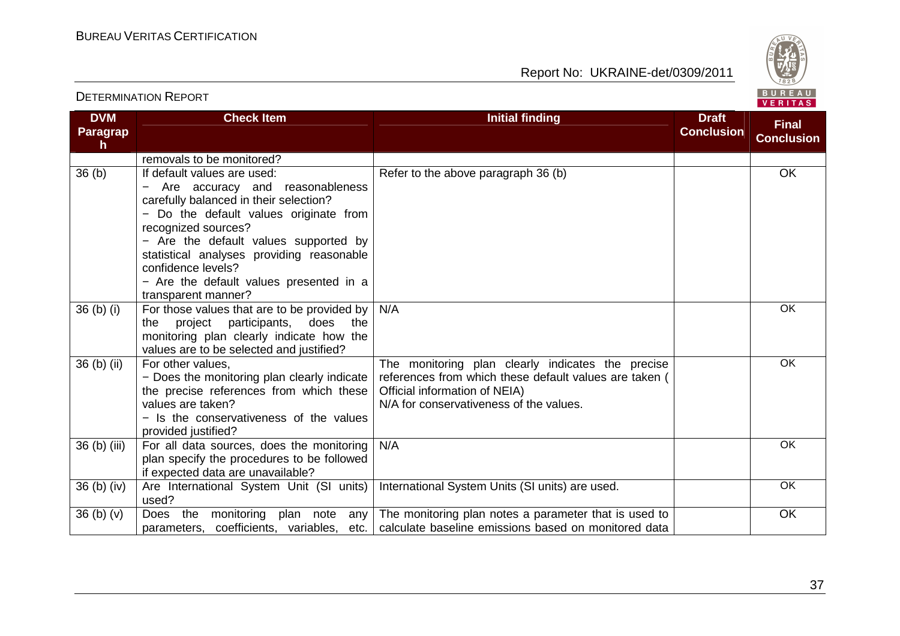| DVM Paragraph | Check Item | Initial finding | Draft Conclusion | Final Conclusion |
|---|---|---|---|---|
| | removals to be monitored? | | | |
| 36 (b) | If default values are used:<br>− Are accuracy and reasonableness carefully balanced in their selection?<br>− Do the default values originate from recognized sources?<br>− Are the default values supported by statistical analyses providing reasonable confidence levels?<br>− Are the default values presented in a transparent manner? | Refer to the above paragraph 36 (b) | | OK |
| 36 (b) (i) | For those values that are to be provided by the project participants, does the monitoring plan clearly indicate how the values are to be selected and justified? | N/A | | OK |
| 36 (b) (ii) | For other values,<br>− Does the monitoring plan clearly indicate the precise references from which these values are taken?<br>− Is the conservativeness of the values provided justified? | The monitoring plan clearly indicates the precise references from which these default values are taken ( Official information of NEIA)<br>N/A for conservativeness of the values. | | OK |
| 36 (b) (iii) | For all data sources, does the monitoring plan specify the procedures to be followed if expected data are unavailable? | N/A | | OK |
| 36 (b) (iv) | Are International System Unit (SI units) used? | International System Units (SI units) are used. | | OK |
| 36 (b) (v) | Does the monitoring plan note any parameters, coefficients, variables, etc. | The monitoring plan notes a parameter that is used to calculate baseline emissions based on monitored data | | OK |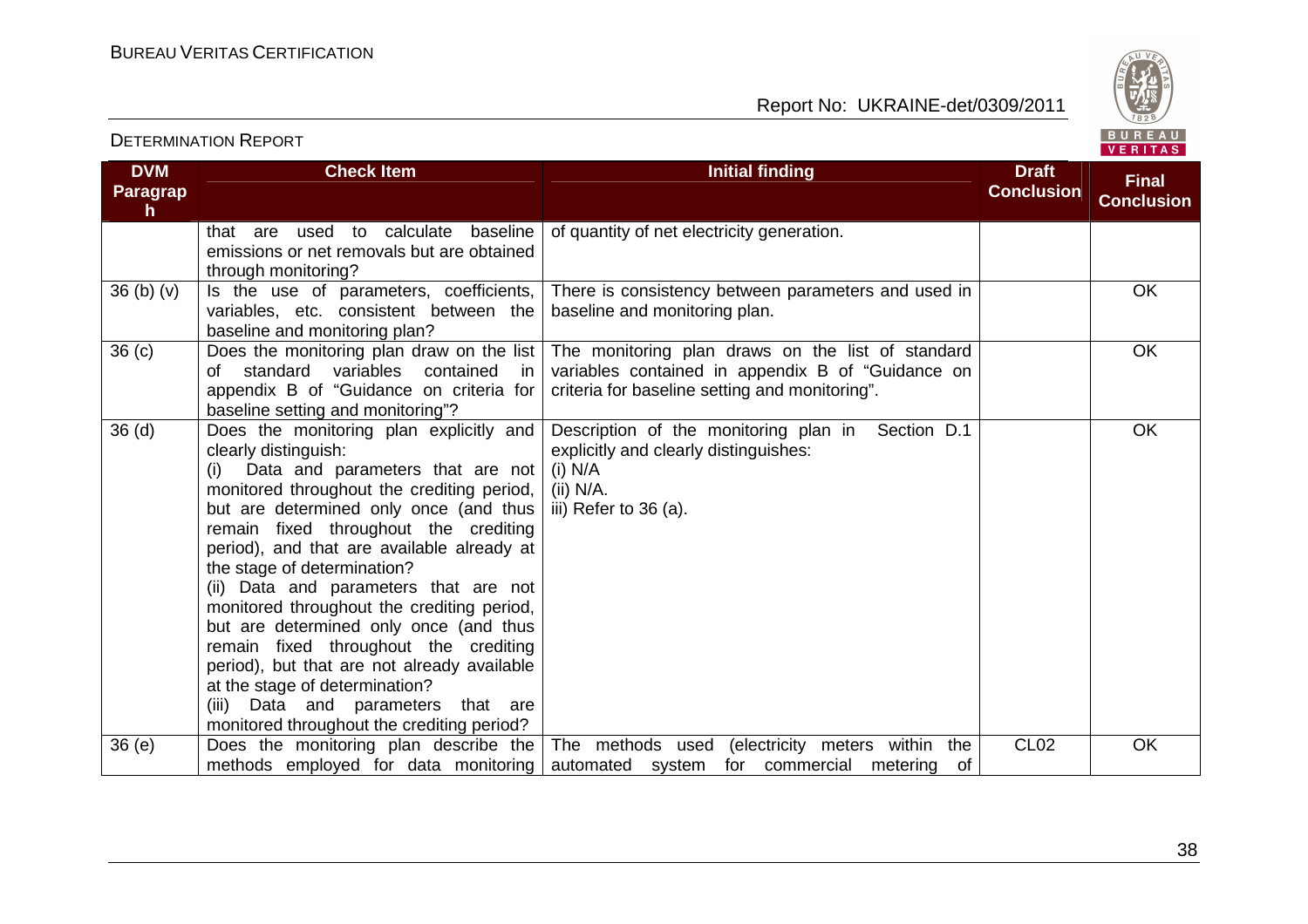| DVM Paragraph | Check Item | Initial finding | Draft Conclusion | Final Conclusion |
|---|---|---|---|---|
| | that are used to calculate baseline emissions or net removals but are obtained through monitoring? | of quantity of net electricity generation. | | |
| 36 (b) (v) | Is the use of parameters, coefficients, variables, etc. consistent between the baseline and monitoring plan? | There is consistency between parameters and used in baseline and monitoring plan. | | OK |
| 36 (c) | Does the monitoring plan draw on the list of standard variables contained in appendix B of "Guidance on criteria for baseline setting and monitoring"? | The monitoring plan draws on the list of standard variables contained in appendix B of "Guidance on criteria for baseline setting and monitoring". | | OK |
| 36 (d) | Does the monitoring plan explicitly and clearly distinguish:<br>(i) Data and parameters that are not monitored throughout the crediting period, but are determined only once (and thus remain fixed throughout the crediting period), and that are available already at the stage of determination?<br>(ii) Data and parameters that are not monitored throughout the crediting period, but are determined only once (and thus remain fixed throughout the crediting period), but that are not already available at the stage of determination?<br>(iii) Data and parameters that are monitored throughout the crediting period? | Description of the monitoring plan in Section D.1 explicitly and clearly distinguishes:<br>(i) N/A<br>(ii) N/A.<br>iii) Refer to 36 (a). | | OK |
| 36 (e) | Does the monitoring plan describe the methods employed for data monitoring | The methods used (electricity meters within the automated system for commercial metering of | CL02 | OK |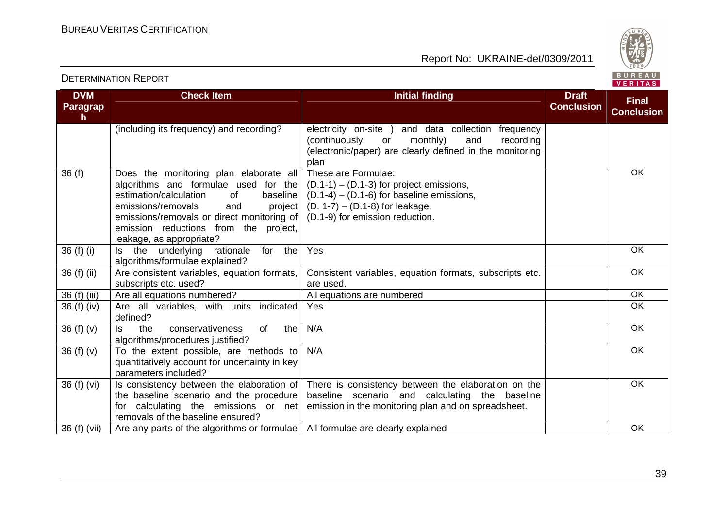| DVM Paragraph | Check Item | Initial finding | Draft Conclusion | Final Conclusion |
|---|---|---|---|---|
| | (including its frequency) and recording? | electricity on-site ) and data collection frequency (continuously or monthly) and recording (electronic/paper) are clearly defined in the monitoring plan | | |
| 36 (f) | Does the monitoring plan elaborate all algorithms and formulae used for the estimation/calculation of baseline emissions/removals and project emissions/removals or direct monitoring of emission reductions from the project, leakage, as appropriate? | These are Formulae:<br>(D.1-1) – (D.1-3) for project emissions,<br>(D.1-4) – (D.1-6) for baseline emissions,<br>(D. 1-7) – (D.1-8) for leakage,<br>(D.1-9) for emission reduction. | | OK |
| 36 (f) (i) | Is the underlying rationale for the algorithms/formulae explained? | Yes | | OK |
| 36 (f) (ii) | Are consistent variables, equation formats, subscripts etc. used? | Consistent variables, equation formats, subscripts etc. are used. | | OK |
| 36 (f) (iii) | Are all equations numbered? | All equations are numbered | | OK |
| 36 (f) (iv) | Are all variables, with units indicated defined? | Yes | | OK |
| 36 (f) (v) | Is the conservativeness of the algorithms/procedures justified? | N/A | | OK |
| 36 (f) (v) | To the extent possible, are methods to quantitatively account for uncertainty in key parameters included? | N/A | | OK |
| 36 (f) (vi) | Is consistency between the elaboration of the baseline scenario and the procedure for calculating the emissions or net removals of the baseline ensured? | There is consistency between the elaboration on the baseline scenario and calculating the baseline emission in the monitoring plan and on spreadsheet. | | OK |
| 36 (f) (vii) | Are any parts of the algorithms or formulae | All formulae are clearly explained | | OK |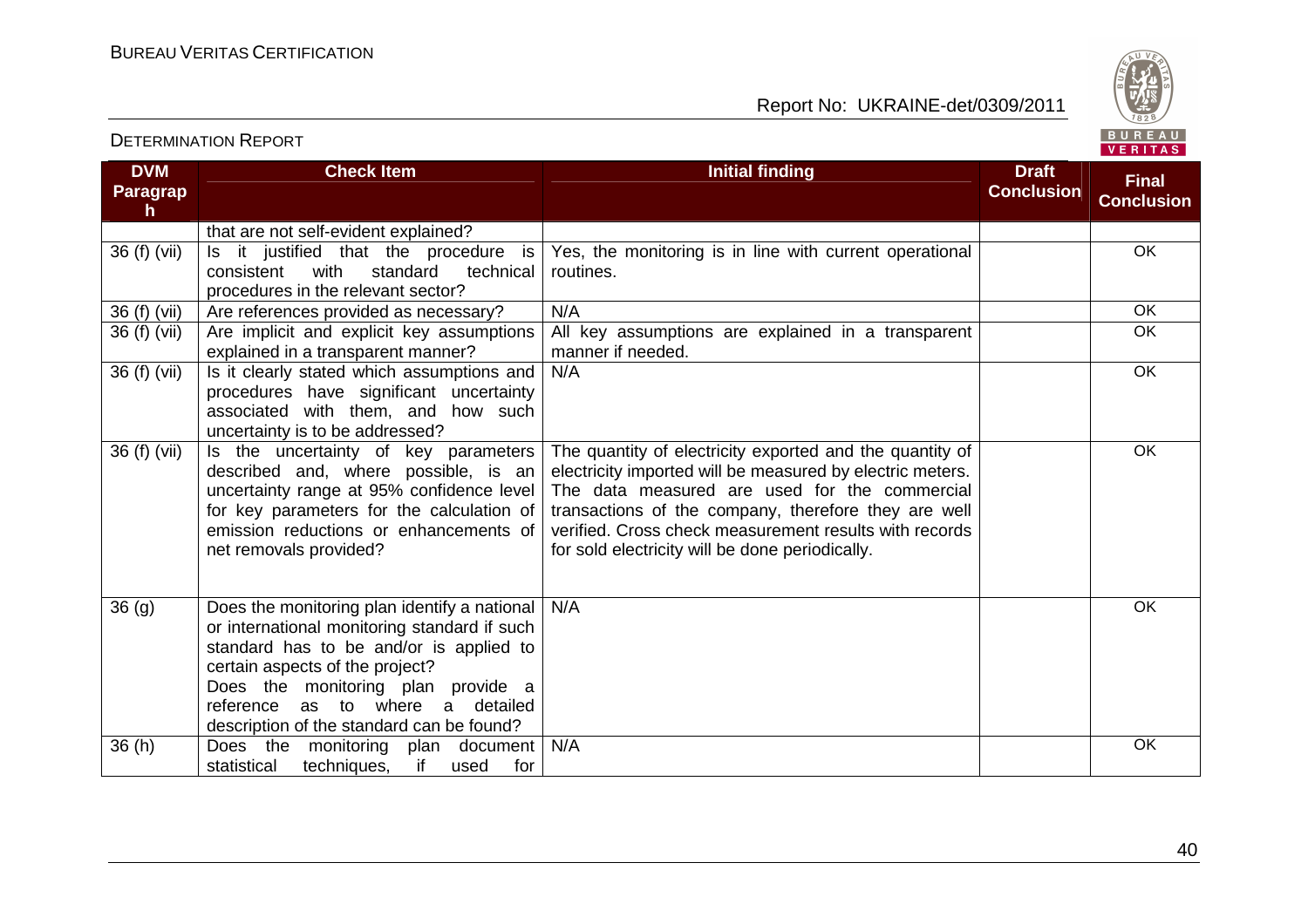| DVM Paragraph | Check Item | Initial finding | Draft Conclusion | Final Conclusion |
|---|---|---|---|---|
| | that are not self-evident explained? | | | |
| 36 (f) (vii) | Is it justified that the procedure is consistent with standard technical procedures in the relevant sector? | Yes, the monitoring is in line with current operational routines. | | OK |
| 36 (f) (vii) | Are references provided as necessary? | N/A | | OK |
| 36 (f) (vii) | Are implicit and explicit key assumptions explained in a transparent manner? | All key assumptions are explained in a transparent manner if needed. | | OK |
| 36 (f) (vii) | Is it clearly stated which assumptions and procedures have significant uncertainty associated with them, and how such uncertainty is to be addressed? | N/A | | OK |
| 36 (f) (vii) | Is the uncertainty of key parameters described and, where possible, is an uncertainty range at 95% confidence level for key parameters for the calculation of emission reductions or enhancements of net removals provided? | The quantity of electricity exported and the quantity of electricity imported will be measured by electric meters. The data measured are used for the commercial transactions of the company, therefore they are well verified. Cross check measurement results with records for sold electricity will be done periodically. | | OK |
| 36 (g) | Does the monitoring plan identify a national or international monitoring standard if such standard has to be and/or is applied to certain aspects of the project? Does the monitoring plan provide a reference as to where a detailed description of the standard can be found? | N/A | | OK |
| 36 (h) | Does the monitoring plan document statistical techniques, if used for | N/A | | OK |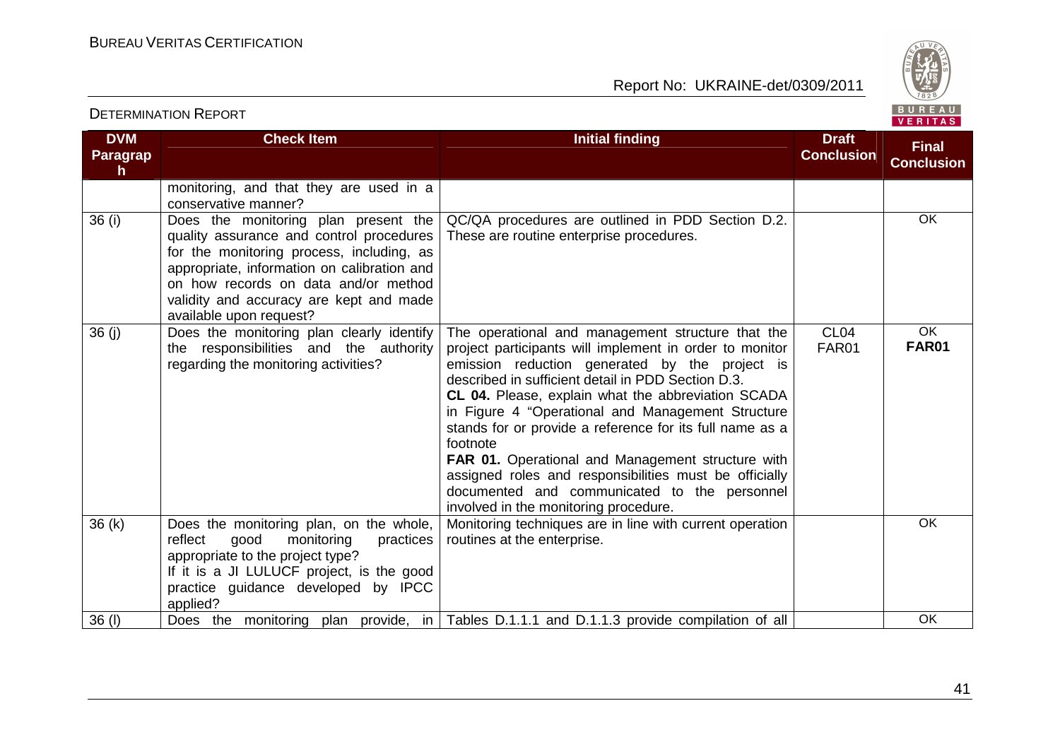| DVM Paragraph | Check Item | Initial finding | Draft Conclusion | Final Conclusion |
|---|---|---|---|---|
| | monitoring, and that they are used in a conservative manner? | | | |
| 36 (i) | Does the monitoring plan present the quality assurance and control procedures for the monitoring process, including, as appropriate, information on calibration and on how records on data and/or method validity and accuracy are kept and made available upon request? | QC/QA procedures are outlined in PDD Section D.2. These are routine enterprise procedures. | | OK |
| 36 (j) | Does the monitoring plan clearly identify the responsibilities and the authority regarding the monitoring activities? | The operational and management structure that the project participants will implement in order to monitor emission reduction generated by the project is described in sufficient detail in PDD Section D.3.<br>**CL 04.** Please, explain what the abbreviation SCADA in Figure 4 "Operational and Management Structure stands for or provide a reference for its full name as a footnote<br>**FAR 01.** Operational and Management structure with assigned roles and responsibilities must be officially documented and communicated to the personnel involved in the monitoring procedure. | CL04<br>FAR01 | OK<br>**FAR01** |
| 36 (k) | Does the monitoring plan, on the whole, reflect good monitoring practices appropriate to the project type?<br>If it is a JI LULUCF project, is the good practice guidance developed by IPCC applied? | Monitoring techniques are in line with current operation routines at the enterprise. | | OK |
| 36 (l) | Does the monitoring plan provide, in | Tables D.1.1.1 and D.1.1.3 provide compilation of all | | OK |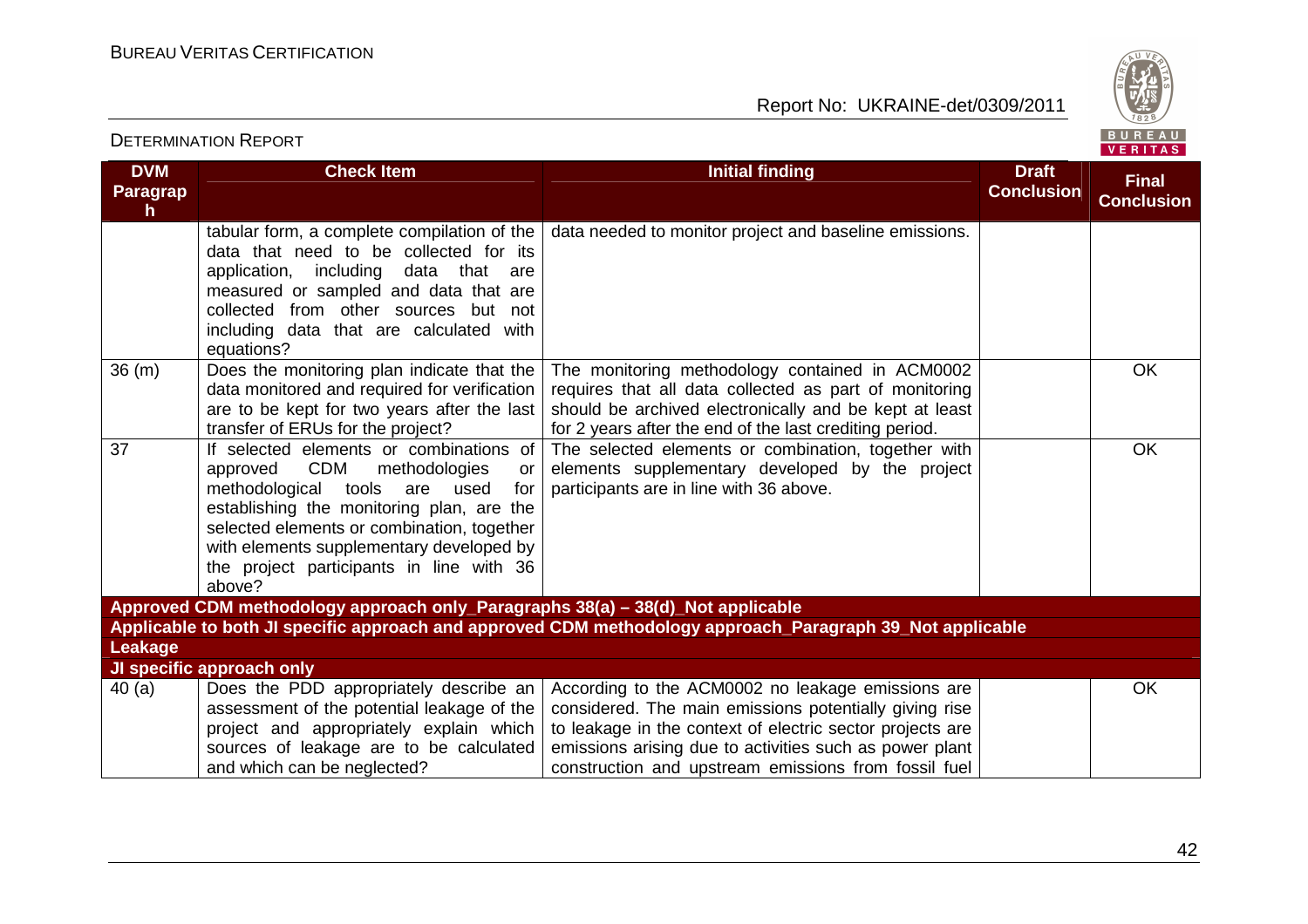| DVM Paragraph | Check Item | Initial finding | Draft Conclusion | Final Conclusion |
|---|---|---|---|---|
| | tabular form, a complete compilation of the data that need to be collected for its application, including data that are measured or sampled and data that are collected from other sources but not including data that are calculated with equations? | data needed to monitor project and baseline emissions. | | |
| 36 (m) | Does the monitoring plan indicate that the data monitored and required for verification are to be kept for two years after the last transfer of ERUs for the project? | The monitoring methodology contained in ACM0002 requires that all data collected as part of monitoring should be archived electronically and be kept at least for 2 years after the end of the last crediting period. | | OK |
| 37 | If selected elements or combinations of approved CDM methodologies or methodological tools are used for establishing the monitoring plan, are the selected elements or combination, together with elements supplementary developed by the project participants in line with 36 above? | The selected elements or combination, together with elements supplementary developed by the project participants are in line with 36 above. | | OK |
| **Approved CDM methodology approach only_Paragraphs 38(a) – 38(d)_Not applicable** | | | | |
| **Applicable to both JI specific approach and approved CDM methodology approach_Paragraph 39_Not applicable** | | | | |
| **Leakage** | | | | |
| **JI specific approach only** | | | | |
| 40 (a) | Does the PDD appropriately describe an assessment of the potential leakage of the project and appropriately explain which sources of leakage are to be calculated and which can be neglected? | According to the ACM0002 no leakage emissions are considered. The main emissions potentially giving rise to leakage in the context of electric sector projects are emissions arising due to activities such as power plant construction and upstream emissions from fossil fuel | | OK |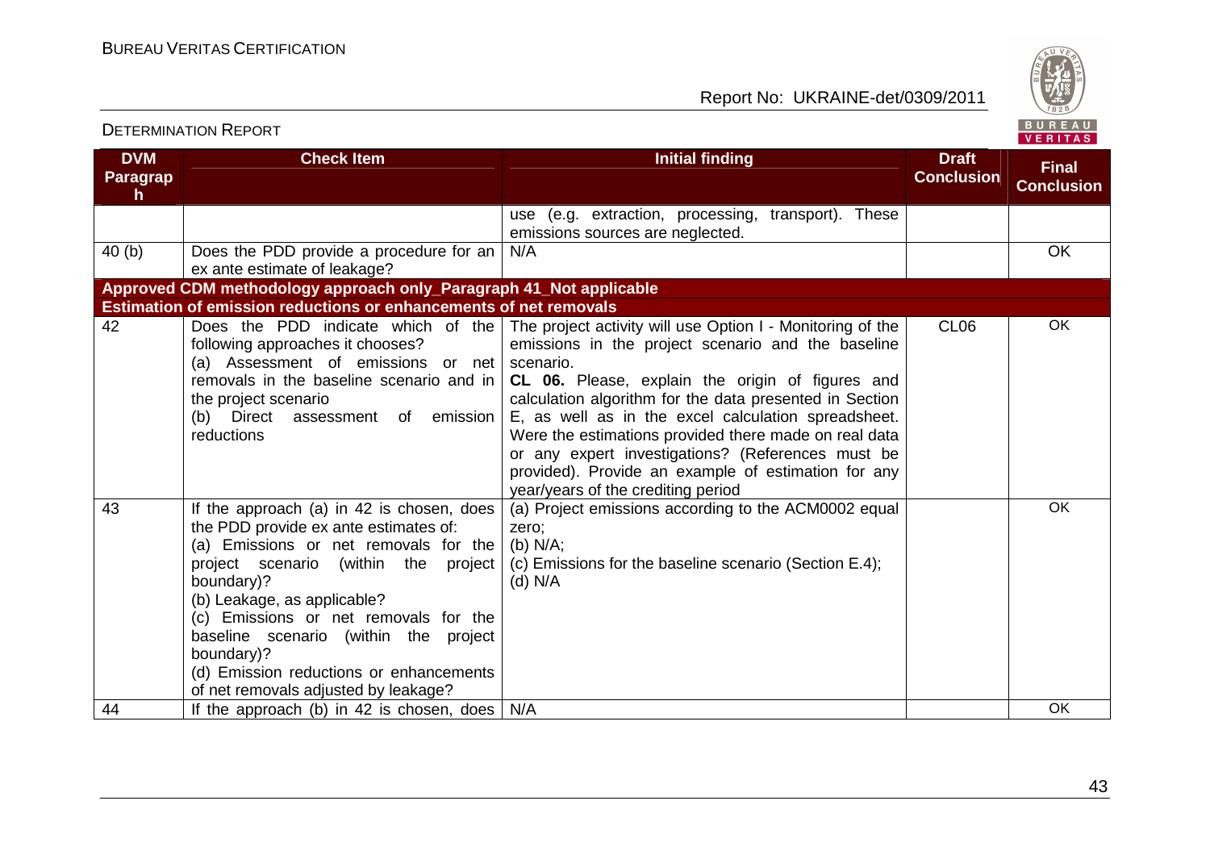| DVM Paragraph | Check Item | Initial finding | Draft Conclusion | Final Conclusion |
|---|---|---|---|---|
| | | use (e.g. extraction, processing, transport). These emissions sources are neglected. | | |
| 40 (b) | Does the PDD provide a procedure for an ex ante estimate of leakage? | N/A | | OK |
| **Approved CDM methodology approach only_Paragraph 41_Not applicable** | | | | |
| **Estimation of emission reductions or enhancements of net removals** | | | | |
| 42 | Does the PDD indicate which of the following approaches it chooses?<br>(a) Assessment of emissions or net removals in the baseline scenario and in the project scenario<br>(b) Direct assessment of emission reductions | The project activity will use Option I - Monitoring of the emissions in the project scenario and the baseline scenario.<br>**CL 06.** Please, explain the origin of figures and calculation algorithm for the data presented in Section E, as well as in the excel calculation spreadsheet. Were the estimations provided there made on real data or any expert investigations? (References must be provided). Provide an example of estimation for any year/years of the crediting period | CL06 | OK |
| 43 | If the approach (a) in 42 is chosen, does the PDD provide ex ante estimates of:<br>(a) Emissions or net removals for the project scenario (within the project boundary)?<br>(b) Leakage, as applicable?<br>(c) Emissions or net removals for the baseline scenario (within the project boundary)?<br>(d) Emission reductions or enhancements of net removals adjusted by leakage? | (a) Project emissions according to the ACM0002 equal zero;<br>(b) N/A;<br>(c) Emissions for the baseline scenario (Section E.4);<br>(d) N/A | | OK |
| 44 | If the approach (b) in 42 is chosen, does | N/A | | OK |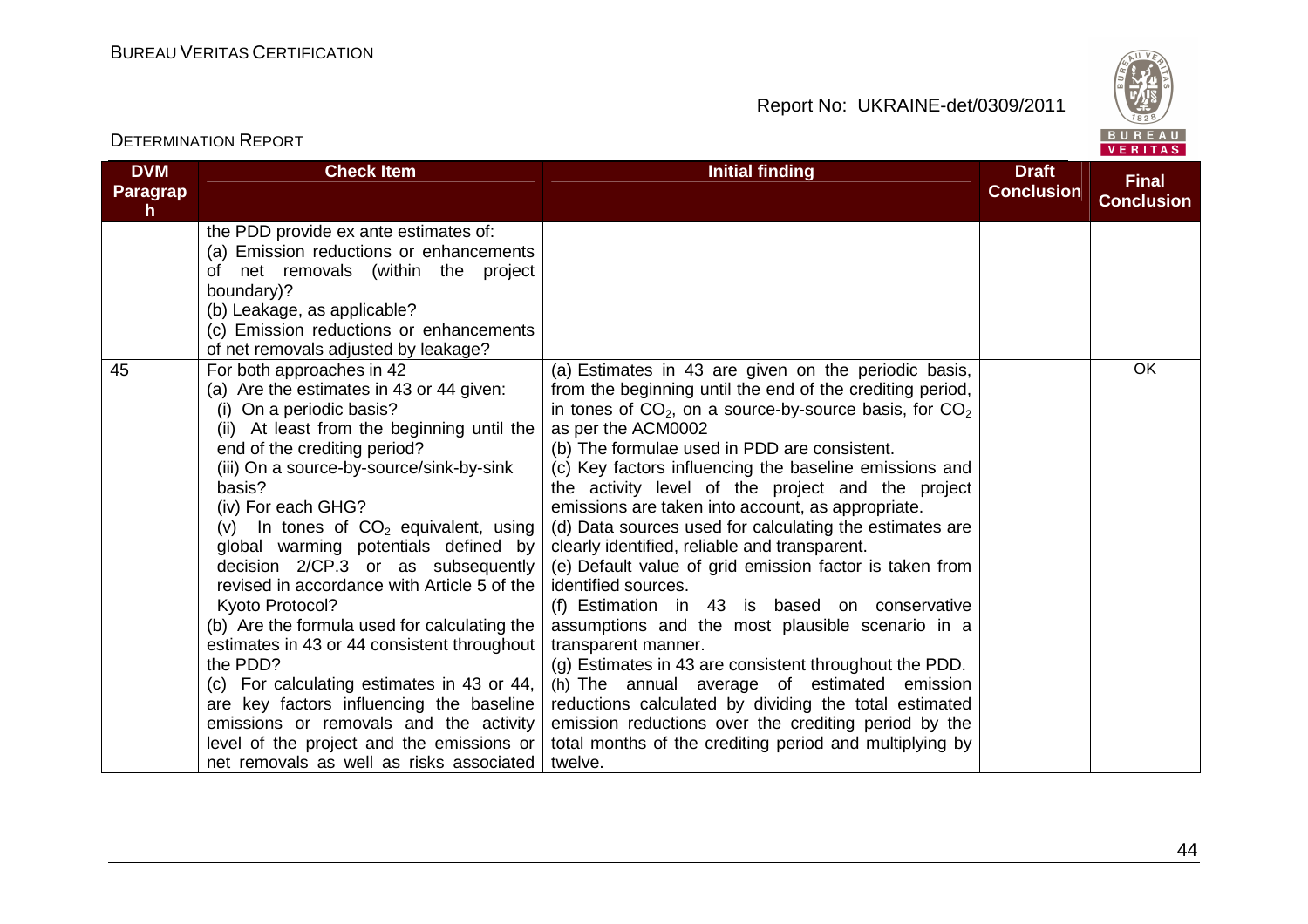| DVM Paragraph | Check Item | Initial finding | Draft Conclusion | Final Conclusion |
|---|---|---|---|---|
| | the PDD provide ex ante estimates of:<br>(a) Emission reductions or enhancements of net removals (within the project boundary)?<br>(b) Leakage, as applicable?<br>(c) Emission reductions or enhancements of net removals adjusted by leakage? | | | |
| 45 | For both approaches in 42<br>(a) Are the estimates in 43 or 44 given:<br>(i) On a periodic basis?<br>(ii) At least from the beginning until the end of the crediting period?<br>(iii) On a source-by-source/sink-by-sink basis?<br>(iv) For each GHG?<br>(v) In tones of $CO_2$ equivalent, using global warming potentials defined by decision 2/CP.3 or as subsequently revised in accordance with Article 5 of the Kyoto Protocol?<br>(b) Are the formula used for calculating the estimates in 43 or 44 consistent throughout the PDD?<br>(c) For calculating estimates in 43 or 44, are key factors influencing the baseline emissions or removals and the activity level of the project and the emissions or net removals as well as risks associated | (a) Estimates in 43 are given on the periodic basis, from the beginning until the end of the crediting period, in tones of $CO_2$, on a source-by-source basis, for $CO_2$ as per the ACM0002<br>(b) The formulae used in PDD are consistent.<br>(c) Key factors influencing the baseline emissions and the activity level of the project and the project emissions are taken into account, as appropriate.<br>(d) Data sources used for calculating the estimates are clearly identified, reliable and transparent.<br>(e) Default value of grid emission factor is taken from identified sources.<br>(f) Estimation in 43 is based on conservative assumptions and the most plausible scenario in a transparent manner.<br>(g) Estimates in 43 are consistent throughout the PDD.<br>(h) The annual average of estimated emission reductions calculated by dividing the total estimated emission reductions over the crediting period by the total months of the crediting period and multiplying by twelve. | | OK |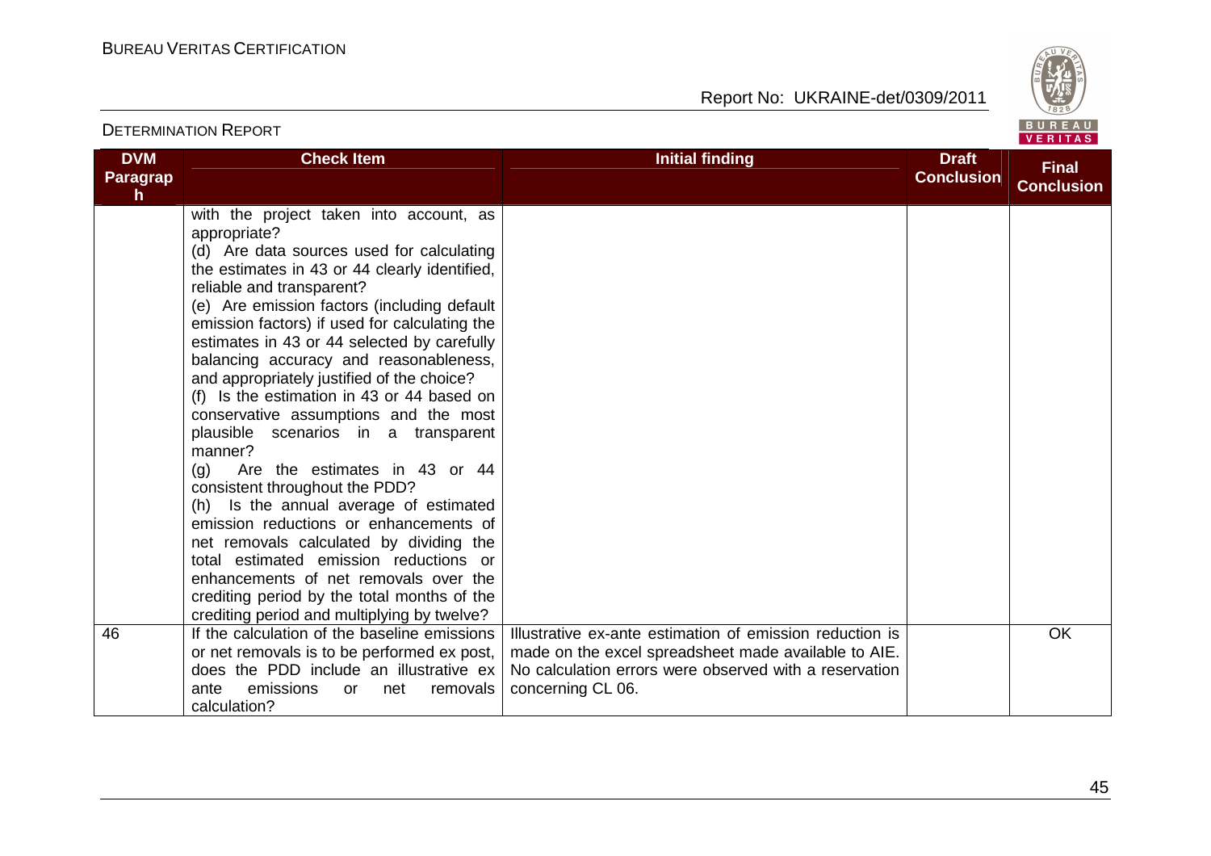| DVM Paragraph | Check Item | Initial finding | Draft Conclusion | Final Conclusion |
|---|---|---|---|---|
| | with the project taken into account, as appropriate?<br>(d) Are data sources used for calculating the estimates in 43 or 44 clearly identified, reliable and transparent?<br>(e) Are emission factors (including default emission factors) if used for calculating the estimates in 43 or 44 selected by carefully balancing accuracy and reasonableness, and appropriately justified of the choice?<br>(f) Is the estimation in 43 or 44 based on conservative assumptions and the most plausible scenarios in a transparent manner?<br>(g) Are the estimates in 43 or 44 consistent throughout the PDD?<br>(h) Is the annual average of estimated emission reductions or enhancements of net removals calculated by dividing the total estimated emission reductions or enhancements of net removals over the crediting period by the total months of the crediting period and multiplying by twelve? | | | |
| 46 | If the calculation of the baseline emissions or net removals is to be performed ex post, does the PDD include an illustrative ex ante emissions or net removals calculation? | Illustrative ex-ante estimation of emission reduction is made on the excel spreadsheet made available to AIE. No calculation errors were observed with a reservation concerning CL 06. | | OK |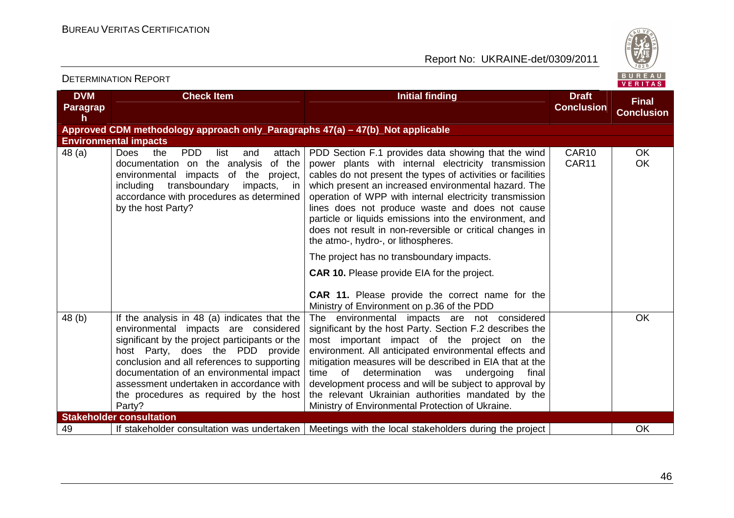| DVM Paragraph | Check Item | Initial finding | Draft Conclusion | Final Conclusion |
|---|---|---|---|---|
| **Approved CDM methodology approach only_Paragraphs 47(a) – 47(b)_Not applicable** | | | | |
| **Environmental impacts** | | | | |
| 48 (a) | Does the PDD list and attach documentation on the analysis of the environmental impacts of the project, including transboundary impacts, in accordance with procedures as determined by the host Party? | PDD Section F.1 provides data showing that the wind power plants with internal electricity transmission cables do not present the types of activities or facilities which present an increased environmental hazard. The operation of WPP with internal electricity transmission lines does not produce waste and does not cause particle or liquids emissions into the environment, and does not result in non-reversible or critical changes in the atmo-, hydro-, or lithospheres.<br><br>The project has no transboundary impacts.<br><br>**CAR 10.** Please provide EIA for the project.<br><br>**CAR 11.** Please provide the correct name for the Ministry of Environment on p.36 of the PDD | CAR10<br>CAR11 | OK<br>OK |
| 48 (b) | If the analysis in 48 (a) indicates that the environmental impacts are considered significant by the project participants or the host Party, does the PDD provide conclusion and all references to supporting documentation of an environmental impact assessment undertaken in accordance with the procedures as required by the host Party? | The environmental impacts are not considered significant by the host Party. Section F.2 describes the most important impact of the project on the environment. All anticipated environmental effects and mitigation measures will be described in EIA that at the time of determination was undergoing final development process and will be subject to approval by the relevant Ukrainian authorities mandated by the Ministry of Environmental Protection of Ukraine. | | OK |
| **Stakeholder consultation** | | | | |
| 49 | If stakeholder consultation was undertaken | Meetings with the local stakeholders during the project | | OK |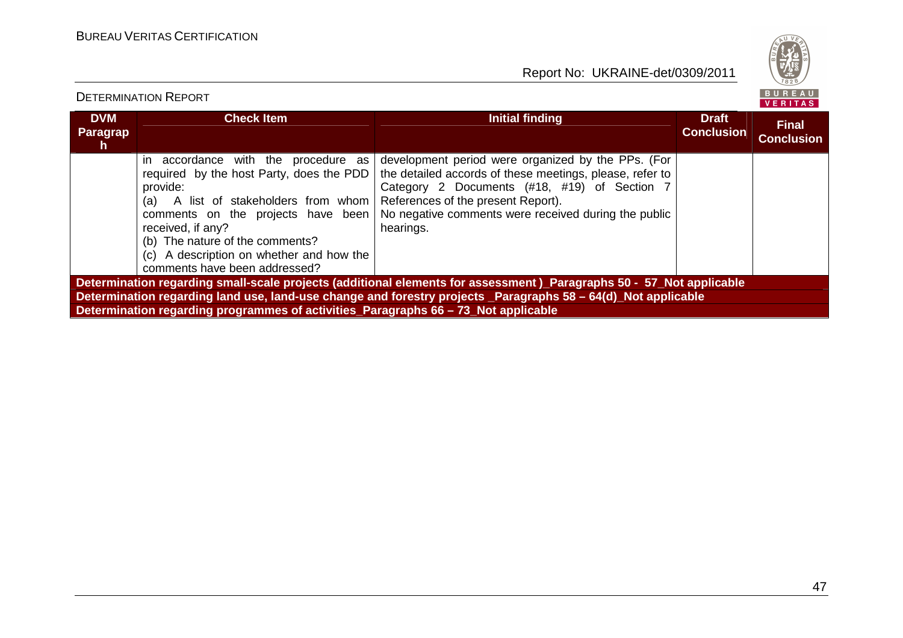| DVM Paragraph | Check Item | Initial finding | Draft Conclusion | Final Conclusion |
|---|---|---|---|---|
| | in accordance with the procedure as required by the host Party, does the PDD provide:<br>(a) A list of stakeholders from whom comments on the projects have been received, if any?<br>(b) The nature of the comments?<br>(c) A description on whether and how the comments have been addressed? | development period were organized by the PPs. (For the detailed accords of these meetings, please, refer to Category 2 Documents (#18, #19) of Section 7 References of the present Report).<br>No negative comments were received during the public hearings. | | |
| **Determination regarding small-scale projects (additional elements for assessment )_Paragraphs 50 - 57_Not applicable** | | | | |
| **Determination regarding land use, land-use change and forestry projects _Paragraphs 58 – 64(d)_Not applicable** | | | | |
| **Determination regarding programmes of activities_Paragraphs 66 – 73_Not applicable** | | | | |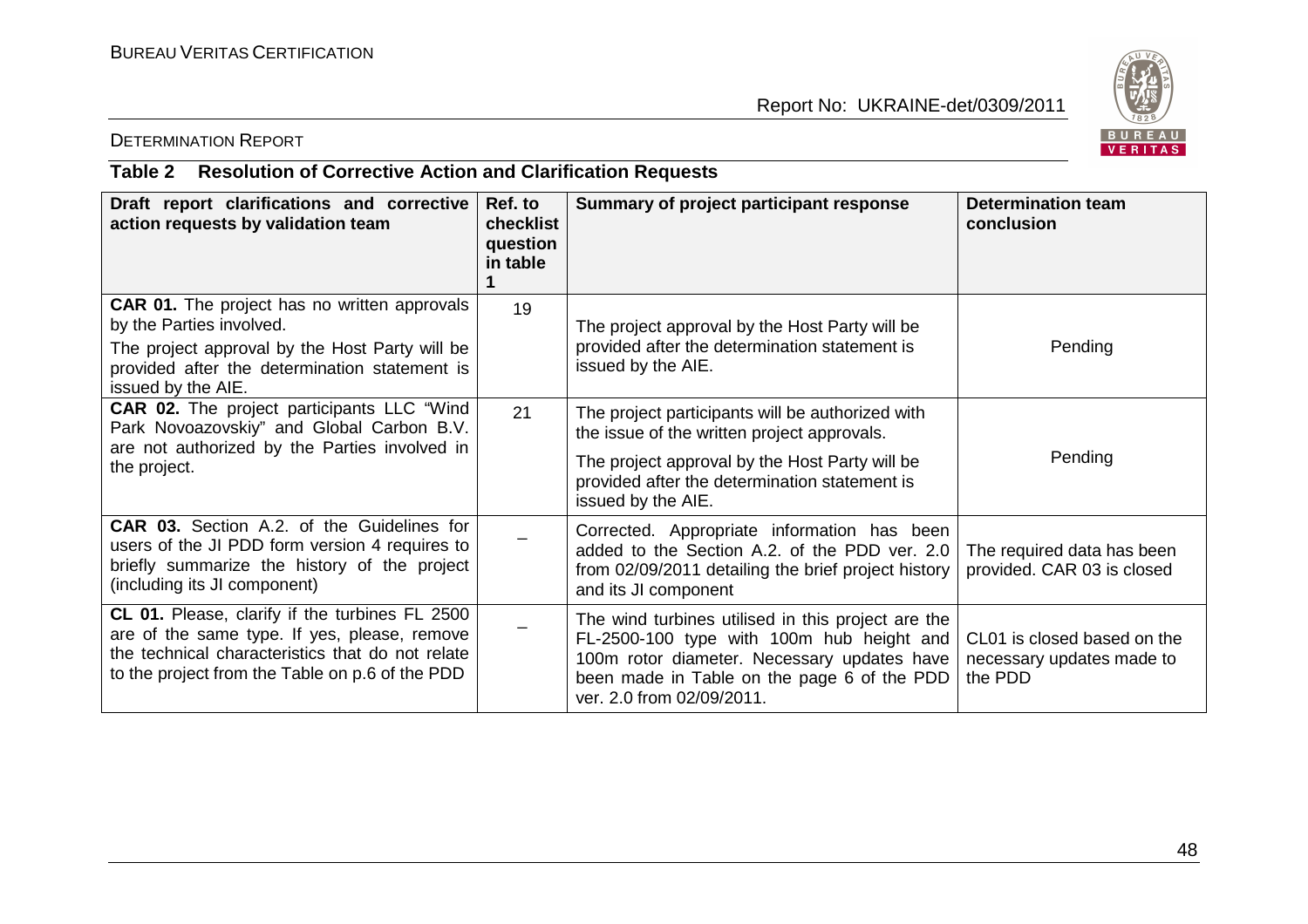## Table 2 Resolution of Corrective Action and Clarification Requests

| Draft report clarifications and corrective action requests by validation team | Ref. to checklist question in table 1 | Summary of project participant response | Determination team conclusion |
|---|---|---|---|
| **CAR 01.** The project has no written approvals by the Parties involved.<br>The project approval by the Host Party will be provided after the determination statement is issued by the AIE. | 19 | The project approval by the Host Party will be provided after the determination statement is issued by the AIE. | Pending |
| **CAR 02.** The project participants LLC "Wind Park Novoazovskiy" and Global Carbon B.V. are not authorized by the Parties involved in the project. | 21 | The project participants will be authorized with the issue of the written project approvals.<br>The project approval by the Host Party will be provided after the determination statement is issued by the AIE. | Pending |
| **CAR 03.** Section A.2. of the Guidelines for users of the JI PDD form version 4 requires to briefly summarize the history of the project (including its JI component) | – | Corrected. Appropriate information has been added to the Section A.2. of the PDD ver. 2.0 from 02/09/2011 detailing the brief project history and its JI component | The required data has been provided. CAR 03 is closed |
| **CL 01.** Please, clarify if the turbines FL 2500 are of the same type. If yes, please, remove the technical characteristics that do not relate to the project from the Table on p.6 of the PDD | – | The wind turbines utilised in this project are the FL-2500-100 type with 100m hub height and 100m rotor diameter. Necessary updates have been made in Table on the page 6 of the PDD ver. 2.0 from 02/09/2011. | CL01 is closed based on the necessary updates made to the PDD |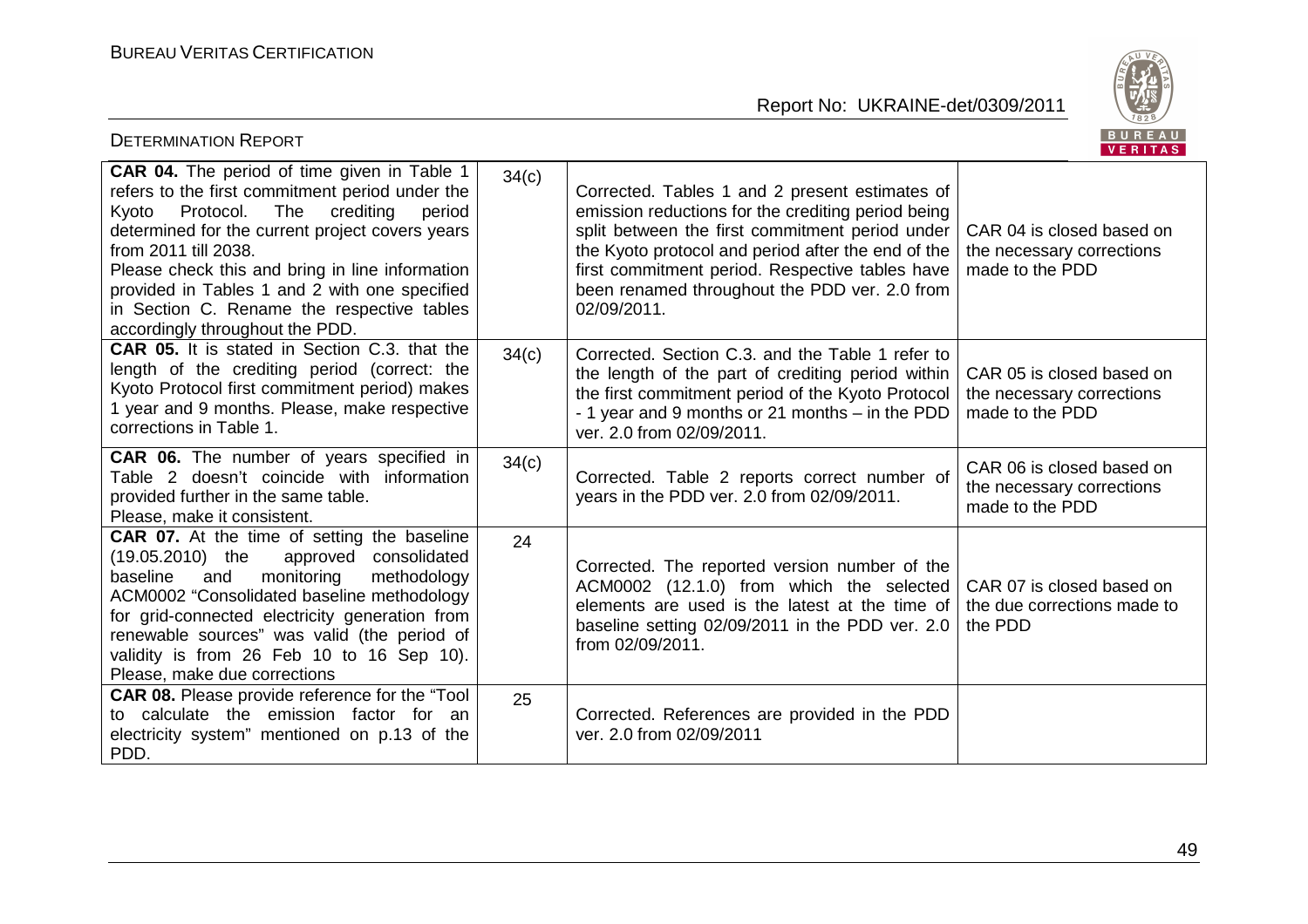| **CAR 04.** The period of time given in Table 1 refers to the first commitment period under the Kyoto Protocol. The crediting period determined for the current project covers years from 2011 till 2038. Please check this and bring in line information provided in Tables 1 and 2 with one specified in Section C. Rename the respective tables accordingly throughout the PDD. | 34(c) | Corrected. Tables 1 and 2 present estimates of emission reductions for the crediting period being split between the first commitment period under the Kyoto protocol and period after the end of the first commitment period. Respective tables have been renamed throughout the PDD ver. 2.0 from 02/09/2011. | CAR 04 is closed based on the necessary corrections made to the PDD |
|---|---|---|---|
| **CAR 05.** It is stated in Section C.3. that the length of the crediting period (correct: the Kyoto Protocol first commitment period) makes 1 year and 9 months. Please, make respective corrections in Table 1. | 34(c) | Corrected. Section C.3. and the Table 1 refer to the length of the part of crediting period within the first commitment period of the Kyoto Protocol - 1 year and 9 months or 21 months – in the PDD ver. 2.0 from 02/09/2011. | CAR 05 is closed based on the necessary corrections made to the PDD |
| **CAR 06.** The number of years specified in Table 2 doesn't coincide with information provided further in the same table. Please, make it consistent. | 34(c) | Corrected. Table 2 reports correct number of years in the PDD ver. 2.0 from 02/09/2011. | CAR 06 is closed based on the necessary corrections made to the PDD |
| **CAR 07.** At the time of setting the baseline (19.05.2010) the approved consolidated baseline and monitoring methodology ACM0002 "Consolidated baseline methodology for grid-connected electricity generation from renewable sources" was valid (the period of validity is from 26 Feb 10 to 16 Sep 10). Please, make due corrections | 24 | Corrected. The reported version number of the ACM0002 (12.1.0) from which the selected elements are used is the latest at the time of baseline setting 02/09/2011 in the PDD ver. 2.0 from 02/09/2011. | CAR 07 is closed based on the due corrections made to the PDD |
| **CAR 08.** Please provide reference for the "Tool to calculate the emission factor for an electricity system" mentioned on p.13 of the PDD. | 25 | Corrected. References are provided in the PDD ver. 2.0 from 02/09/2011 | |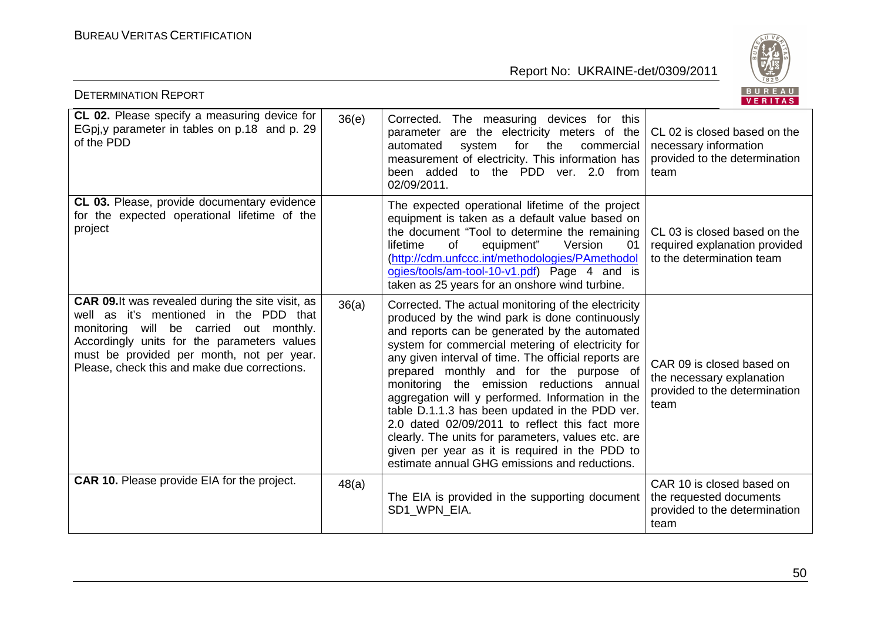| | | | |
|---|---|---|---|
| **CL 02.** Please specify a measuring device for EGpj,y parameter in tables on p.18 and p. 29 of the PDD | 36(e) | Corrected. The measuring devices for this parameter are the electricity meters of the automated system for the commercial measurement of electricity. This information has been added to the PDD ver. 2.0 from 02/09/2011. | CL 02 is closed based on the necessary information provided to the determination team |
| **CL 03.** Please, provide documentary evidence for the expected operational lifetime of the project | | The expected operational lifetime of the project equipment is taken as a default value based on the document "Tool to determine the remaining lifetime of equipment" Version 01 (http://cdm.unfccc.int/methodologies/PAmethodologies/tools/am-tool-10-v1.pdf) Page 4 and is taken as 25 years for an onshore wind turbine. | CL 03 is closed based on the required explanation provided to the determination team |
| **CAR 09.** It was revealed during the site visit, as well as it's mentioned in the PDD that monitoring will be carried out monthly. Accordingly units for the parameters values must be provided per month, not per year. Please, check this and make due corrections. | 36(a) | Corrected. The actual monitoring of the electricity produced by the wind park is done continuously and reports can be generated by the automated system for commercial metering of electricity for any given interval of time. The official reports are prepared monthly and for the purpose of monitoring the emission reductions annual aggregation will y performed. Information in the table D.1.1.3 has been updated in the PDD ver. 2.0 dated 02/09/2011 to reflect this fact more clearly. The units for parameters, values etc. are given per year as it is required in the PDD to estimate annual GHG emissions and reductions. | CAR 09 is closed based on the necessary explanation provided to the determination team |
| **CAR 10.** Please provide EIA for the project. | 48(a) | The EIA is provided in the supporting document SD1_WPN_EIA. | CAR 10 is closed based on the requested documents provided to the determination team |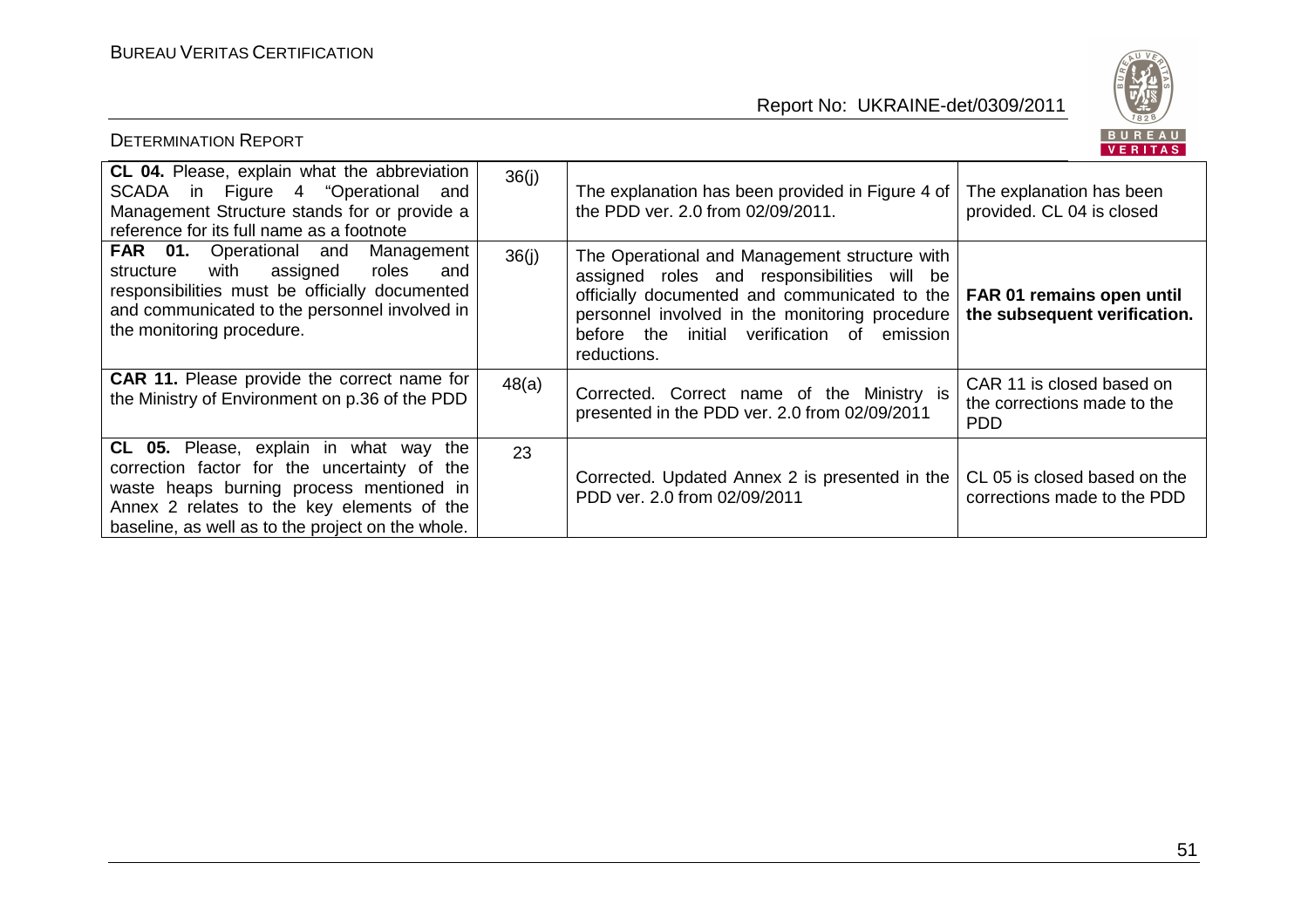| **CL 04.** Please, explain what the abbreviation SCADA in Figure 4 "Operational and Management Structure stands for or provide a reference for its full name as a footnote | 36(j) | The explanation has been provided in Figure 4 of the PDD ver. 2.0 from 02/09/2011. | The explanation has been provided. CL 04 is closed |
|---|---|---|---|
| **FAR 01.** Operational and Management structure with assigned roles and responsibilities must be officially documented and communicated to the personnel involved in the monitoring procedure. | 36(j) | The Operational and Management structure with assigned roles and responsibilities will be officially documented and communicated to the personnel involved in the monitoring procedure before the initial verification of emission reductions. | **FAR 01 remains open until the subsequent verification.** |
| **CAR 11.** Please provide the correct name for the Ministry of Environment on p.36 of the PDD | 48(a) | Corrected. Correct name of the Ministry is presented in the PDD ver. 2.0 from 02/09/2011 | CAR 11 is closed based on the corrections made to the PDD |
| **CL 05.** Please, explain in what way the correction factor for the uncertainty of the waste heaps burning process mentioned in Annex 2 relates to the key elements of the baseline, as well as to the project on the whole. | 23 | Corrected. Updated Annex 2 is presented in the PDD ver. 2.0 from 02/09/2011 | CL 05 is closed based on the corrections made to the PDD |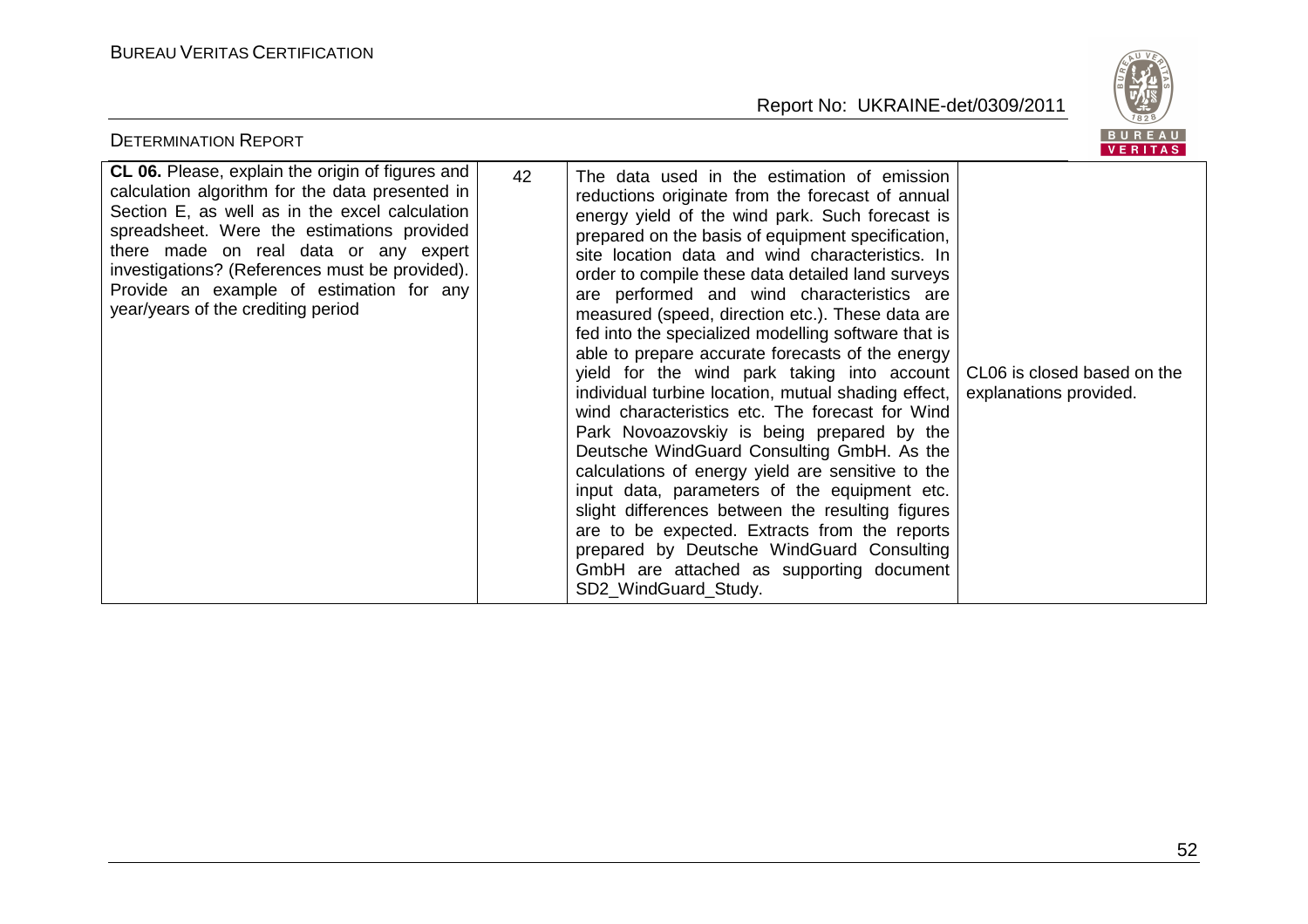| **CL 06.** Please, explain the origin of figures and calculation algorithm for the data presented in Section E, as well as in the excel calculation spreadsheet. Were the estimations provided there made on real data or any expert investigations? (References must be provided). Provide an example of estimation for any year/years of the crediting period | 42 | The data used in the estimation of emission reductions originate from the forecast of annual energy yield of the wind park. Such forecast is prepared on the basis of equipment specification, site location data and wind characteristics. In order to compile these data detailed land surveys are performed and wind characteristics are measured (speed, direction etc.). These data are fed into the specialized modelling software that is able to prepare accurate forecasts of the energy yield for the wind park taking into account individual turbine location, mutual shading effect, wind characteristics etc. The forecast for Wind Park Novoazovskiy is being prepared by the Deutsche WindGuard Consulting GmbH. As the calculations of energy yield are sensitive to the input data, parameters of the equipment etc. slight differences between the resulting figures are to be expected. Extracts from the reports prepared by Deutsche WindGuard Consulting GmbH are attached as supporting document SD2_WindGuard_Study. | CL06 is closed based on the explanations provided. |
|---|---|---|---|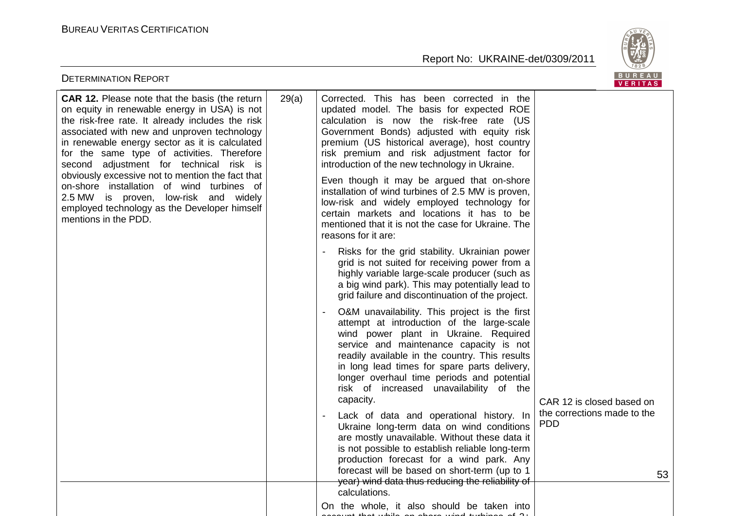| | | | |
|---|---|---|---|
| **CAR 12.** Please note that the basis (the return on equity in renewable energy in USA) is not the risk-free rate. It already includes the risk associated with new and unproven technology in renewable energy sector as it is calculated for the same type of activities. Therefore second adjustment for technical risk is obviously excessive not to mention the fact that on-shore installation of wind turbines of 2.5 MW is proven, low-risk and widely employed technology as the Developer himself mentions in the PDD. | 29(a) | Corrected. This has been corrected in the updated model. The basis for expected ROE calculation is now the risk-free rate (US Government Bonds) adjusted with equity risk premium (US historical average), host country risk premium and risk adjustment factor for introduction of the new technology in Ukraine.<br><br>Even though it may be argued that on-shore installation of wind turbines of 2.5 MW is proven, low-risk and widely employed technology for certain markets and locations it has to be mentioned that it is not the case for Ukraine. The reasons for it are:<br><br>- Risks for the grid stability. Ukrainian power grid is not suited for receiving power from a highly variable large-scale producer (such as a big wind park). This may potentially lead to grid failure and discontinuation of the project.<br>- O&M unavailability. This project is the first attempt at introduction of the large-scale wind power plant in Ukraine. Required service and maintenance capacity is not readily available in the country. This results in long lead times for spare parts delivery, longer overhaul time periods and potential risk of increased unavailability of the capacity.<br>- Lack of data and operational history. In Ukraine long-term data on wind conditions are mostly unavailable. Without these data it is not possible to establish reliable long-term production forecast for a wind park. Any forecast will be based on short-term (up to 1 year) wind data thus reducing the reliability of calculations.<br><br>On the whole, it also should be taken into | CAR 12 is closed based on the corrections made to the PDD |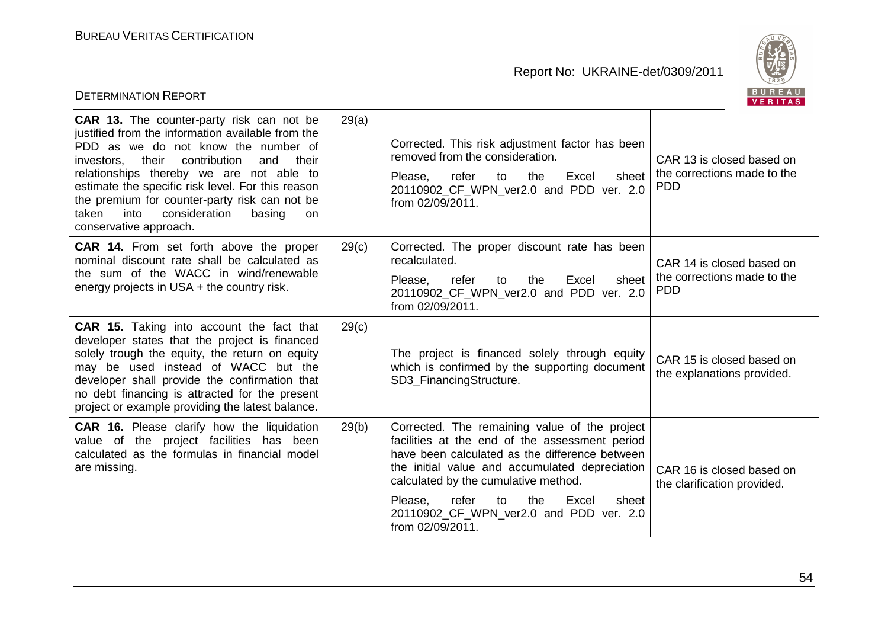| | | | |
|---|---|---|---|
| **CAR 13.** The counter-party risk can not be justified from the information available from the PDD as we do not know the number of investors, their contribution and their relationships thereby we are not able to estimate the specific risk level. For this reason the premium for counter-party risk can not be taken into consideration basing on conservative approach. | 29(a) | Corrected. This risk adjustment factor has been removed from the consideration.<br><br>Please, refer to the Excel sheet 20110902_CF_WPN_ver2.0 and PDD ver. 2.0 from 02/09/2011. | CAR 13 is closed based on the corrections made to the PDD |
| **CAR 14.** From set forth above the proper nominal discount rate shall be calculated as the sum of the WACC in wind/renewable energy projects in USA + the country risk. | 29(c) | Corrected. The proper discount rate has been recalculated.<br><br>Please, refer to the Excel sheet 20110902_CF_WPN_ver2.0 and PDD ver. 2.0 from 02/09/2011. | CAR 14 is closed based on the corrections made to the PDD |
| **CAR 15.** Taking into account the fact that developer states that the project is financed solely trough the equity, the return on equity may be used instead of WACC but the developer shall provide the confirmation that no debt financing is attracted for the present project or example providing the latest balance. | 29(c) | The project is financed solely through equity which is confirmed by the supporting document SD3_FinancingStructure. | CAR 15 is closed based on the explanations provided. |
| **CAR 16.** Please clarify how the liquidation value of the project facilities has been calculated as the formulas in financial model are missing. | 29(b) | Corrected. The remaining value of the project facilities at the end of the assessment period have been calculated as the difference between the initial value and accumulated depreciation calculated by the cumulative method.<br><br>Please, refer to the Excel sheet 20110902_CF_WPN_ver2.0 and PDD ver. 2.0 from 02/09/2011. | CAR 16 is closed based on the clarification provided. |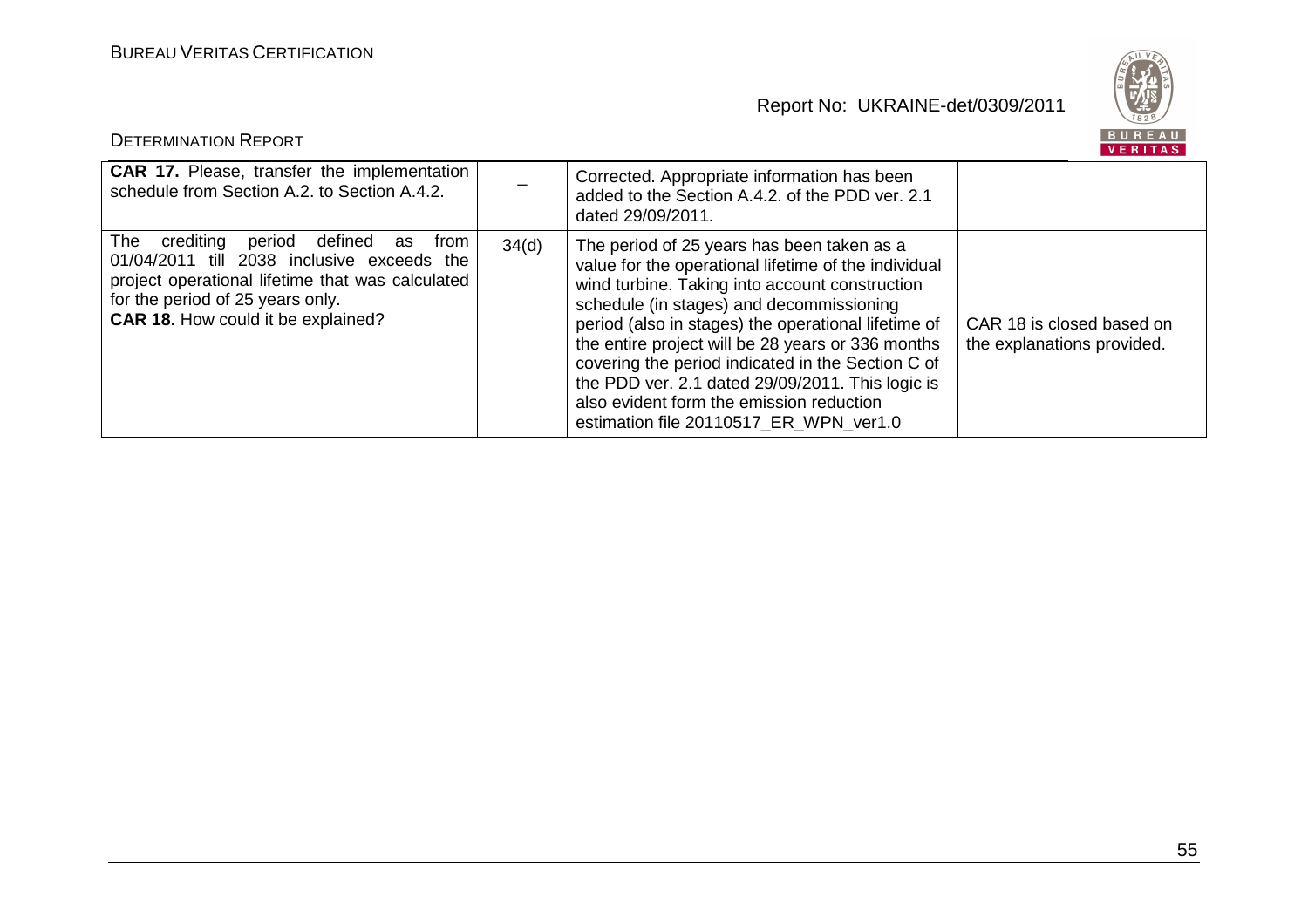| | | | |
|---|---|---|---|
| **CAR 17.** Please, transfer the implementation schedule from Section A.2. to Section A.4.2. | – | Corrected. Appropriate information has been added to the Section A.4.2. of the PDD ver. 2.1 dated 29/09/2011. | |
| The crediting period defined as from 01/04/2011 till 2038 inclusive exceeds the project operational lifetime that was calculated for the period of 25 years only. **CAR 18.** How could it be explained? | 34(d) | The period of 25 years has been taken as a value for the operational lifetime of the individual wind turbine. Taking into account construction schedule (in stages) and decommissioning period (also in stages) the operational lifetime of the entire project will be 28 years or 336 months covering the period indicated in the Section C of the PDD ver. 2.1 dated 29/09/2011. This logic is also evident form the emission reduction estimation file 20110517_ER_WPN_ver1.0 | CAR 18 is closed based on the explanations provided. |